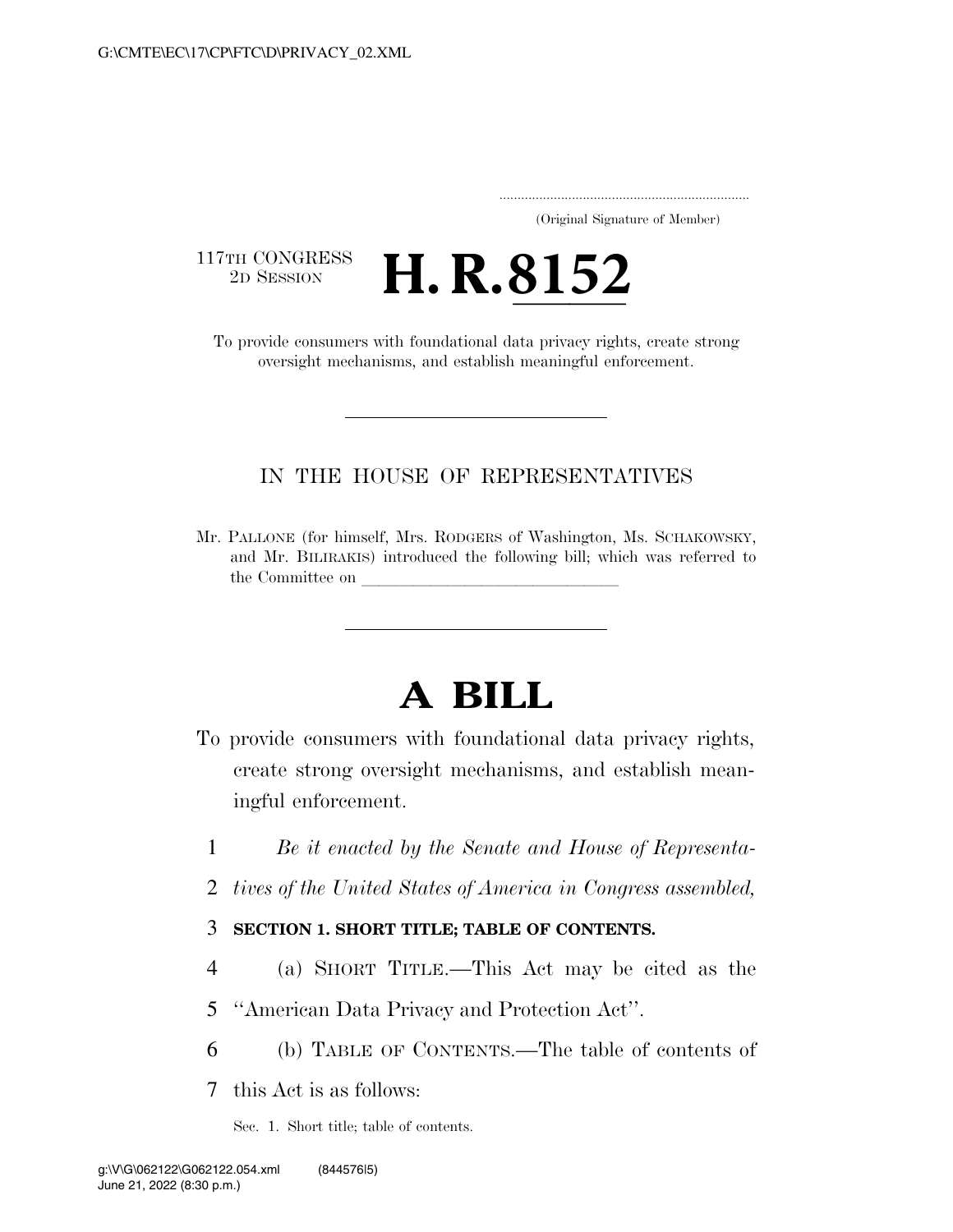(Original Signature of Member)

117TH CONGRESS
2D SESSION

# H. R. 8152

To provide consumers with foundational data privacy rights, create strong oversight mechanisms, and establish meaningful enforcement.

---

IN THE HOUSE OF REPRESENTATIVES

Mr. PALLONE (for himself, Mrs. RODGERS of Washington, Ms. SCHAKOWSKY, and Mr. BILIRAKIS) introduced the following bill; which was referred to the Committee on ______________________________

---

# A BILL

To provide consumers with foundational data privacy rights, create strong oversight mechanisms, and establish meaningful enforcement.

1 *Be it enacted by the Senate and House of Representa-*
2 *tives of the United States of America in Congress assembled,*

3 **SECTION 1. SHORT TITLE; TABLE OF CONTENTS.**

4 (a) SHORT TITLE.—This Act may be cited as the
5 "American Data Privacy and Protection Act".

6 (b) TABLE OF CONTENTS.—The table of contents of
7 this Act is as follows:

Sec. 1. Short title; table of contents.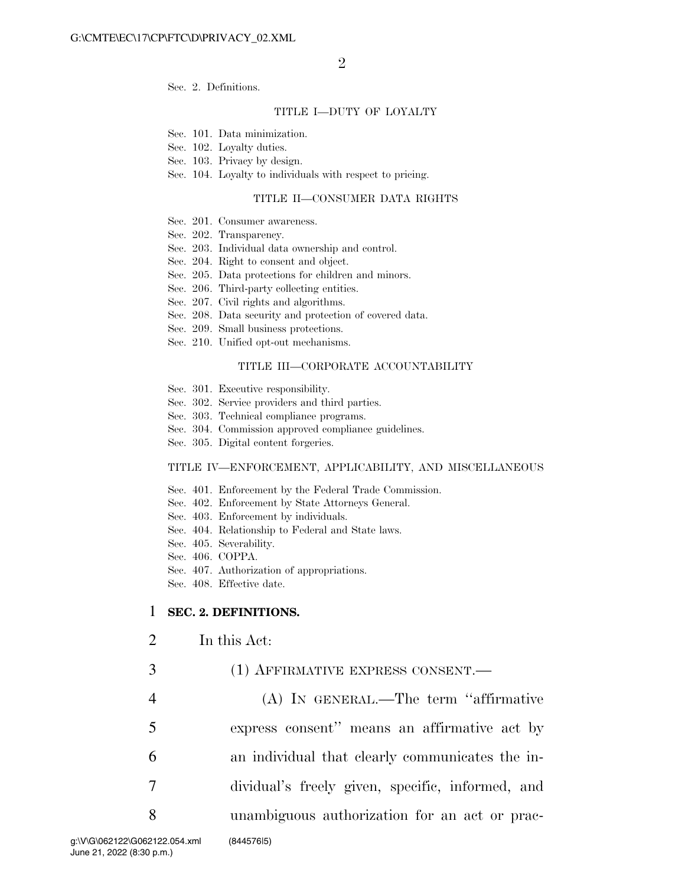Sec. 2. Definitions.

TITLE I—DUTY OF LOYALTY

Sec. 101. Data minimization.
Sec. 102. Loyalty duties.
Sec. 103. Privacy by design.
Sec. 104. Loyalty to individuals with respect to pricing.

TITLE II—CONSUMER DATA RIGHTS

Sec. 201. Consumer awareness.
Sec. 202. Transparency.
Sec. 203. Individual data ownership and control.
Sec. 204. Right to consent and object.
Sec. 205. Data protections for children and minors.
Sec. 206. Third-party collecting entities.
Sec. 207. Civil rights and algorithms.
Sec. 208. Data security and protection of covered data.
Sec. 209. Small business protections.
Sec. 210. Unified opt-out mechanisms.

TITLE III—CORPORATE ACCOUNTABILITY

Sec. 301. Executive responsibility.
Sec. 302. Service providers and third parties.
Sec. 303. Technical compliance programs.
Sec. 304. Commission approved compliance guidelines.
Sec. 305. Digital content forgeries.

TITLE IV—ENFORCEMENT, APPLICABILITY, AND MISCELLANEOUS

Sec. 401. Enforcement by the Federal Trade Commission.
Sec. 402. Enforcement by State Attorneys General.
Sec. 403. Enforcement by individuals.
Sec. 404. Relationship to Federal and State laws.
Sec. 405. Severability.
Sec. 406. COPPA.
Sec. 407. Authorization of appropriations.
Sec. 408. Effective date.

1 **SEC. 2. DEFINITIONS.**

2 In this Act:

3 (1) AFFIRMATIVE EXPRESS CONSENT.—

4 (A) IN GENERAL.—The term ''affirmative
5 express consent'' means an affirmative act by
6 an individual that clearly communicates the in-
7 dividual's freely given, specific, informed, and
8 unambiguous authorization for an act or prac-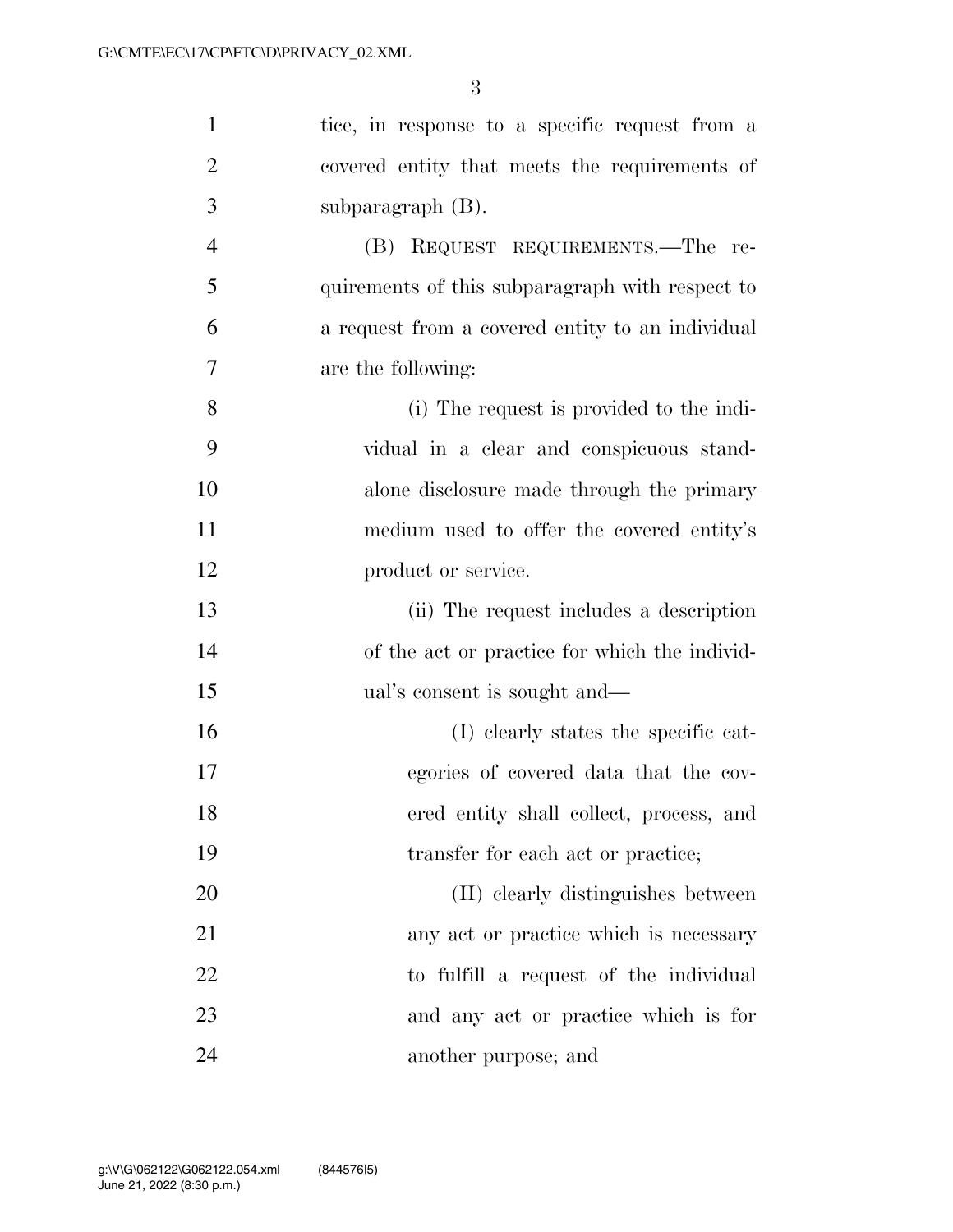tice, in response to a specific request from a covered entity that meets the requirements of subparagraph (B).

(B) REQUEST REQUIREMENTS.—The requirements of this subparagraph with respect to a request from a covered entity to an individual are the following:

(i) The request is provided to the individual in a clear and conspicuous standalone disclosure made through the primary medium used to offer the covered entity's product or service.

(ii) The request includes a description of the act or practice for which the individual's consent is sought and—

(I) clearly states the specific categories of covered data that the covered entity shall collect, process, and transfer for each act or practice;

(II) clearly distinguishes between any act or practice which is necessary to fulfill a request of the individual and any act or practice which is for another purpose; and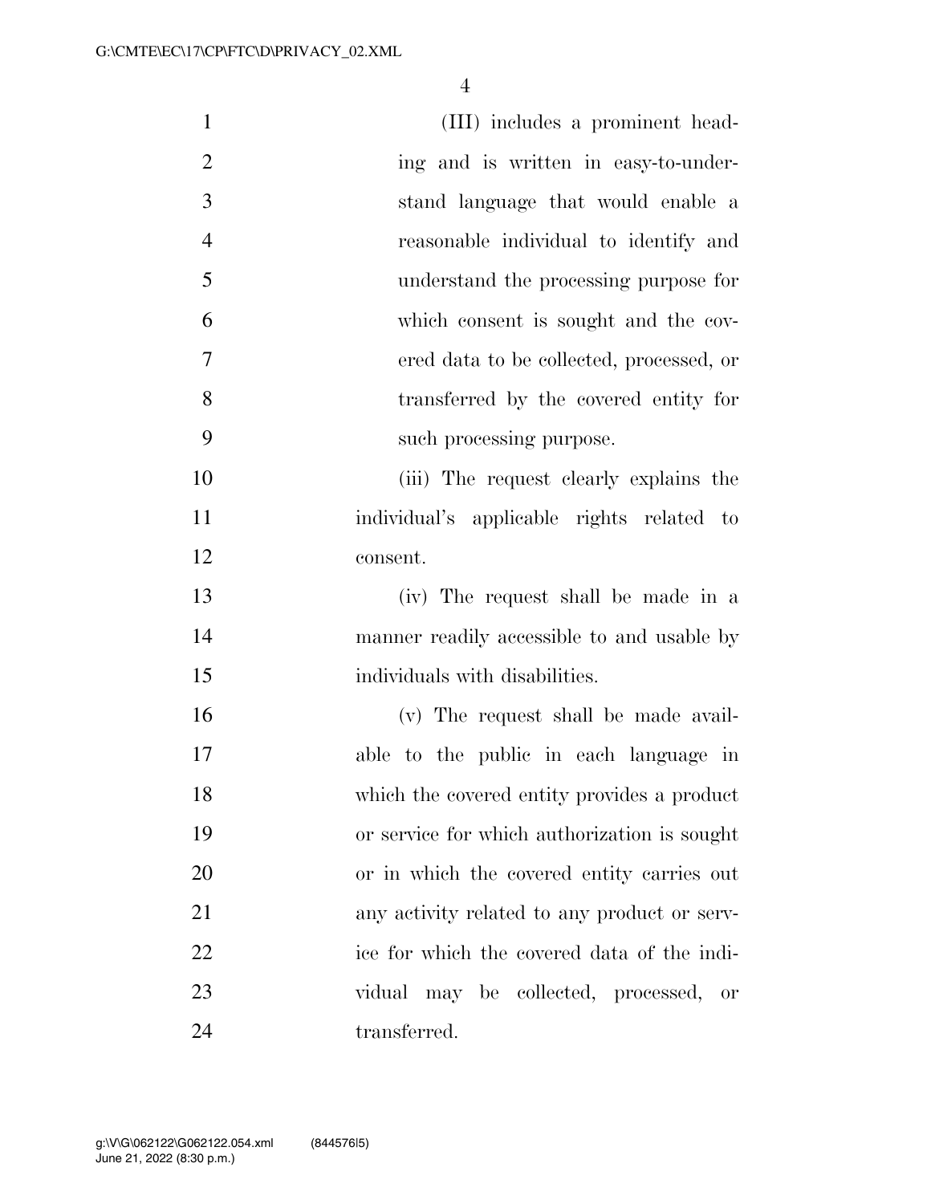(III) includes a prominent heading and is written in easy-to-understand language that would enable a reasonable individual to identify and understand the processing purpose for which consent is sought and the covered data to be collected, processed, or transferred by the covered entity for such processing purpose.

(iii) The request clearly explains the individual's applicable rights related to consent.

(iv) The request shall be made in a manner readily accessible to and usable by individuals with disabilities.

(v) The request shall be made available to the public in each language in which the covered entity provides a product or service for which authorization is sought or in which the covered entity carries out any activity related to any product or service for which the covered data of the individual may be collected, processed, or transferred.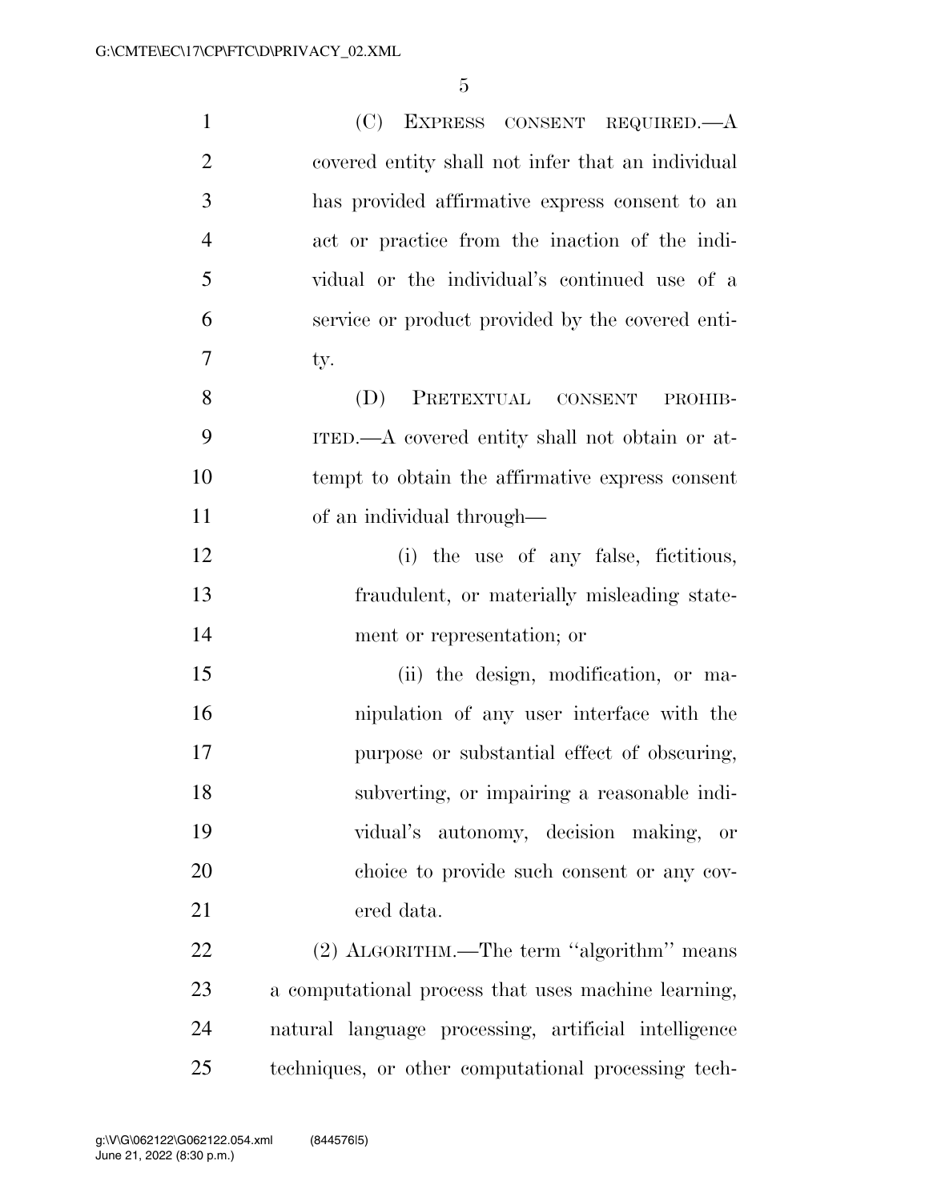(C) EXPRESS CONSENT REQUIRED.—A covered entity shall not infer that an individual has provided affirmative express consent to an act or practice from the inaction of the individual or the individual's continued use of a service or product provided by the covered entity.

(D) PRETEXTUAL CONSENT PROHIBITED.—A covered entity shall not obtain or attempt to obtain the affirmative express consent of an individual through—

(i) the use of any false, fictitious, fraudulent, or materially misleading statement or representation; or

(ii) the design, modification, or manipulation of any user interface with the purpose or substantial effect of obscuring, subverting, or impairing a reasonable individual's autonomy, decision making, or choice to provide such consent or any covered data.

(2) ALGORITHM.—The term "algorithm" means a computational process that uses machine learning, natural language processing, artificial intelligence techniques, or other computational processing tech-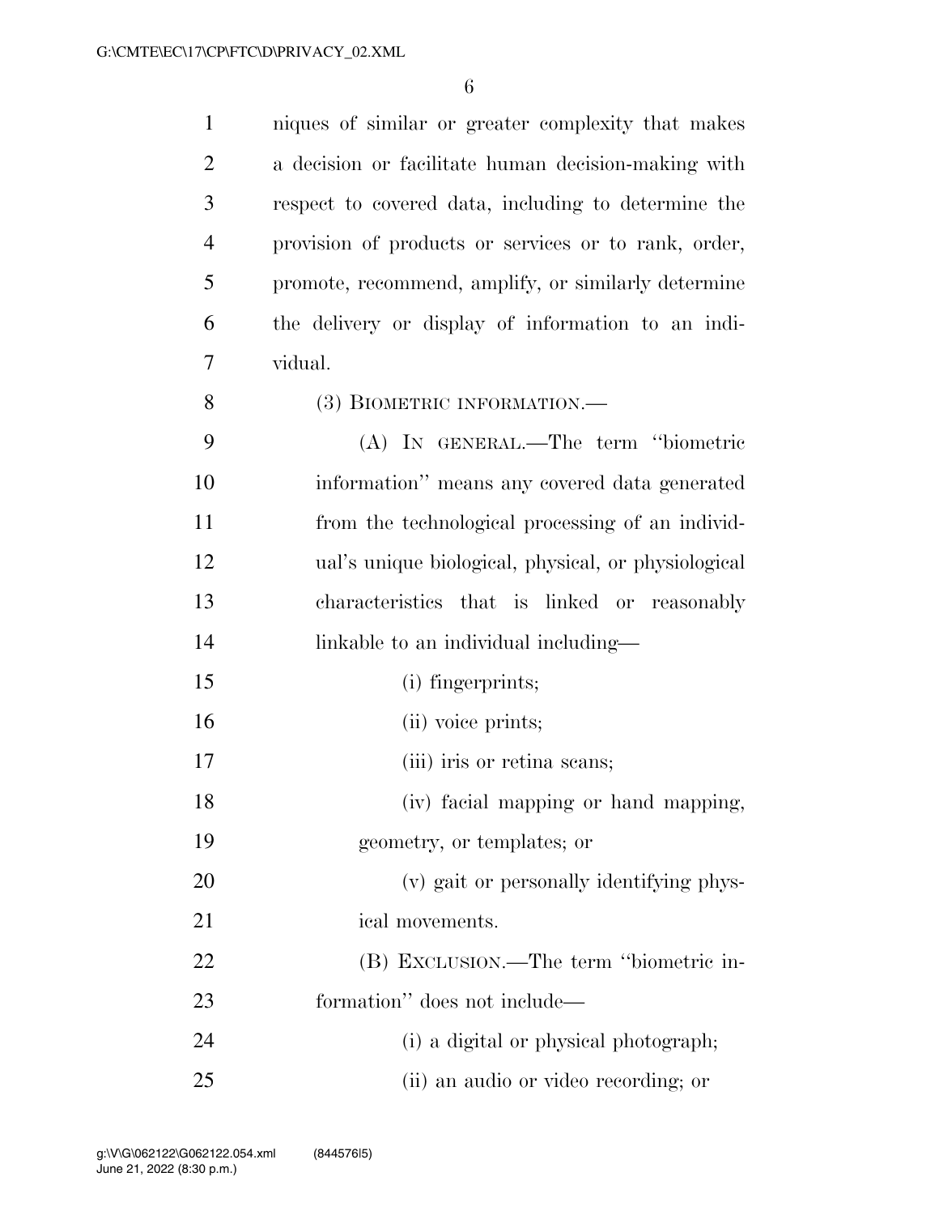niques of similar or greater complexity that makes a decision or facilitate human decision-making with respect to covered data, including to determine the provision of products or services or to rank, order, promote, recommend, amplify, or similarly determine the delivery or display of information to an individual.

(3) BIOMETRIC INFORMATION.—

(A) IN GENERAL.—The term ''biometric information'' means any covered data generated from the technological processing of an individual's unique biological, physical, or physiological characteristics that is linked or reasonably linkable to an individual including—

(i) fingerprints;

(ii) voice prints;

(iii) iris or retina scans;

(iv) facial mapping or hand mapping, geometry, or templates; or

(v) gait or personally identifying physical movements.

(B) EXCLUSION.—The term ''biometric information'' does not include—

(i) a digital or physical photograph;

(ii) an audio or video recording; or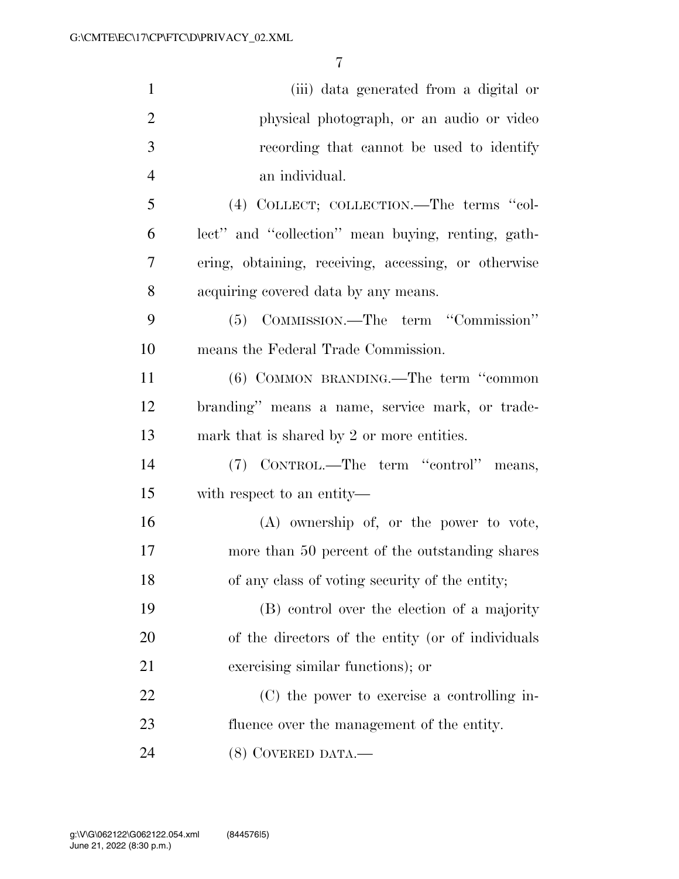(iii) data generated from a digital or physical photograph, or an audio or video recording that cannot be used to identify an individual.

(4) COLLECT; COLLECTION.—The terms "collect" and "collection" mean buying, renting, gathering, obtaining, receiving, accessing, or otherwise acquiring covered data by any means.

(5) COMMISSION.—The term "Commission" means the Federal Trade Commission.

(6) COMMON BRANDING.—The term "common branding" means a name, service mark, or trademark that is shared by 2 or more entities.

(7) CONTROL.—The term "control" means, with respect to an entity—

(A) ownership of, or the power to vote, more than 50 percent of the outstanding shares of any class of voting security of the entity;

(B) control over the election of a majority of the directors of the entity (or of individuals exercising similar functions); or

(C) the power to exercise a controlling influence over the management of the entity.

(8) COVERED DATA.—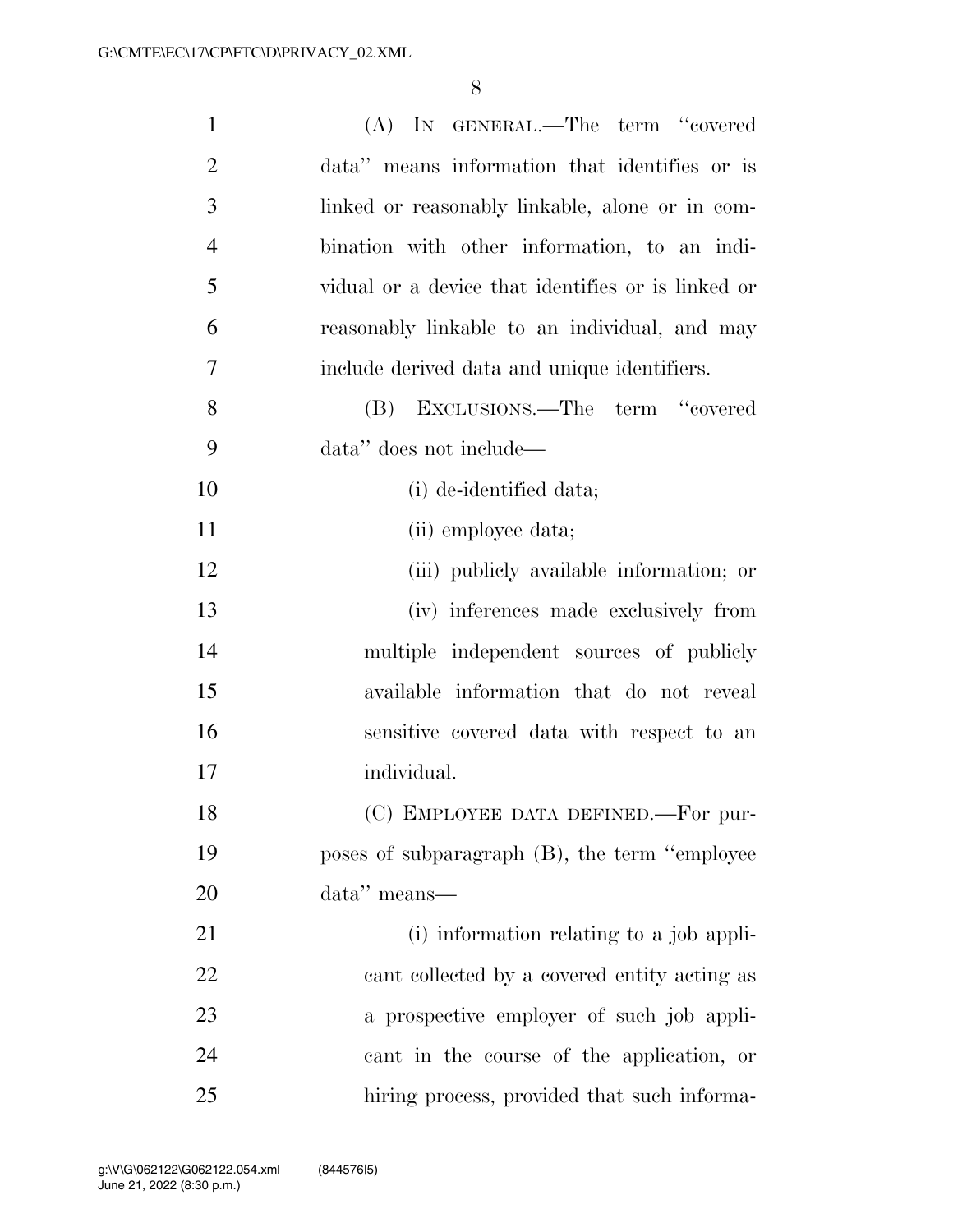(A) IN GENERAL.—The term "covered data" means information that identifies or is linked or reasonably linkable, alone or in combination with other information, to an individual or a device that identifies or is linked or reasonably linkable to an individual, and may include derived data and unique identifiers.

(B) EXCLUSIONS.—The term "covered data" does not include—

(i) de-identified data;

(ii) employee data;

(iii) publicly available information; or

(iv) inferences made exclusively from multiple independent sources of publicly available information that do not reveal sensitive covered data with respect to an individual.

(C) EMPLOYEE DATA DEFINED.—For purposes of subparagraph (B), the term "employee data" means—

(i) information relating to a job applicant collected by a covered entity acting as a prospective employer of such job applicant in the course of the application, or hiring process, provided that such informa-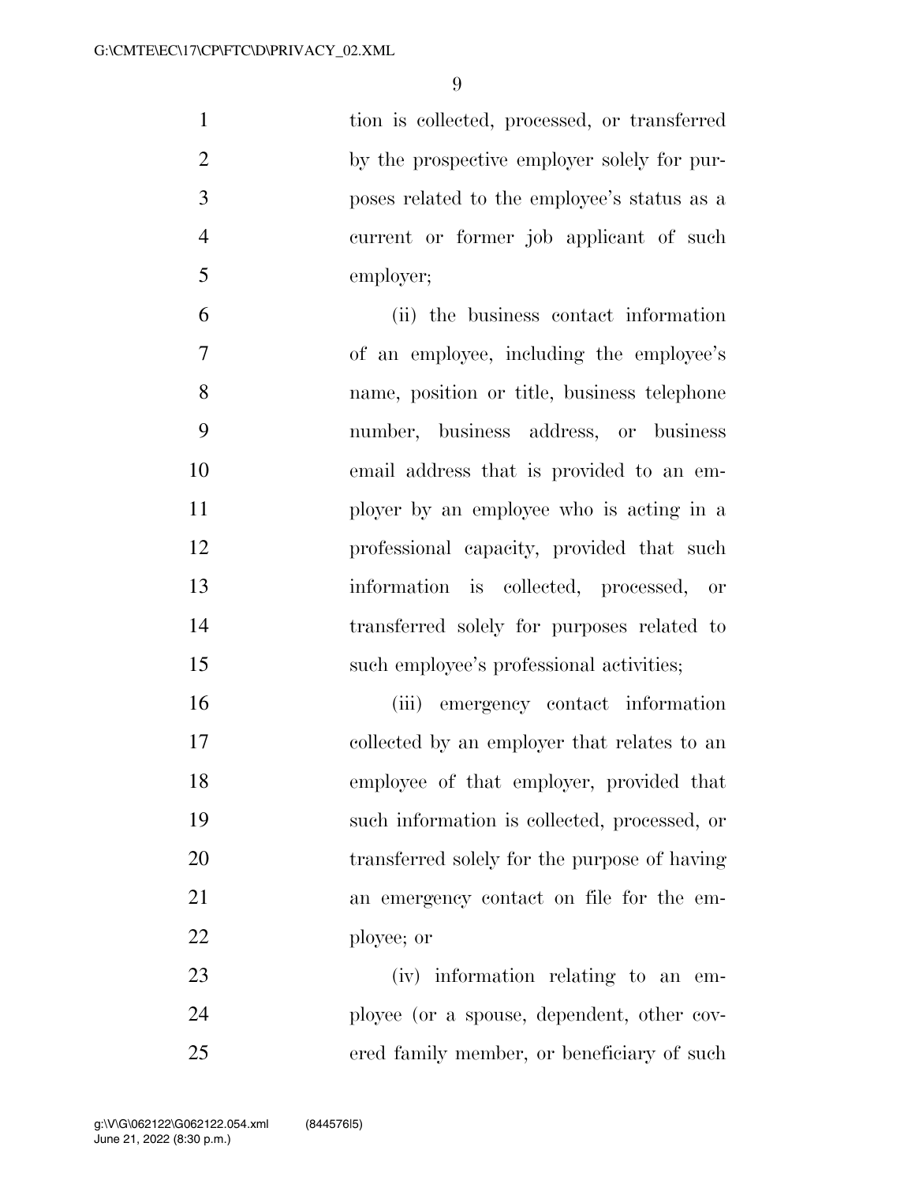tion is collected, processed, or transferred by the prospective employer solely for purposes related to the employee's status as a current or former job applicant of such employer;

(ii) the business contact information of an employee, including the employee's name, position or title, business telephone number, business address, or business email address that is provided to an employer by an employee who is acting in a professional capacity, provided that such information is collected, processed, or transferred solely for purposes related to such employee's professional activities;

(iii) emergency contact information collected by an employer that relates to an employee of that employer, provided that such information is collected, processed, or transferred solely for the purpose of having an emergency contact on file for the employee; or

(iv) information relating to an employee (or a spouse, dependent, other covered family member, or beneficiary of such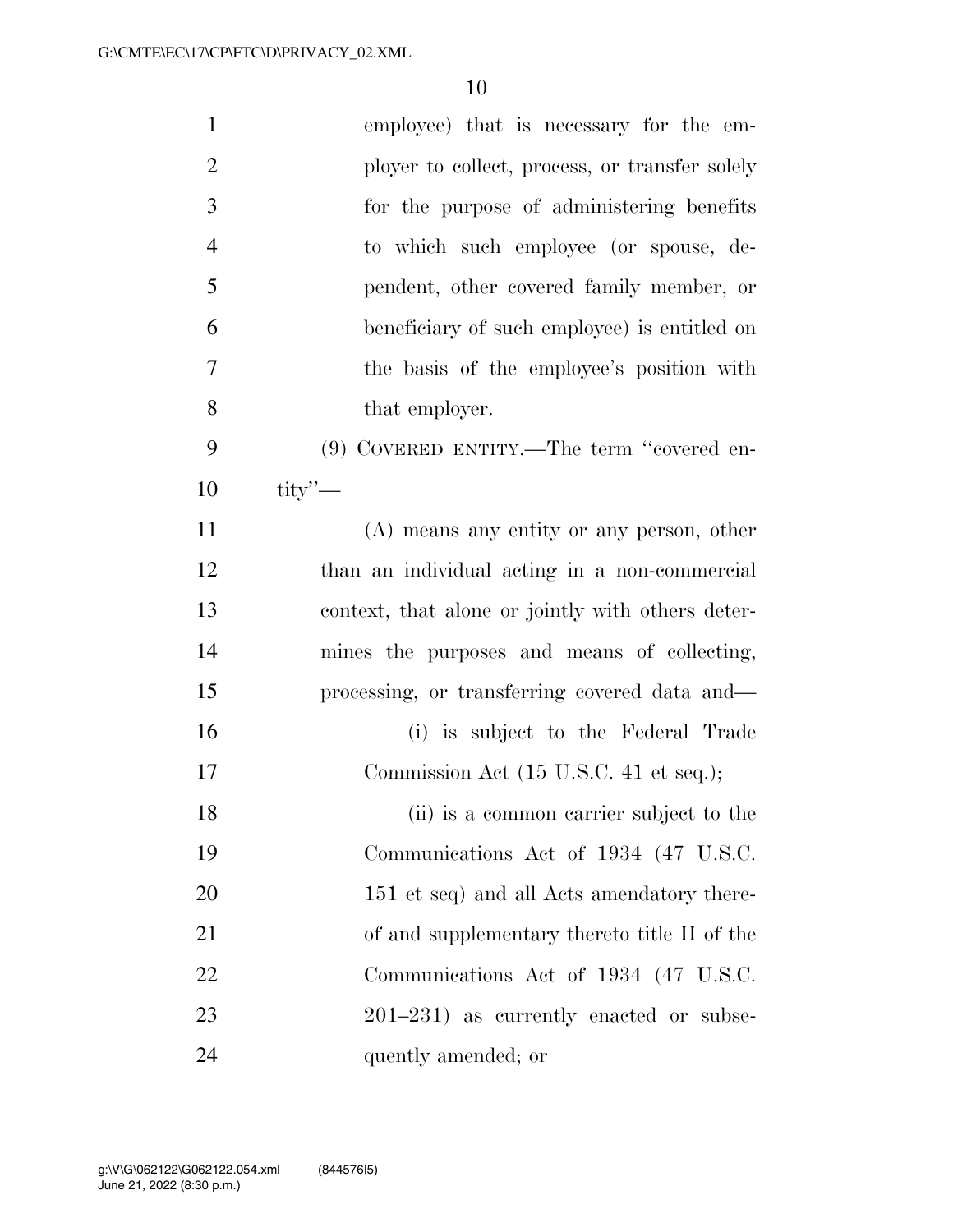employee) that is necessary for the employer to collect, process, or transfer solely for the purpose of administering benefits to which such employee (or spouse, dependent, other covered family member, or beneficiary of such employee) is entitled on the basis of the employee's position with that employer.

(9) COVERED ENTITY.—The term ''covered entity''—

(A) means any entity or any person, other than an individual acting in a non-commercial context, that alone or jointly with others determines the purposes and means of collecting, processing, or transferring covered data and—

(i) is subject to the Federal Trade Commission Act (15 U.S.C. 41 et seq.);

(ii) is a common carrier subject to the Communications Act of 1934 (47 U.S.C. 151 et seq) and all Acts amendatory thereof and supplementary thereto title II of the Communications Act of 1934 (47 U.S.C. 201–231) as currently enacted or subsequently amended; or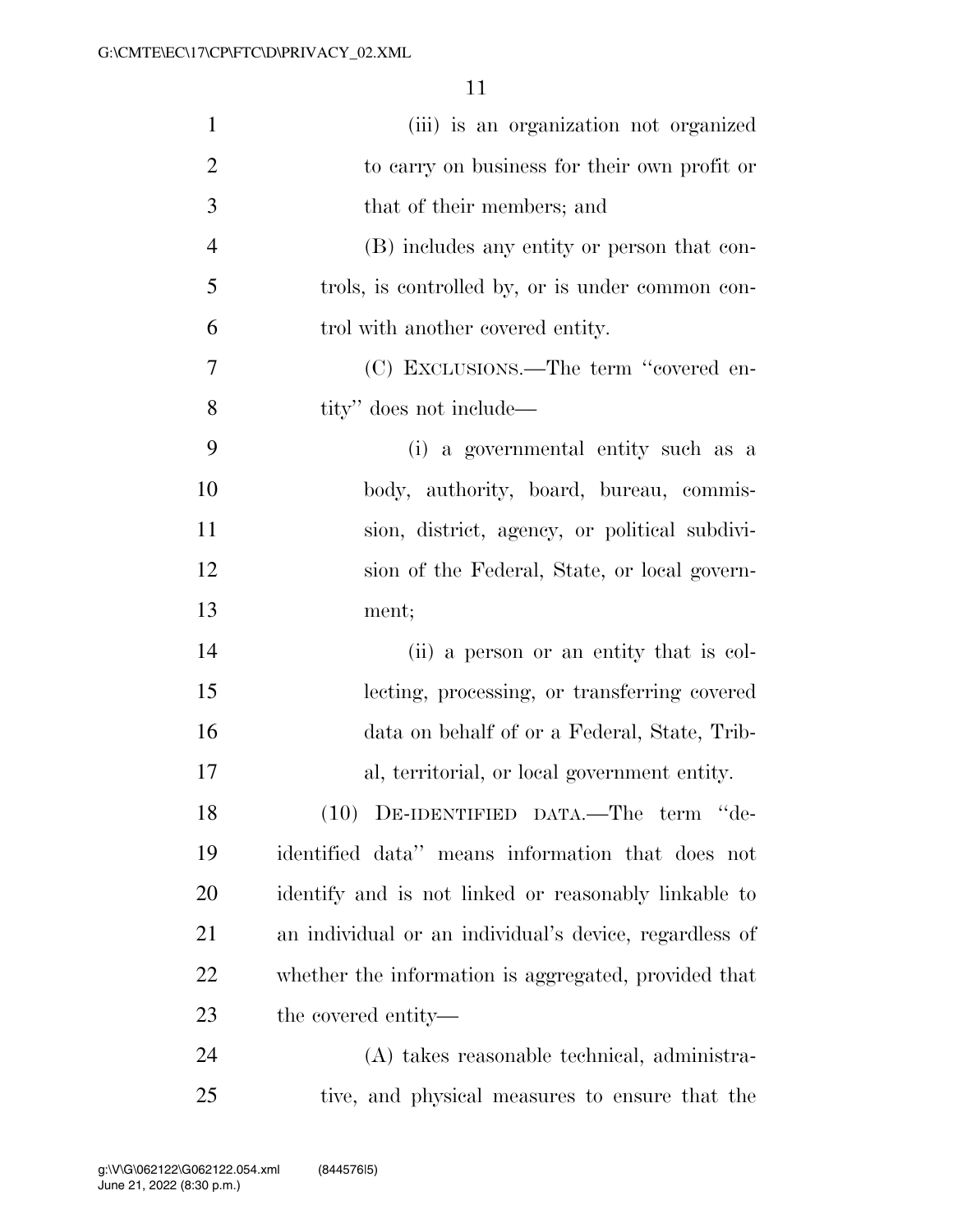(iii) is an organization not organized to carry on business for their own profit or that of their members; and

(B) includes any entity or person that controls, is controlled by, or is under common control with another covered entity.

(C) EXCLUSIONS.—The term "covered entity" does not include—

(i) a governmental entity such as a body, authority, board, bureau, commission, district, agency, or political subdivision of the Federal, State, or local government;

(ii) a person or an entity that is collecting, processing, or transferring covered data on behalf of or a Federal, State, Tribal, territorial, or local government entity.

(10) DE-IDENTIFIED DATA.—The term "de-identified data" means information that does not identify and is not linked or reasonably linkable to an individual or an individual's device, regardless of whether the information is aggregated, provided that the covered entity—

(A) takes reasonable technical, administrative, and physical measures to ensure that the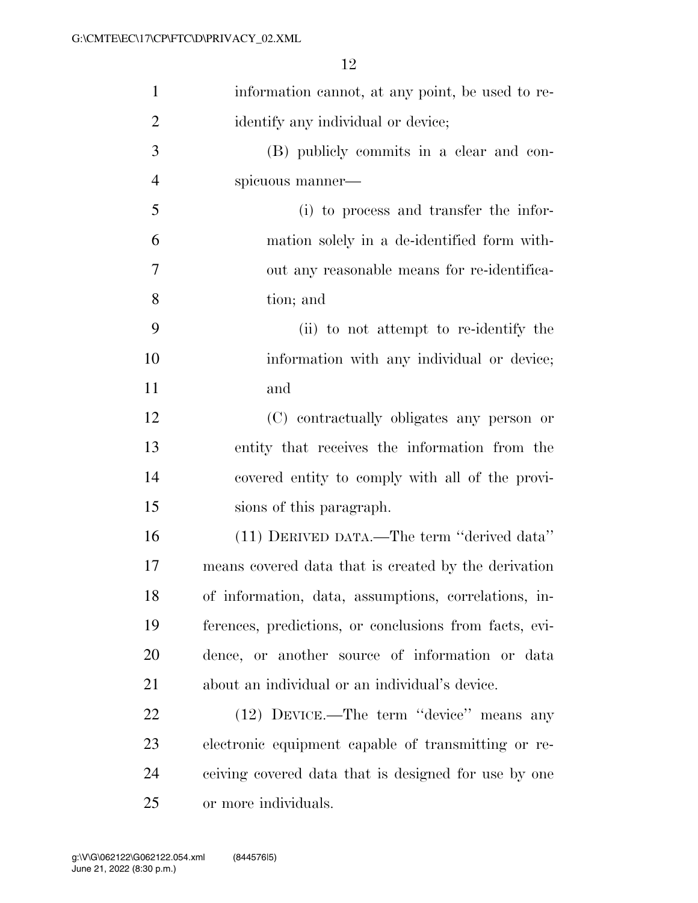information cannot, at any point, be used to re-identify any individual or device;

(B) publicly commits in a clear and conspicuous manner—

(i) to process and transfer the information solely in a de-identified form without any reasonable means for re-identification; and

(ii) to not attempt to re-identify the information with any individual or device; and

(C) contractually obligates any person or entity that receives the information from the covered entity to comply with all of the provisions of this paragraph.

(11) DERIVED DATA.—The term ''derived data'' means covered data that is created by the derivation of information, data, assumptions, correlations, inferences, predictions, or conclusions from facts, evidence, or another source of information or data about an individual or an individual's device.

(12) DEVICE.—The term ''device'' means any electronic equipment capable of transmitting or receiving covered data that is designed for use by one or more individuals.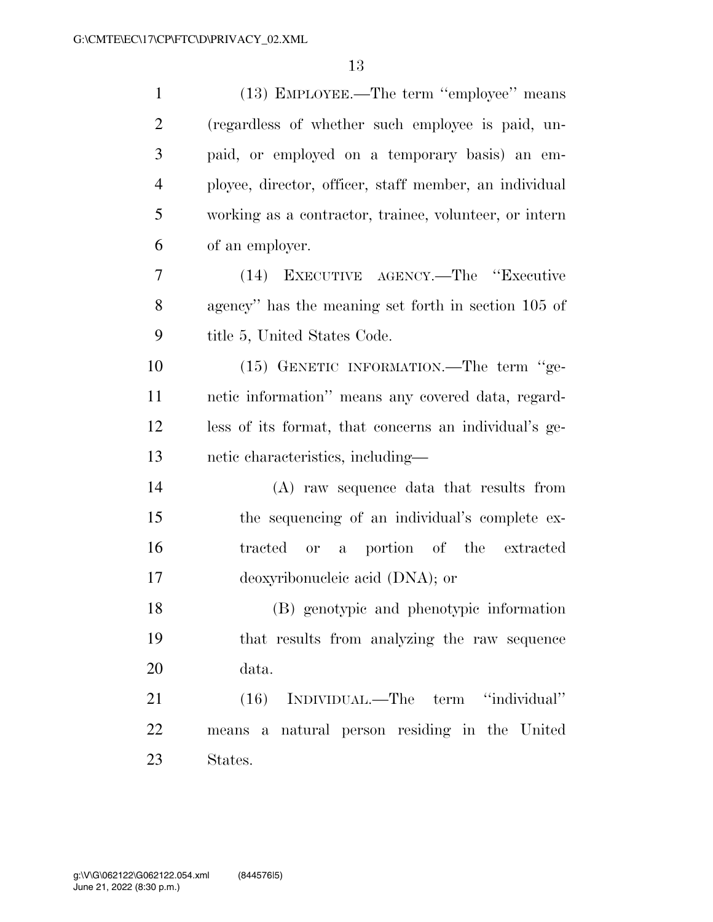(13) EMPLOYEE.—The term ''employee'' means (regardless of whether such employee is paid, unpaid, or employed on a temporary basis) an employee, director, officer, staff member, an individual working as a contractor, trainee, volunteer, or intern of an employer.

(14) EXECUTIVE AGENCY.—The ''Executive agency'' has the meaning set forth in section 105 of title 5, United States Code.

(15) GENETIC INFORMATION.—The term ''genetic information'' means any covered data, regardless of its format, that concerns an individual's genetic characteristics, including—

(A) raw sequence data that results from the sequencing of an individual's complete extracted or a portion of the extracted deoxyribonucleic acid (DNA); or

(B) genotypic and phenotypic information that results from analyzing the raw sequence data.

(16) INDIVIDUAL.—The term ''individual'' means a natural person residing in the United States.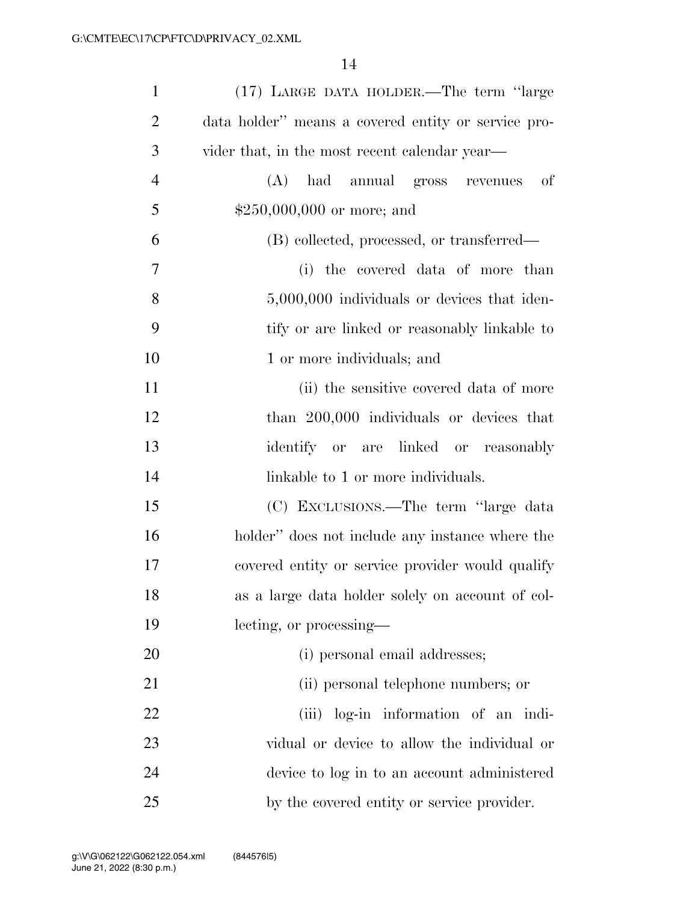(17) LARGE DATA HOLDER.—The term ''large data holder'' means a covered entity or service provider that, in the most recent calendar year—

(A) had annual gross revenues of $250,000,000 or more; and

(B) collected, processed, or transferred—

(i) the covered data of more than 5,000,000 individuals or devices that identify or are linked or reasonably linkable to 1 or more individuals; and

(ii) the sensitive covered data of more than 200,000 individuals or devices that identify or are linked or reasonably linkable to 1 or more individuals.

(C) EXCLUSIONS.—The term ''large data holder'' does not include any instance where the covered entity or service provider would qualify as a large data holder solely on account of collecting, or processing—

(i) personal email addresses;

(ii) personal telephone numbers; or

(iii) log-in information of an individual or device to allow the individual or device to log in to an account administered by the covered entity or service provider.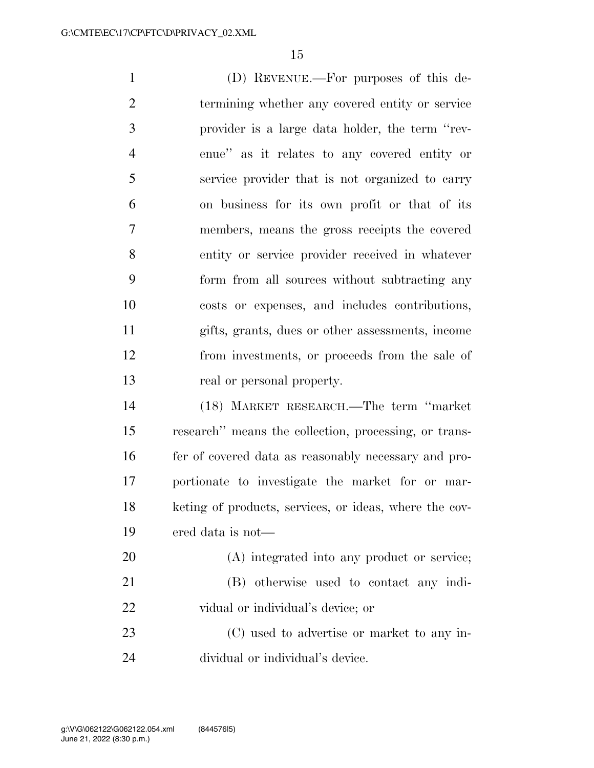(D) REVENUE.—For purposes of this determining whether any covered entity or service provider is a large data holder, the term ''revenue'' as it relates to any covered entity or service provider that is not organized to carry on business for its own profit or that of its members, means the gross receipts the covered entity or service provider received in whatever form from all sources without subtracting any costs or expenses, and includes contributions, gifts, grants, dues or other assessments, income from investments, or proceeds from the sale of real or personal property.

(18) MARKET RESEARCH.—The term ''market research'' means the collection, processing, or transfer of covered data as reasonably necessary and proportionate to investigate the market for or marketing of products, services, or ideas, where the covered data is not—

(A) integrated into any product or service;

(B) otherwise used to contact any individual or individual's device; or

(C) used to advertise or market to any individual or individual's device.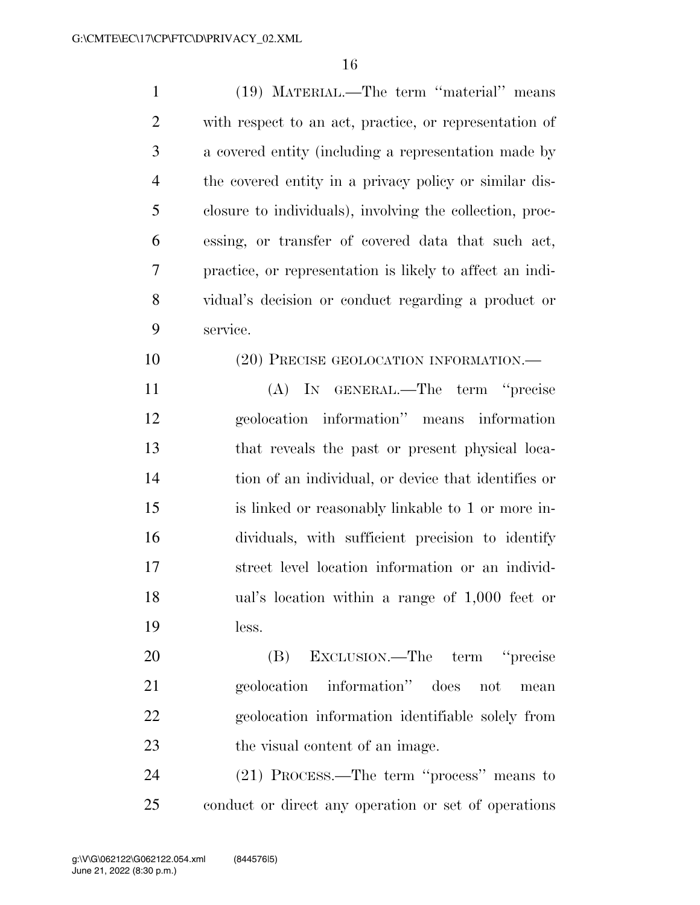(19) MATERIAL.—The term ''material'' means with respect to an act, practice, or representation of a covered entity (including a representation made by the covered entity in a privacy policy or similar disclosure to individuals), involving the collection, processing, or transfer of covered data that such act, practice, or representation is likely to affect an individual's decision or conduct regarding a product or service.

(20) PRECISE GEOLOCATION INFORMATION.—

(A) IN GENERAL.—The term ''precise geolocation information'' means information that reveals the past or present physical location of an individual, or device that identifies or is linked or reasonably linkable to 1 or more individuals, with sufficient precision to identify street level location information or an individual's location within a range of 1,000 feet or less.

(B) EXCLUSION.—The term ''precise geolocation information'' does not mean geolocation information identifiable solely from the visual content of an image.

(21) PROCESS.—The term ''process'' means to conduct or direct any operation or set of operations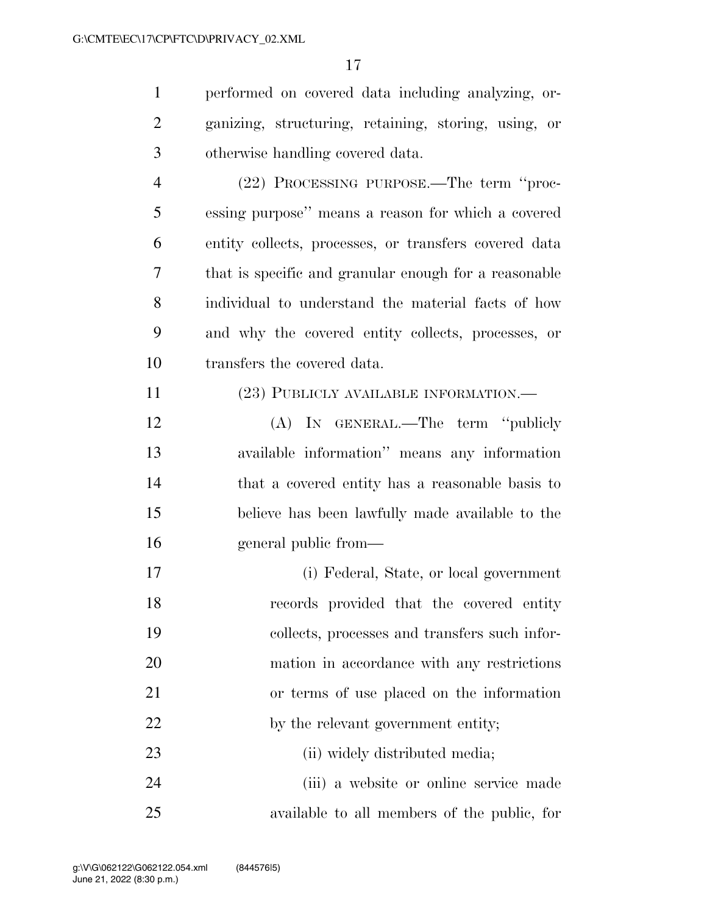performed on covered data including analyzing, organizing, structuring, retaining, storing, using, or otherwise handling covered data.

(22) PROCESSING PURPOSE.—The term ''processing purpose'' means a reason for which a covered entity collects, processes, or transfers covered data that is specific and granular enough for a reasonable individual to understand the material facts of how and why the covered entity collects, processes, or transfers the covered data.

(23) PUBLICLY AVAILABLE INFORMATION.—

(A) IN GENERAL.—The term ''publicly available information'' means any information that a covered entity has a reasonable basis to believe has been lawfully made available to the general public from—

(i) Federal, State, or local government records provided that the covered entity collects, processes and transfers such information in accordance with any restrictions or terms of use placed on the information by the relevant government entity;

(ii) widely distributed media;

(iii) a website or online service made available to all members of the public, for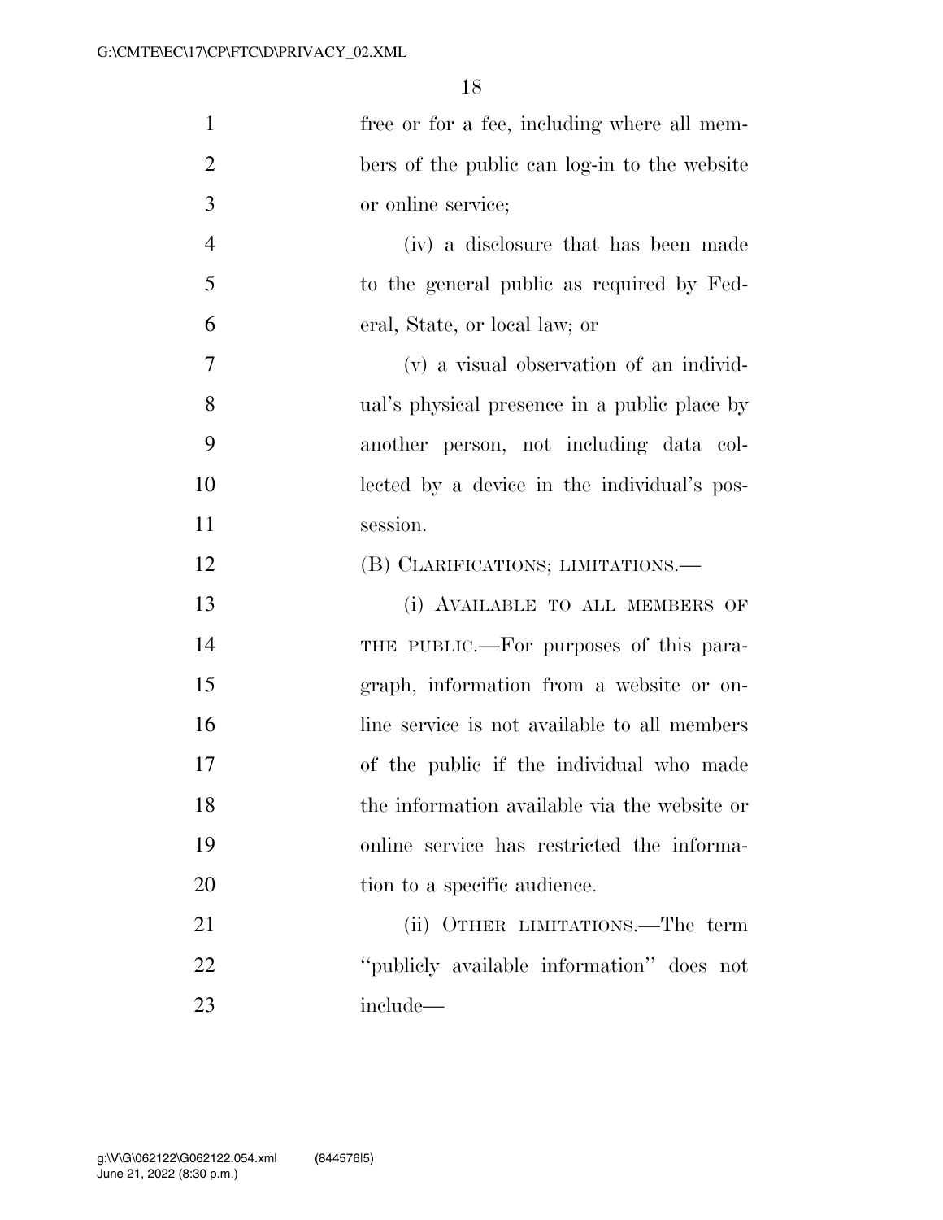free or for a fee, including where all members of the public can log-in to the website or online service;

(iv) a disclosure that has been made to the general public as required by Federal, State, or local law; or

(v) a visual observation of an individual's physical presence in a public place by another person, not including data collected by a device in the individual's possession.

(B) CLARIFICATIONS; LIMITATIONS.—

(i) AVAILABLE TO ALL MEMBERS OF THE PUBLIC.—For purposes of this paragraph, information from a website or online service is not available to all members of the public if the individual who made the information available via the website or online service has restricted the information to a specific audience.

(ii) OTHER LIMITATIONS.—The term "publicly available information" does not include—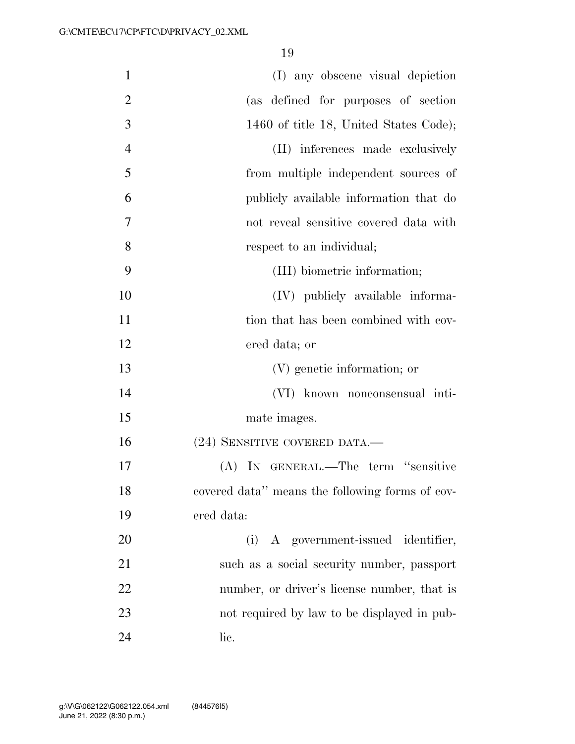(I) any obscene visual depiction (as defined for purposes of section 1460 of title 18, United States Code);

(II) inferences made exclusively from multiple independent sources of publicly available information that do not reveal sensitive covered data with respect to an individual;

(III) biometric information;

(IV) publicly available information that has been combined with covered data; or

(V) genetic information; or

(VI) known nonconsensual intimate images.

(24) SENSITIVE COVERED DATA.—

(A) IN GENERAL.—The term ''sensitive covered data'' means the following forms of covered data:

(i) A government-issued identifier, such as a social security number, passport number, or driver's license number, that is not required by law to be displayed in public.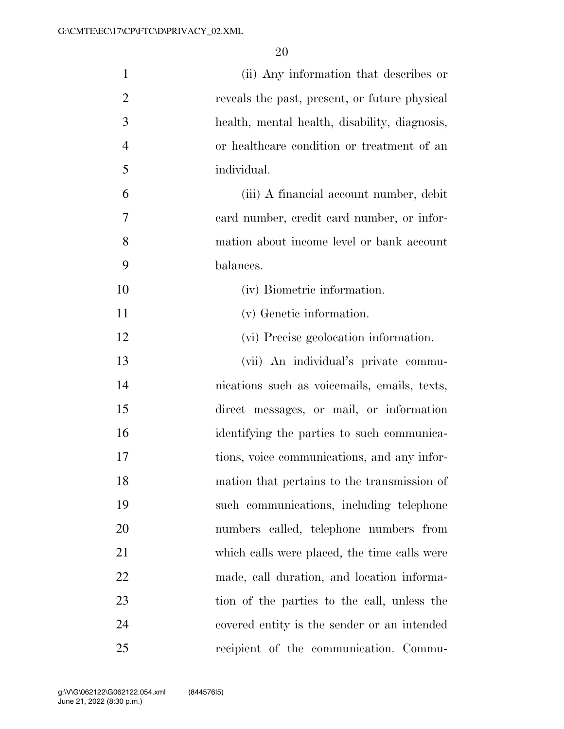(ii) Any information that describes or reveals the past, present, or future physical health, mental health, disability, diagnosis, or healthcare condition or treatment of an individual.

(iii) A financial account number, debit card number, credit card number, or information about income level or bank account balances.

(iv) Biometric information.

(v) Genetic information.

(vi) Precise geolocation information.

(vii) An individual's private communications such as voicemails, emails, texts, direct messages, or mail, or information identifying the parties to such communications, voice communications, and any information that pertains to the transmission of such communications, including telephone numbers called, telephone numbers from which calls were placed, the time calls were made, call duration, and location information of the parties to the call, unless the covered entity is the sender or an intended recipient of the communication. Commu-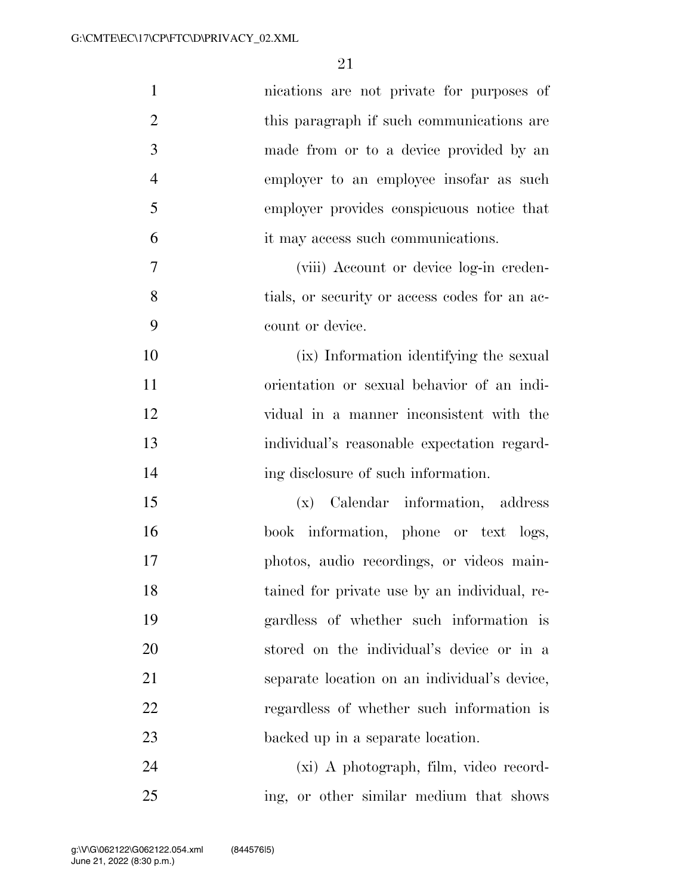nications are not private for purposes of this paragraph if such communications are made from or to a device provided by an employer to an employee insofar as such employer provides conspicuous notice that it may access such communications.

(viii) Account or device log-in credentials, or security or access codes for an account or device.

(ix) Information identifying the sexual orientation or sexual behavior of an individual in a manner inconsistent with the individual's reasonable expectation regarding disclosure of such information.

(x) Calendar information, address book information, phone or text logs, photos, audio recordings, or videos maintained for private use by an individual, regardless of whether such information is stored on the individual's device or in a separate location on an individual's device, regardless of whether such information is backed up in a separate location.

(xi) A photograph, film, video recording, or other similar medium that shows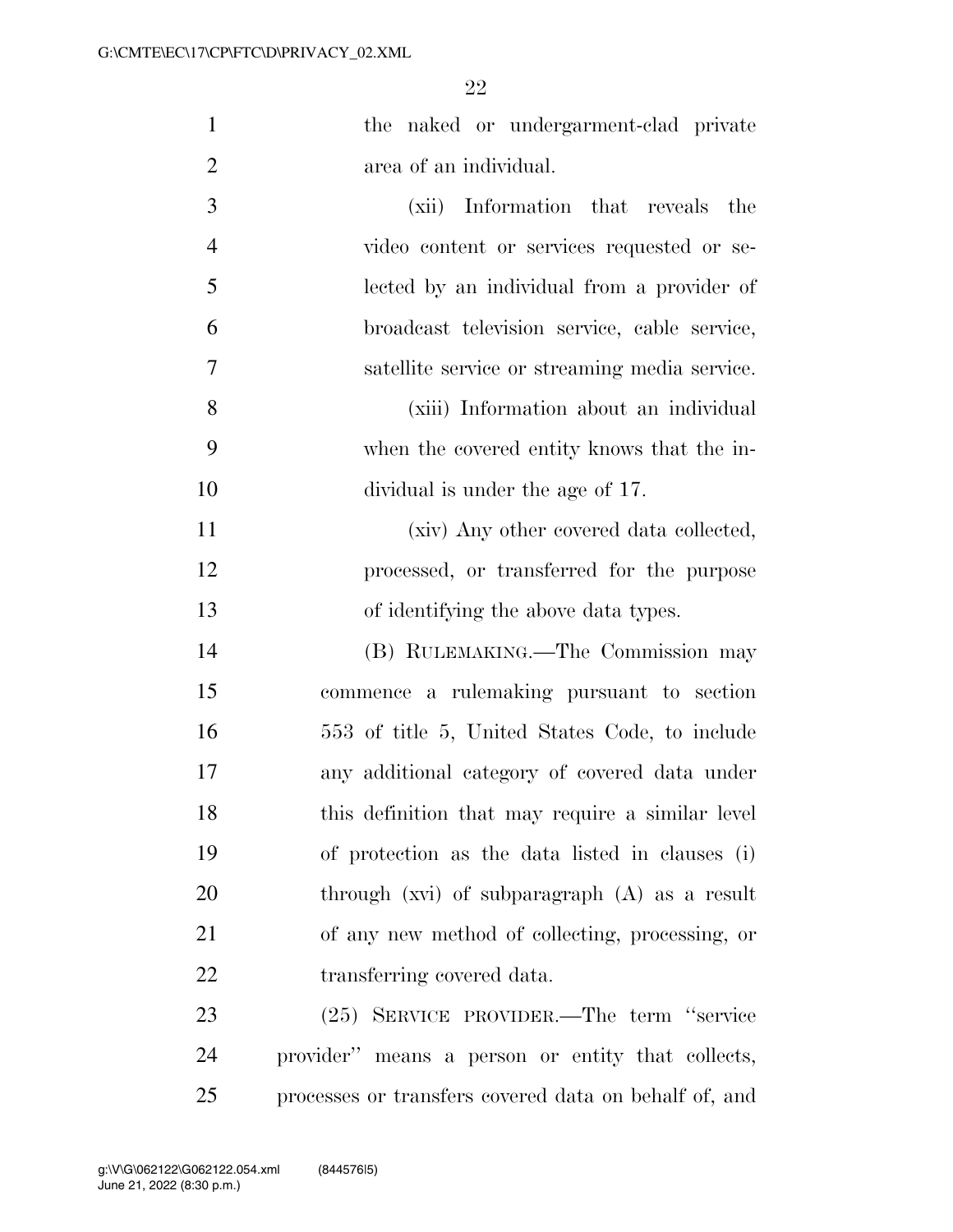the naked or undergarment-clad private area of an individual.

(xii) Information that reveals the video content or services requested or selected by an individual from a provider of broadcast television service, cable service, satellite service or streaming media service.

(xiii) Information about an individual when the covered entity knows that the individual is under the age of 17.

(xiv) Any other covered data collected, processed, or transferred for the purpose of identifying the above data types.

(B) RULEMAKING.—The Commission may commence a rulemaking pursuant to section 553 of title 5, United States Code, to include any additional category of covered data under this definition that may require a similar level of protection as the data listed in clauses (i) through (xvi) of subparagraph (A) as a result of any new method of collecting, processing, or transferring covered data.

(25) SERVICE PROVIDER.—The term "service provider" means a person or entity that collects, processes or transfers covered data on behalf of, and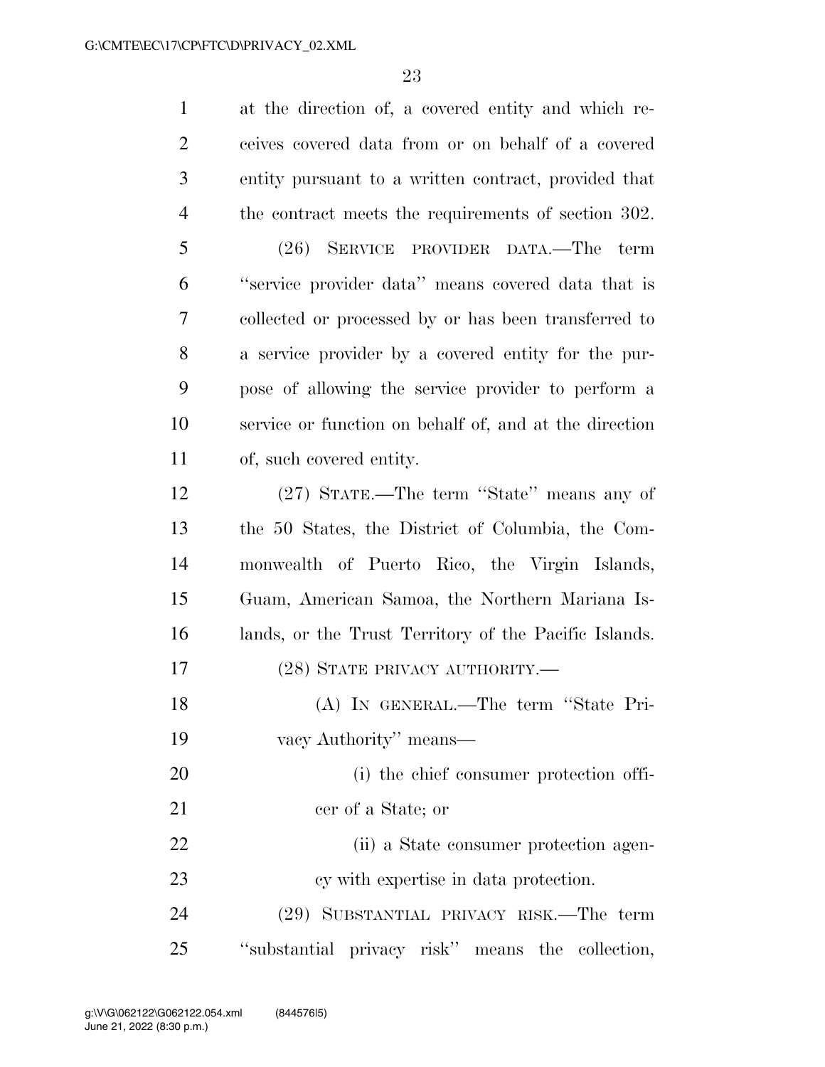at the direction of, a covered entity and which receives covered data from or on behalf of a covered entity pursuant to a written contract, provided that the contract meets the requirements of section 302.

(26) SERVICE PROVIDER DATA.—The term ''service provider data'' means covered data that is collected or processed by or has been transferred to a service provider by a covered entity for the purpose of allowing the service provider to perform a service or function on behalf of, and at the direction of, such covered entity.

(27) STATE.—The term ''State'' means any of the 50 States, the District of Columbia, the Commonwealth of Puerto Rico, the Virgin Islands, Guam, American Samoa, the Northern Mariana Islands, or the Trust Territory of the Pacific Islands.

(28) STATE PRIVACY AUTHORITY.—

(A) IN GENERAL.—The term ''State Privacy Authority'' means—

(i) the chief consumer protection officer of a State; or

(ii) a State consumer protection agency with expertise in data protection.

(29) SUBSTANTIAL PRIVACY RISK.—The term ''substantial privacy risk'' means the collection,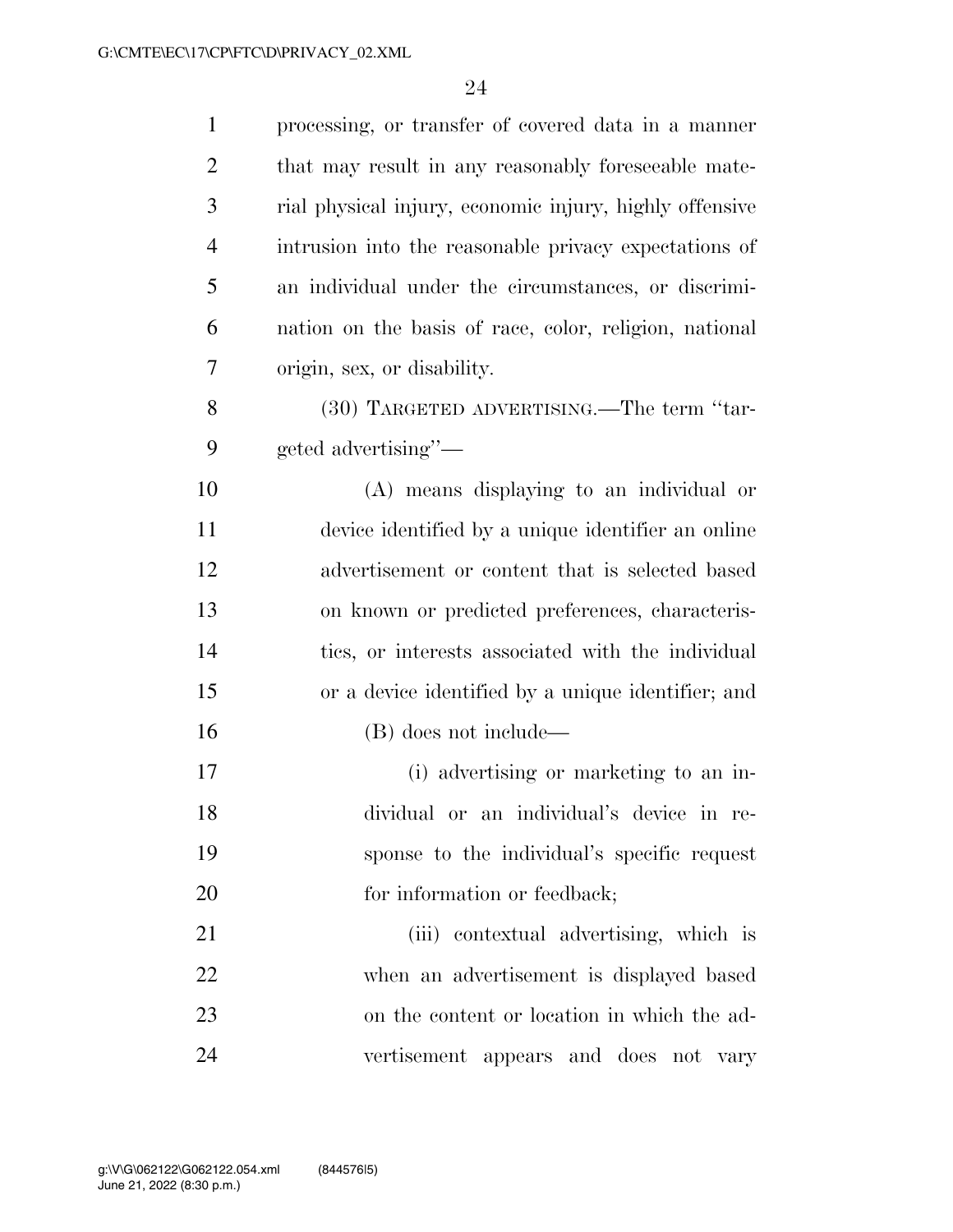processing, or transfer of covered data in a manner that may result in any reasonably foreseeable material physical injury, economic injury, highly offensive intrusion into the reasonable privacy expectations of an individual under the circumstances, or discrimination on the basis of race, color, religion, national origin, sex, or disability.

(30) TARGETED ADVERTISING.—The term "targeted advertising"—

(A) means displaying to an individual or device identified by a unique identifier an online advertisement or content that is selected based on known or predicted preferences, characteristics, or interests associated with the individual or a device identified by a unique identifier; and

(B) does not include—

(i) advertising or marketing to an individual or an individual's device in response to the individual's specific request for information or feedback;

(iii) contextual advertising, which is when an advertisement is displayed based on the content or location in which the advertisement appears and does not vary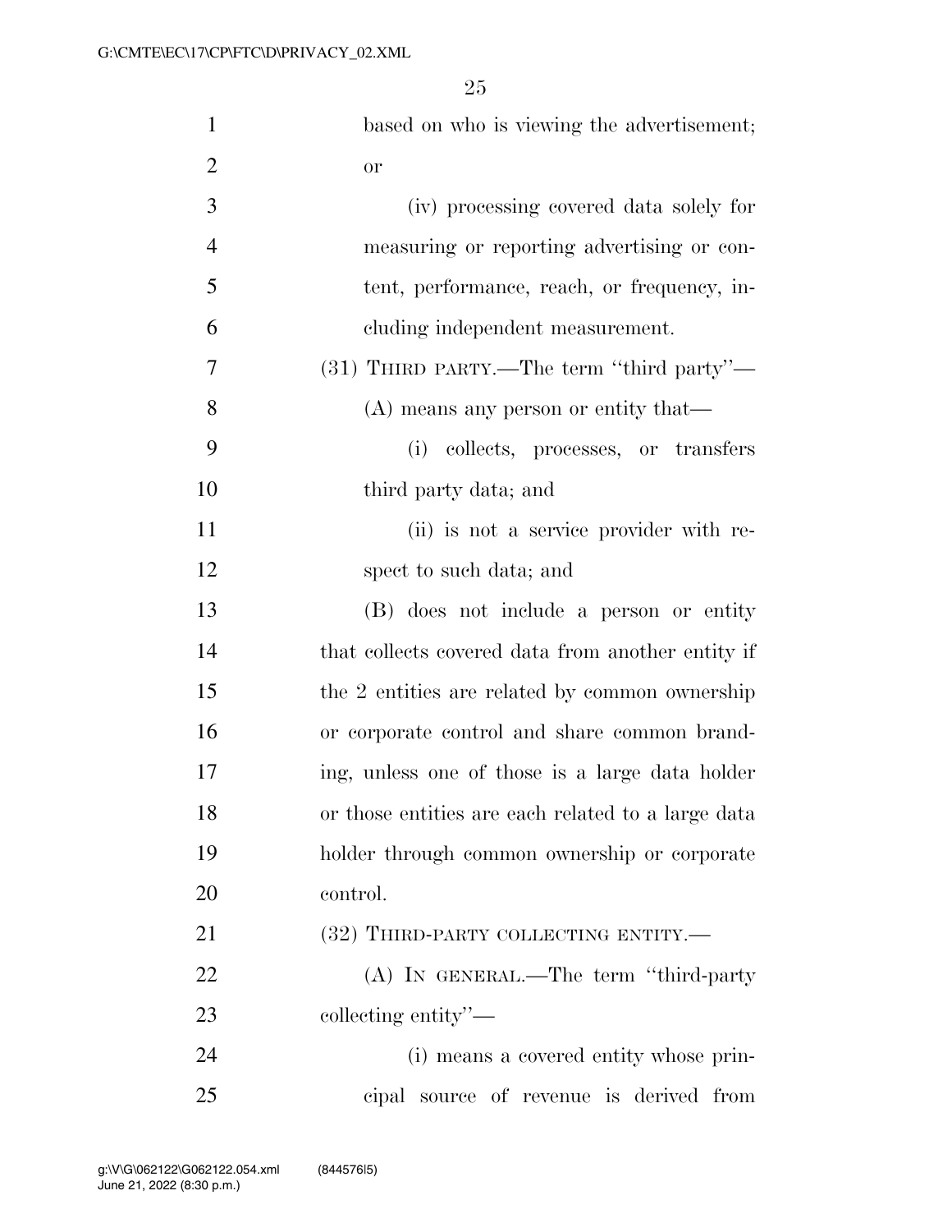based on who is viewing the advertisement; or

(iv) processing covered data solely for measuring or reporting advertising or content, performance, reach, or frequency, including independent measurement.

(31) THIRD PARTY.—The term "third party"—

(A) means any person or entity that—

(i) collects, processes, or transfers third party data; and

(ii) is not a service provider with respect to such data; and

(B) does not include a person or entity that collects covered data from another entity if the 2 entities are related by common ownership or corporate control and share common branding, unless one of those is a large data holder or those entities are each related to a large data holder through common ownership or corporate control.

(32) THIRD-PARTY COLLECTING ENTITY.—

(A) IN GENERAL.—The term "third-party collecting entity"—

(i) means a covered entity whose principal source of revenue is derived from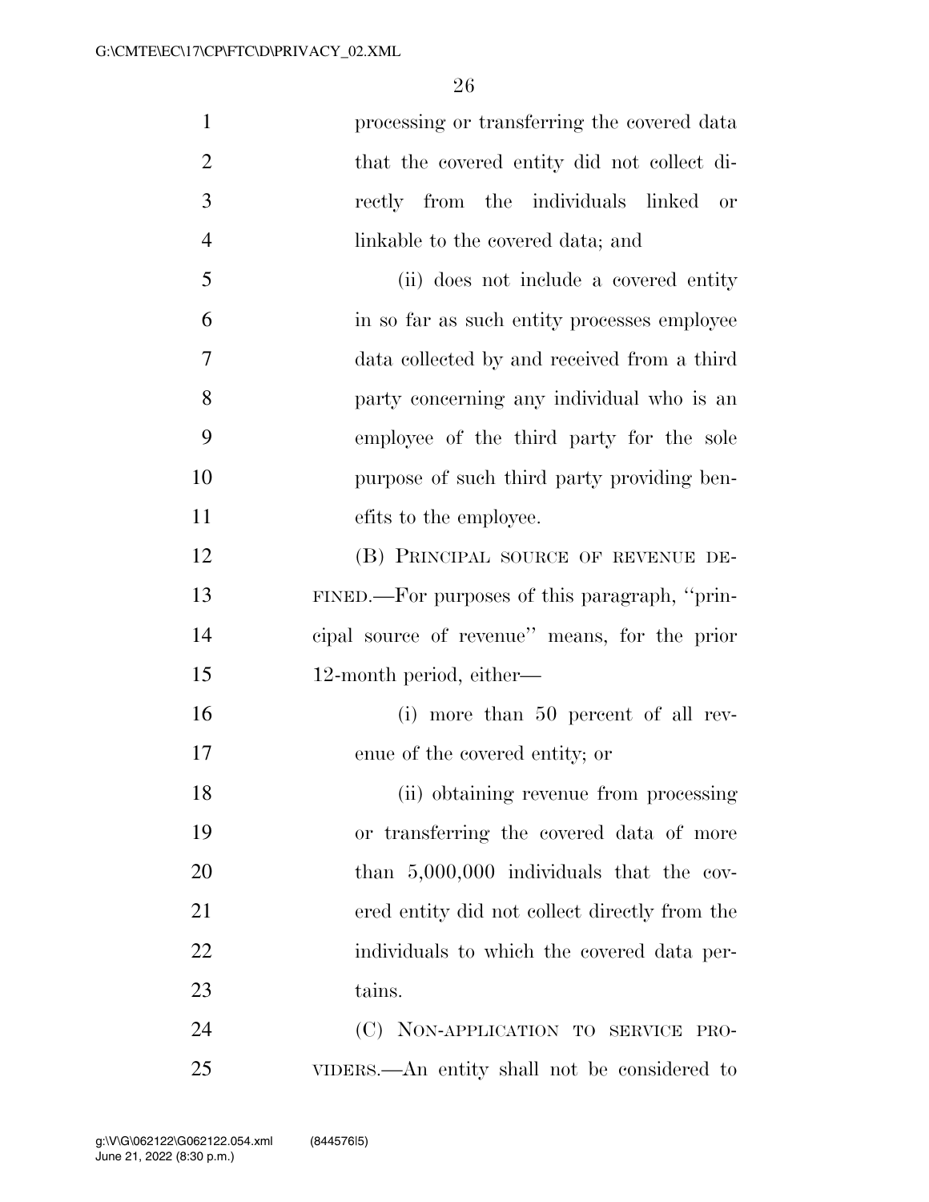processing or transferring the covered data that the covered entity did not collect directly from the individuals linked or linkable to the covered data; and

(ii) does not include a covered entity in so far as such entity processes employee data collected by and received from a third party concerning any individual who is an employee of the third party for the sole purpose of such third party providing benefits to the employee.

(B) PRINCIPAL SOURCE OF REVENUE DEFINED.—For purposes of this paragraph, "principal source of revenue" means, for the prior 12-month period, either—

(i) more than 50 percent of all revenue of the covered entity; or

(ii) obtaining revenue from processing or transferring the covered data of more than 5,000,000 individuals that the covered entity did not collect directly from the individuals to which the covered data pertains.

(C) NON-APPLICATION TO SERVICE PROVIDERS.—An entity shall not be considered to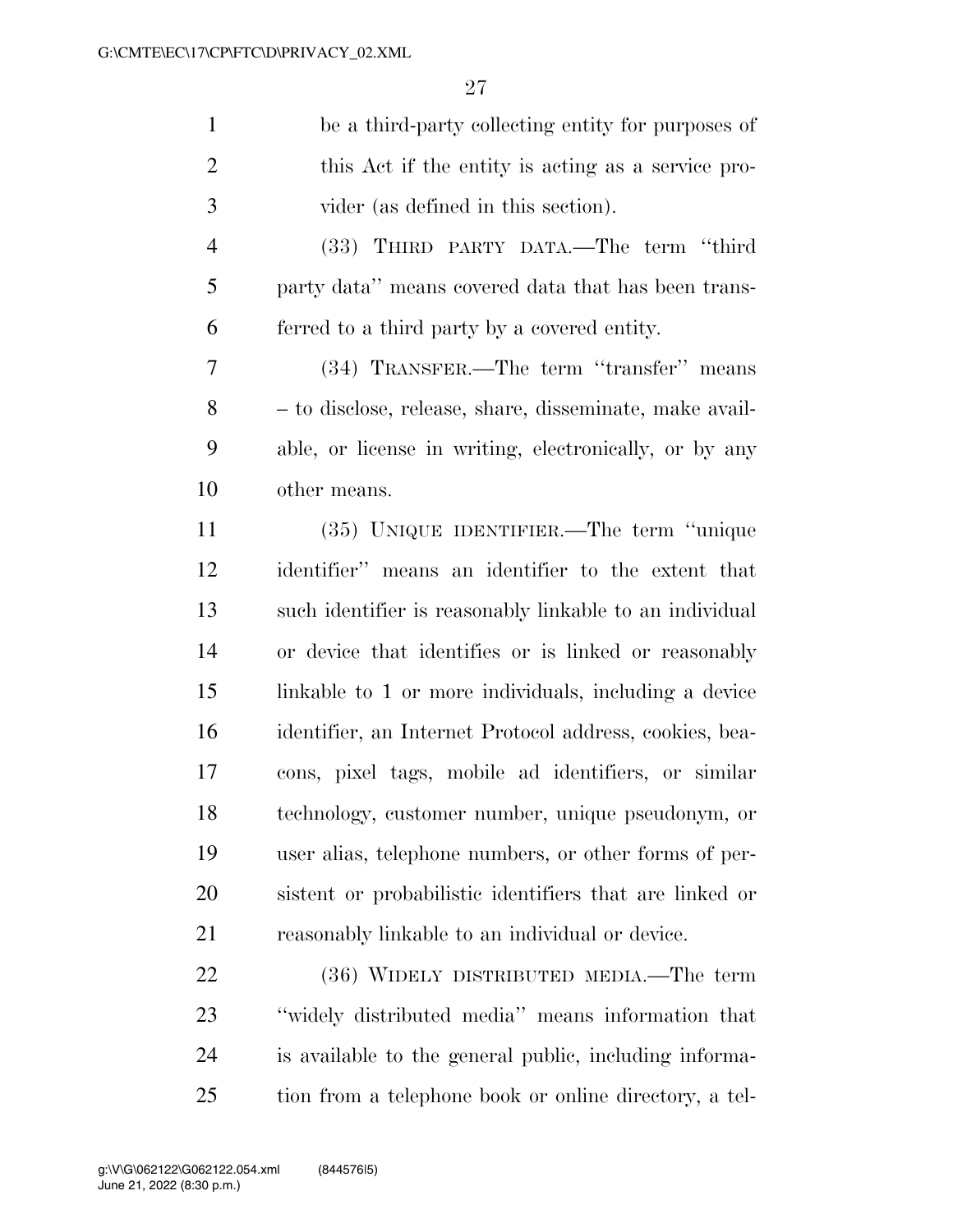be a third-party collecting entity for purposes of this Act if the entity is acting as a service provider (as defined in this section).

(33) THIRD PARTY DATA.—The term ''third party data'' means covered data that has been transferred to a third party by a covered entity.

(34) TRANSFER.—The term ''transfer'' means – to disclose, release, share, disseminate, make available, or license in writing, electronically, or by any other means.

(35) UNIQUE IDENTIFIER.—The term ''unique identifier'' means an identifier to the extent that such identifier is reasonably linkable to an individual or device that identifies or is linked or reasonably linkable to 1 or more individuals, including a device identifier, an Internet Protocol address, cookies, beacons, pixel tags, mobile ad identifiers, or similar technology, customer number, unique pseudonym, or user alias, telephone numbers, or other forms of persistent or probabilistic identifiers that are linked or reasonably linkable to an individual or device.

(36) WIDELY DISTRIBUTED MEDIA.—The term ''widely distributed media'' means information that is available to the general public, including information from a telephone book or online directory, a tel-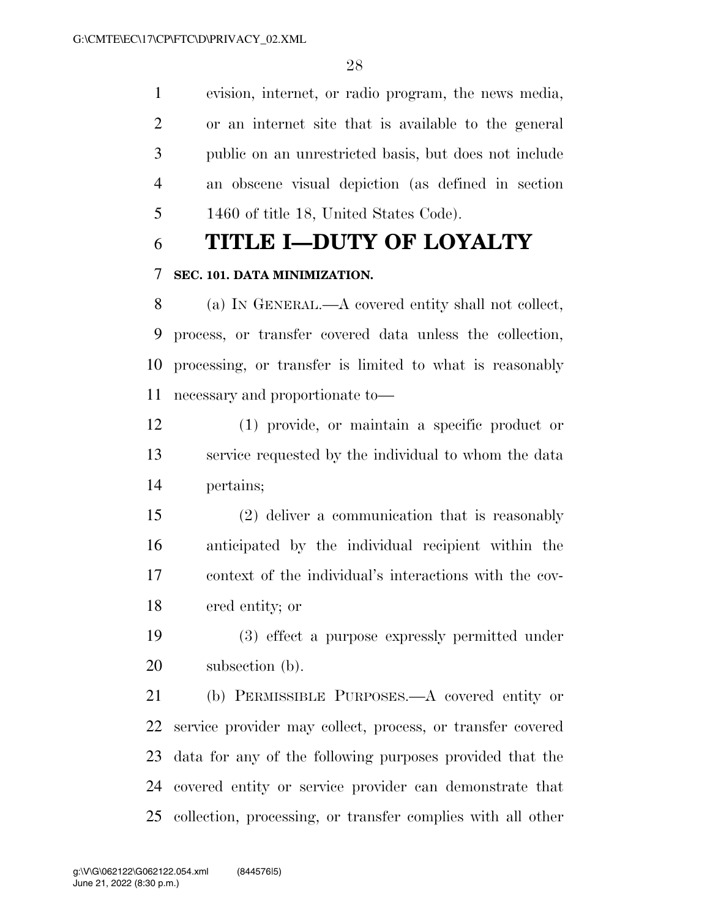evision, internet, or radio program, the news media, or an internet site that is available to the general public on an unrestricted basis, but does not include an obscene visual depiction (as defined in section 1460 of title 18, United States Code).

# TITLE I—DUTY OF LOYALTY

## SEC. 101. DATA MINIMIZATION.

(a) IN GENERAL.—A covered entity shall not collect, process, or transfer covered data unless the collection, processing, or transfer is limited to what is reasonably necessary and proportionate to—

(1) provide, or maintain a specific product or service requested by the individual to whom the data pertains;

(2) deliver a communication that is reasonably anticipated by the individual recipient within the context of the individual's interactions with the covered entity; or

(3) effect a purpose expressly permitted under subsection (b).

(b) PERMISSIBLE PURPOSES.—A covered entity or service provider may collect, process, or transfer covered data for any of the following purposes provided that the covered entity or service provider can demonstrate that collection, processing, or transfer complies with all other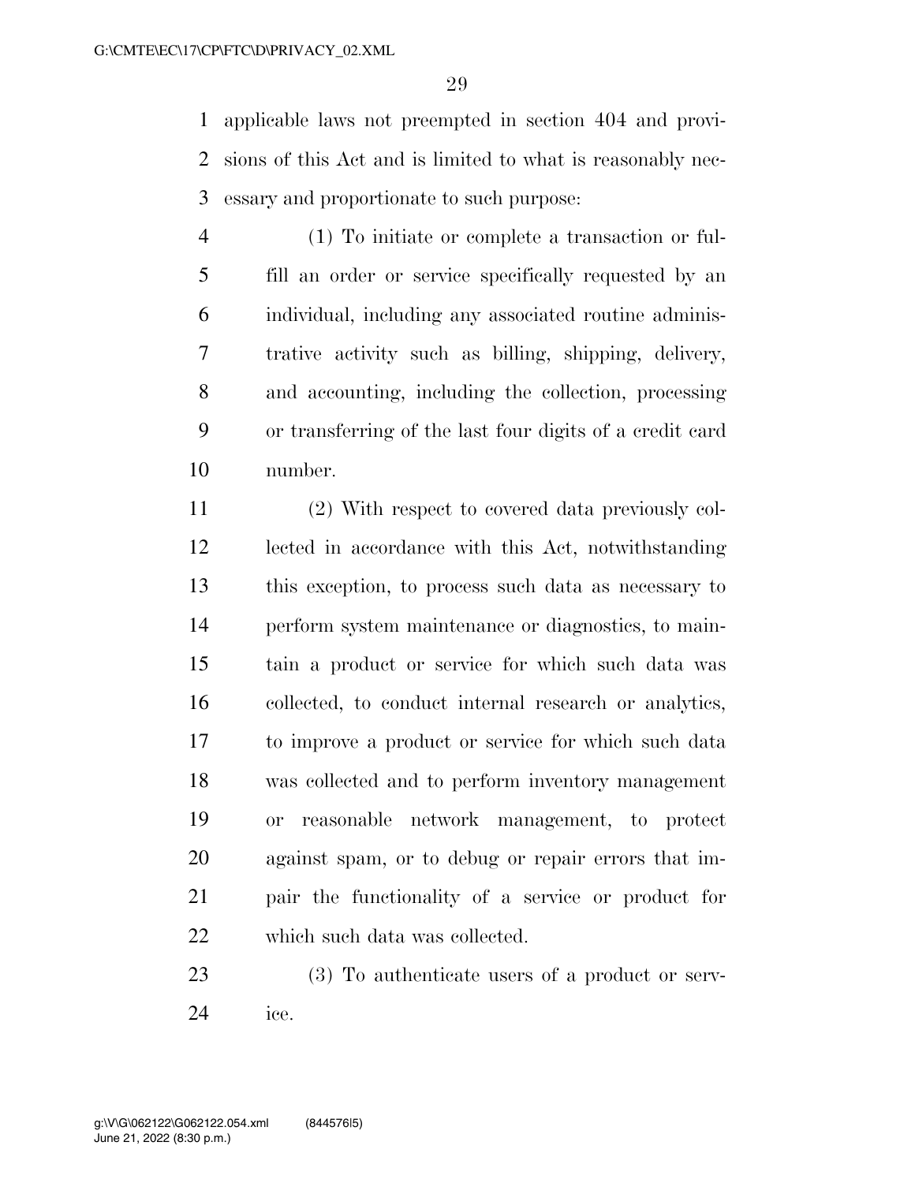applicable laws not preempted in section 404 and provisions of this Act and is limited to what is reasonably necessary and proportionate to such purpose:

(1) To initiate or complete a transaction or fulfill an order or service specifically requested by an individual, including any associated routine administrative activity such as billing, shipping, delivery, and accounting, including the collection, processing or transferring of the last four digits of a credit card number.

(2) With respect to covered data previously collected in accordance with this Act, notwithstanding this exception, to process such data as necessary to perform system maintenance or diagnostics, to maintain a product or service for which such data was collected, to conduct internal research or analytics, to improve a product or service for which such data was collected and to perform inventory management or reasonable network management, to protect against spam, or to debug or repair errors that impair the functionality of a service or product for which such data was collected.

(3) To authenticate users of a product or service.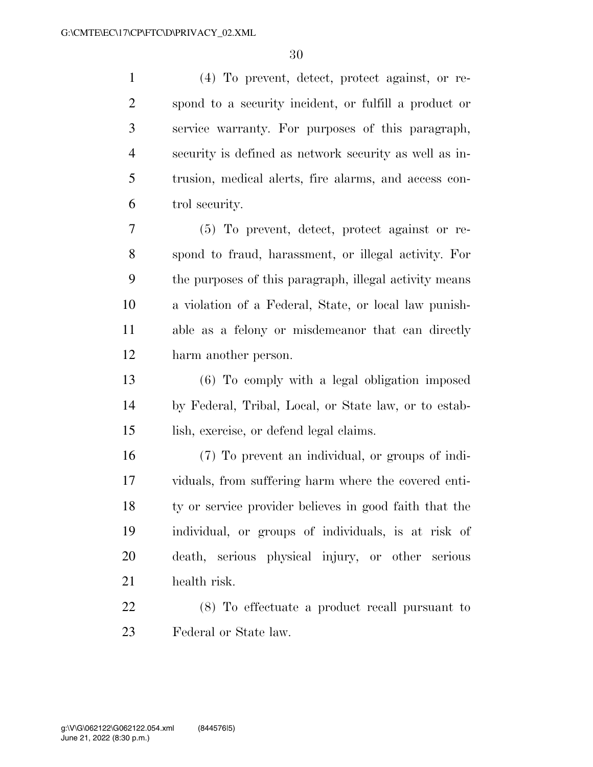(4) To prevent, detect, protect against, or respond to a security incident, or fulfill a product or service warranty. For purposes of this paragraph, security is defined as network security as well as intrusion, medical alerts, fire alarms, and access control security.

(5) To prevent, detect, protect against or respond to fraud, harassment, or illegal activity. For the purposes of this paragraph, illegal activity means a violation of a Federal, State, or local law punishable as a felony or misdemeanor that can directly harm another person.

(6) To comply with a legal obligation imposed by Federal, Tribal, Local, or State law, or to establish, exercise, or defend legal claims.

(7) To prevent an individual, or groups of individuals, from suffering harm where the covered entity or service provider believes in good faith that the individual, or groups of individuals, is at risk of death, serious physical injury, or other serious health risk.

(8) To effectuate a product recall pursuant to Federal or State law.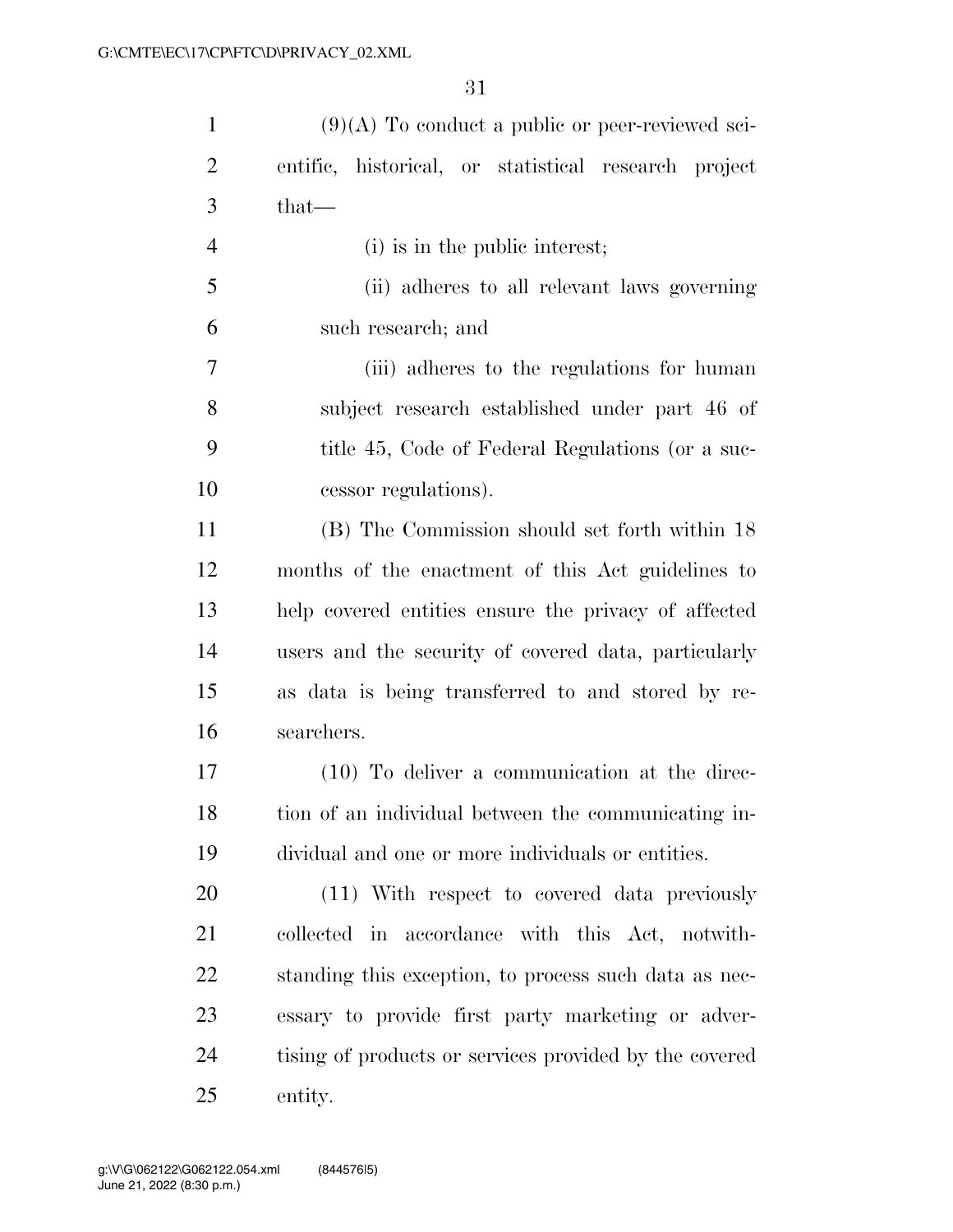(9)(A) To conduct a public or peer-reviewed scientific, historical, or statistical research project that—

(i) is in the public interest;

(ii) adheres to all relevant laws governing such research; and

(iii) adheres to the regulations for human subject research established under part 46 of title 45, Code of Federal Regulations (or a successor regulations).

(B) The Commission should set forth within 18 months of the enactment of this Act guidelines to help covered entities ensure the privacy of affected users and the security of covered data, particularly as data is being transferred to and stored by researchers.

(10) To deliver a communication at the direction of an individual between the communicating individual and one or more individuals or entities.

(11) With respect to covered data previously collected in accordance with this Act, notwithstanding this exception, to process such data as necessary to provide first party marketing or advertising of products or services provided by the covered entity.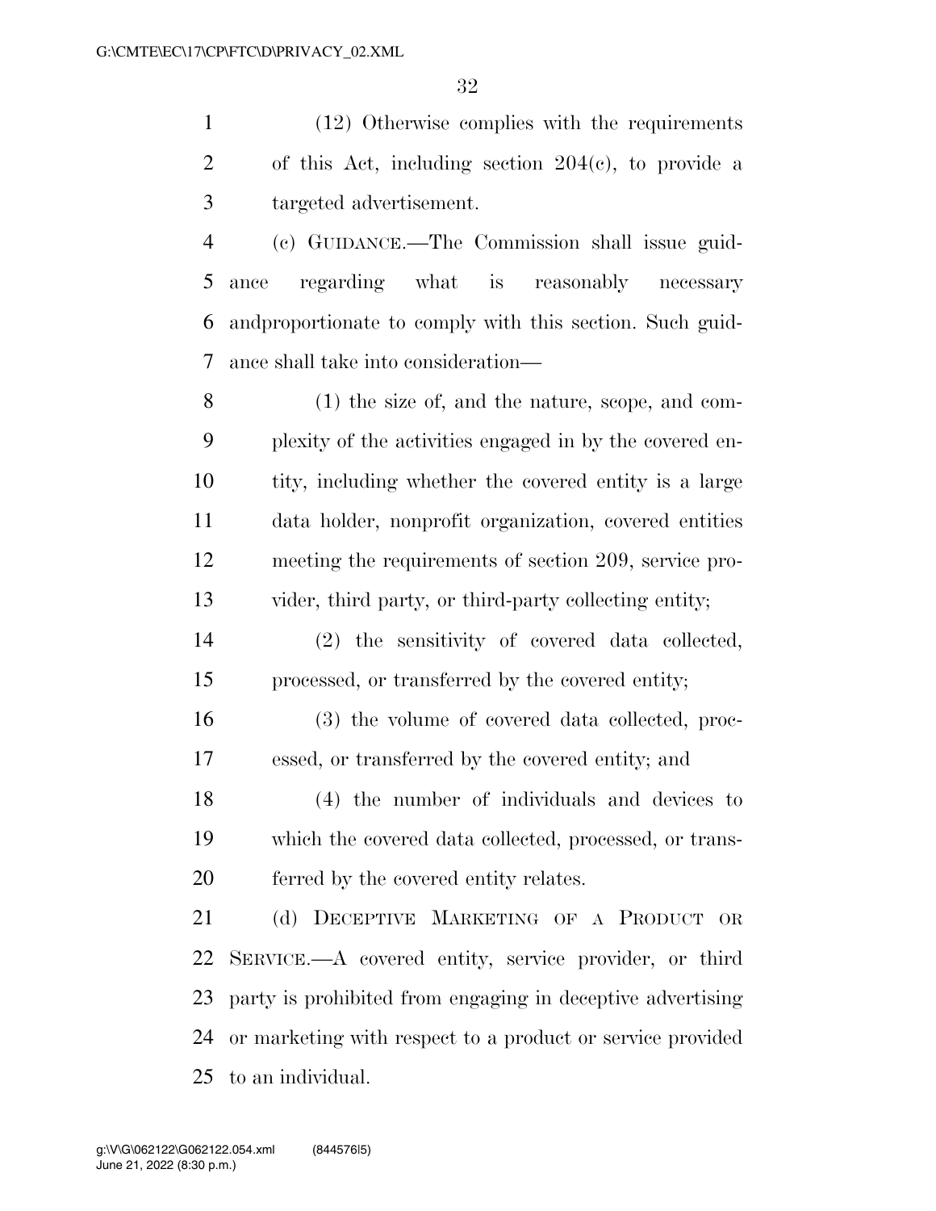(12) Otherwise complies with the requirements of this Act, including section 204(c), to provide a targeted advertisement.

(c) GUIDANCE.—The Commission shall issue guidance regarding what is reasonably necessary andproportionate to comply with this section. Such guidance shall take into consideration—

(1) the size of, and the nature, scope, and complexity of the activities engaged in by the covered entity, including whether the covered entity is a large data holder, nonprofit organization, covered entities meeting the requirements of section 209, service provider, third party, or third-party collecting entity;

(2) the sensitivity of covered data collected, processed, or transferred by the covered entity;

(3) the volume of covered data collected, processed, or transferred by the covered entity; and

(4) the number of individuals and devices to which the covered data collected, processed, or transferred by the covered entity relates.

(d) DECEPTIVE MARKETING OF A PRODUCT OR SERVICE.—A covered entity, service provider, or third party is prohibited from engaging in deceptive advertising or marketing with respect to a product or service provided to an individual.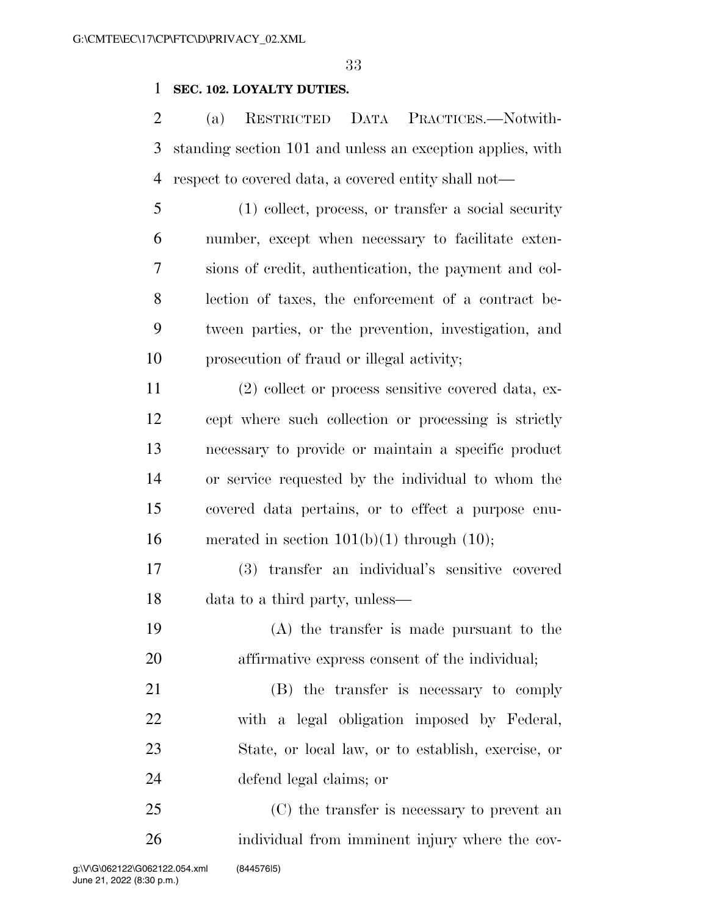**SEC. 102. LOYALTY DUTIES.**

(a) RESTRICTED DATA PRACTICES.—Notwithstanding section 101 and unless an exception applies, with respect to covered data, a covered entity shall not—

(1) collect, process, or transfer a social security number, except when necessary to facilitate extensions of credit, authentication, the payment and collection of taxes, the enforcement of a contract between parties, or the prevention, investigation, and prosecution of fraud or illegal activity;

(2) collect or process sensitive covered data, except where such collection or processing is strictly necessary to provide or maintain a specific product or service requested by the individual to whom the covered data pertains, or to effect a purpose enumerated in section 101(b)(1) through (10);

(3) transfer an individual's sensitive covered data to a third party, unless—

(A) the transfer is made pursuant to the affirmative express consent of the individual;

(B) the transfer is necessary to comply with a legal obligation imposed by Federal, State, or local law, or to establish, exercise, or defend legal claims; or

(C) the transfer is necessary to prevent an individual from imminent injury where the cov-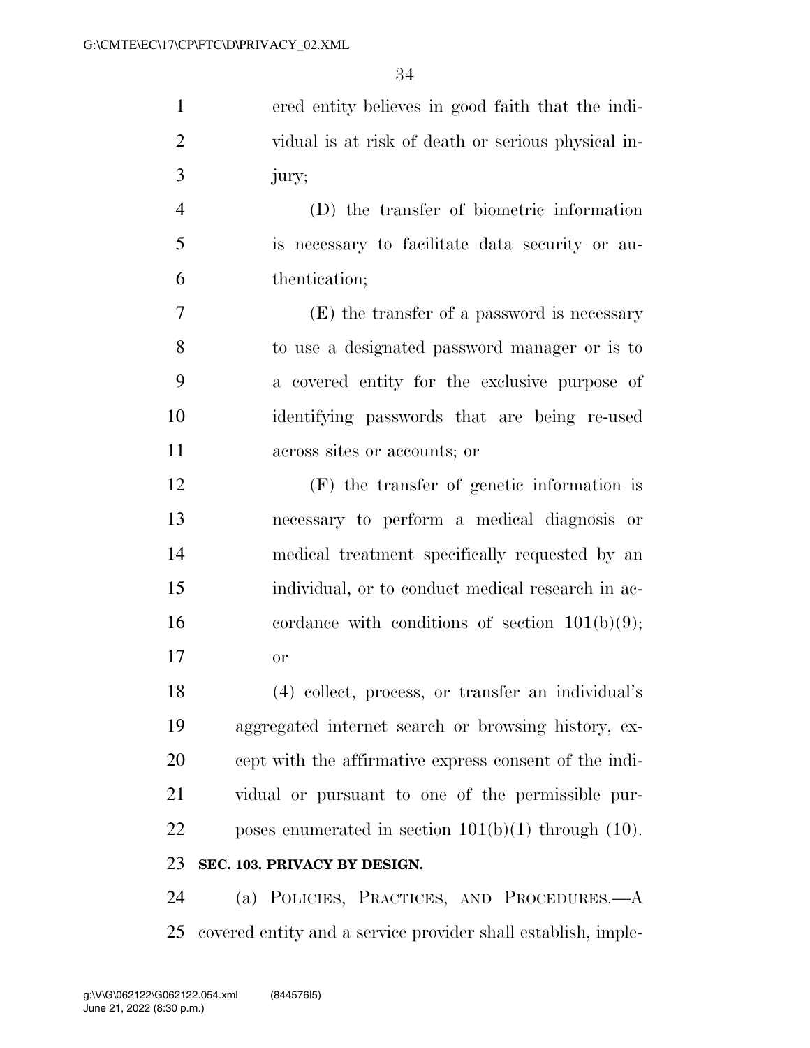ered entity believes in good faith that the individual is at risk of death or serious physical injury;

(D) the transfer of biometric information is necessary to facilitate data security or authentication;

(E) the transfer of a password is necessary to use a designated password manager or is to a covered entity for the exclusive purpose of identifying passwords that are being re-used across sites or accounts; or

(F) the transfer of genetic information is necessary to perform a medical diagnosis or medical treatment specifically requested by an individual, or to conduct medical research in accordance with conditions of section 101(b)(9); or

(4) collect, process, or transfer an individual's aggregated internet search or browsing history, except with the affirmative express consent of the individual or pursuant to one of the permissible purposes enumerated in section 101(b)(1) through (10).

**SEC. 103. PRIVACY BY DESIGN.**

(a) POLICIES, PRACTICES, AND PROCEDURES.—A covered entity and a service provider shall establish, imple-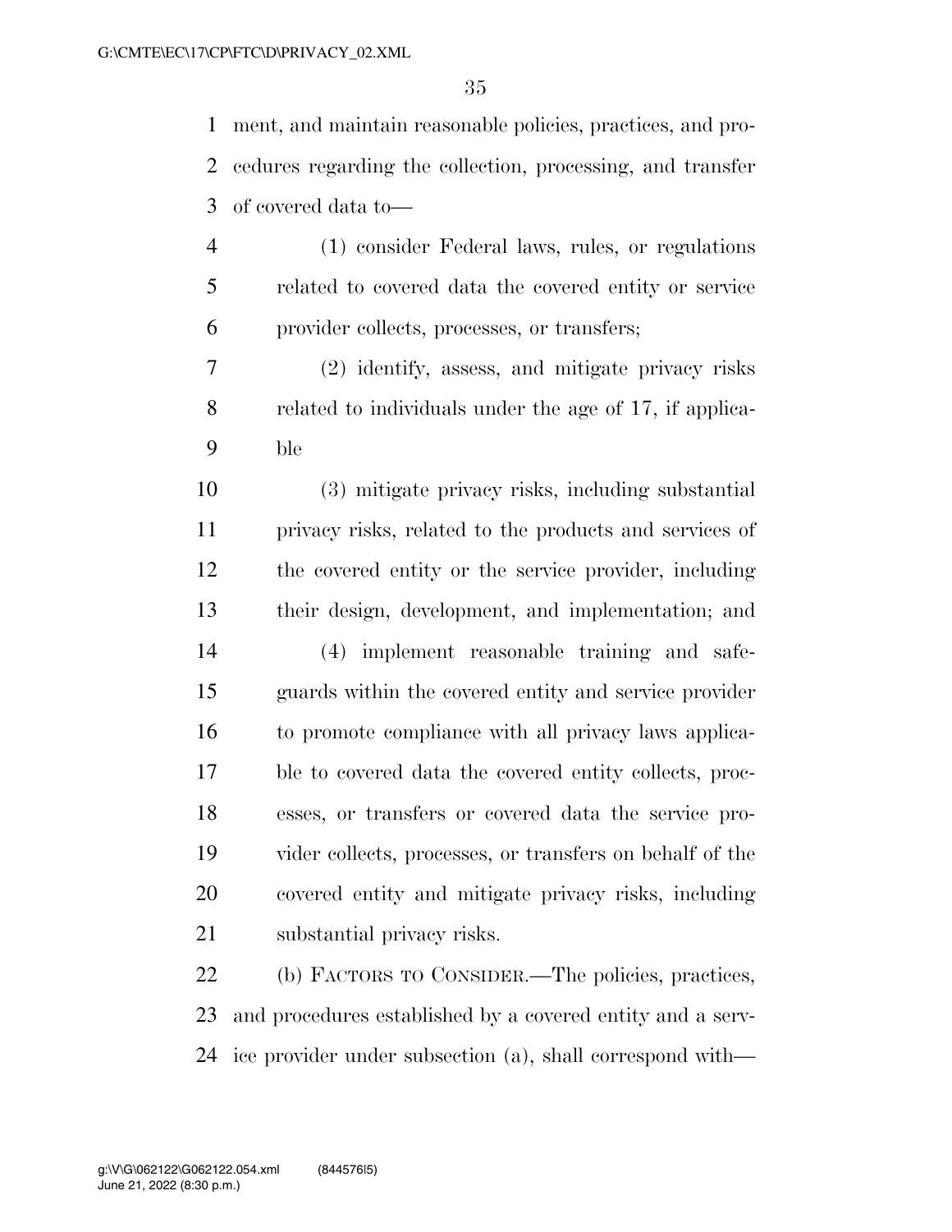ment, and maintain reasonable policies, practices, and procedures regarding the collection, processing, and transfer of covered data to—

(1) consider Federal laws, rules, or regulations related to covered data the covered entity or service provider collects, processes, or transfers;

(2) identify, assess, and mitigate privacy risks related to individuals under the age of 17, if applicable

(3) mitigate privacy risks, including substantial privacy risks, related to the products and services of the covered entity or the service provider, including their design, development, and implementation; and

(4) implement reasonable training and safeguards within the covered entity and service provider to promote compliance with all privacy laws applicable to covered data the covered entity collects, processes, or transfers or covered data the service provider collects, processes, or transfers on behalf of the covered entity and mitigate privacy risks, including substantial privacy risks.

(b) FACTORS TO CONSIDER.—The policies, practices, and procedures established by a covered entity and a service provider under subsection (a), shall correspond with—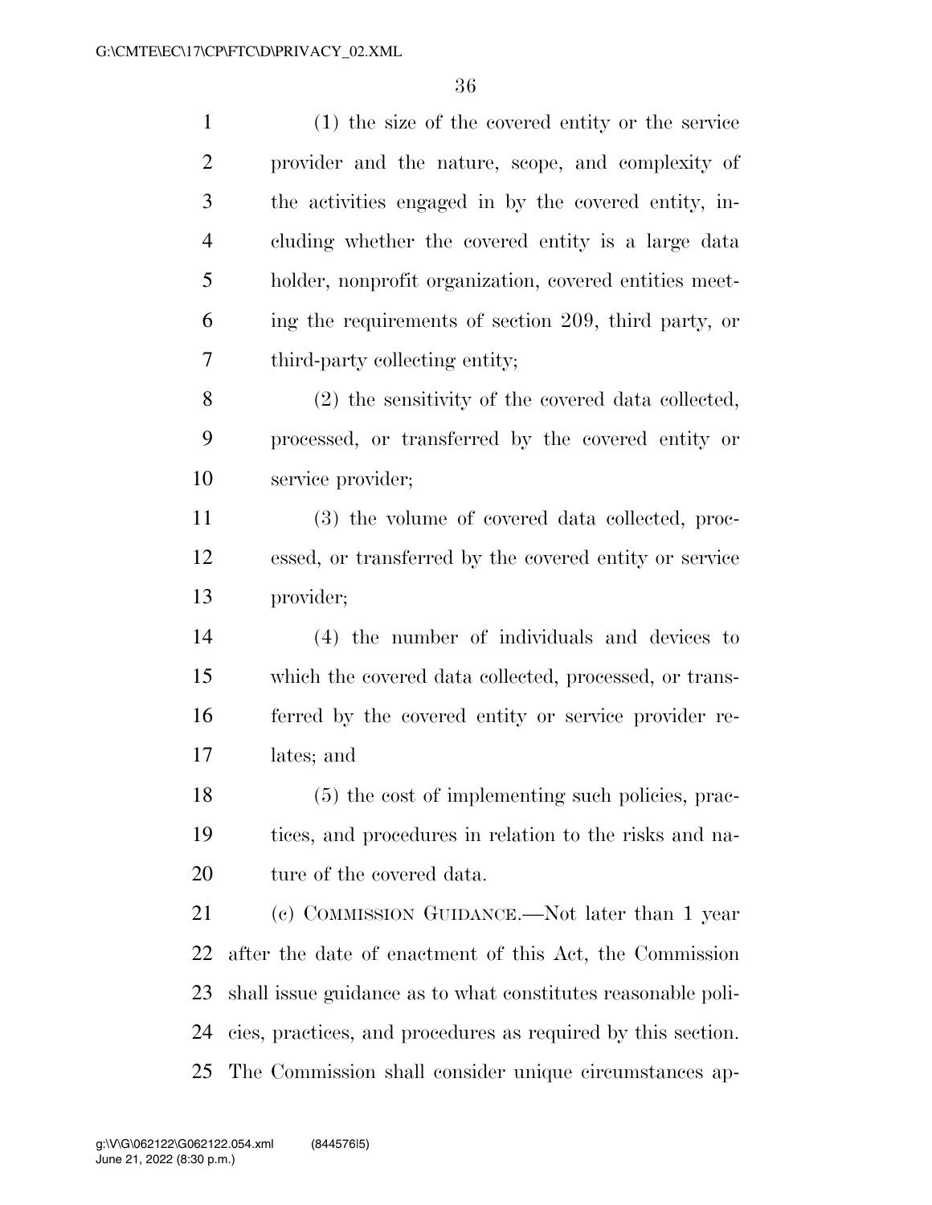(1) the size of the covered entity or the service provider and the nature, scope, and complexity of the activities engaged in by the covered entity, including whether the covered entity is a large data holder, nonprofit organization, covered entities meeting the requirements of section 209, third party, or third-party collecting entity;

(2) the sensitivity of the covered data collected, processed, or transferred by the covered entity or service provider;

(3) the volume of covered data collected, processed, or transferred by the covered entity or service provider;

(4) the number of individuals and devices to which the covered data collected, processed, or transferred by the covered entity or service provider relates; and

(5) the cost of implementing such policies, practices, and procedures in relation to the risks and nature of the covered data.

(c) COMMISSION GUIDANCE.—Not later than 1 year after the date of enactment of this Act, the Commission shall issue guidance as to what constitutes reasonable policies, practices, and procedures as required by this section. The Commission shall consider unique circumstances ap-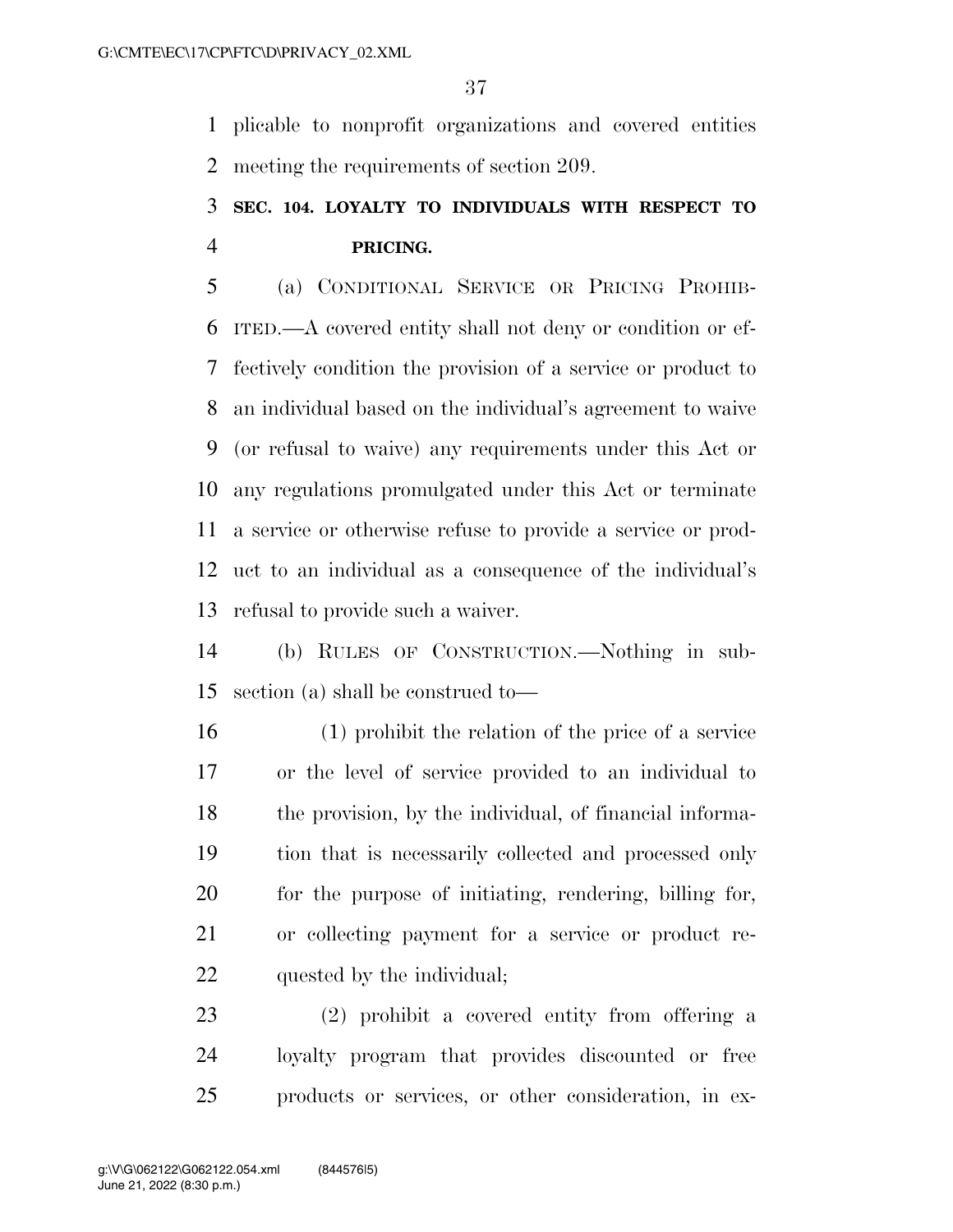plicable to nonprofit organizations and covered entities meeting the requirements of section 209.

### SEC. 104. LOYALTY TO INDIVIDUALS WITH RESPECT TO PRICING.

(a) CONDITIONAL SERVICE OR PRICING PROHIBITED.—A covered entity shall not deny or condition or effectively condition the provision of a service or product to an individual based on the individual's agreement to waive (or refusal to waive) any requirements under this Act or any regulations promulgated under this Act or terminate a service or otherwise refuse to provide a service or product to an individual as a consequence of the individual's refusal to provide such a waiver.

(b) RULES OF CONSTRUCTION.—Nothing in subsection (a) shall be construed to—

(1) prohibit the relation of the price of a service or the level of service provided to an individual to the provision, by the individual, of financial information that is necessarily collected and processed only for the purpose of initiating, rendering, billing for, or collecting payment for a service or product requested by the individual;

(2) prohibit a covered entity from offering a loyalty program that provides discounted or free products or services, or other consideration, in ex-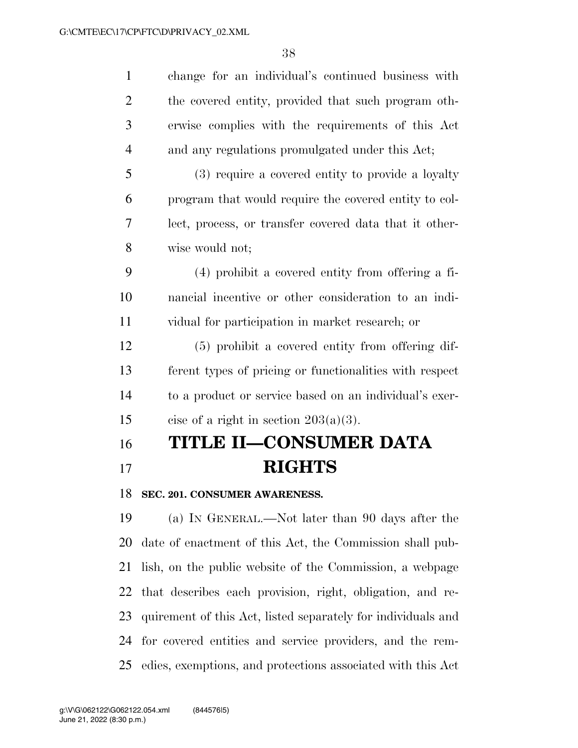change for an individual's continued business with the covered entity, provided that such program otherwise complies with the requirements of this Act and any regulations promulgated under this Act;

(3) require a covered entity to provide a loyalty program that would require the covered entity to collect, process, or transfer covered data that it otherwise would not;

(4) prohibit a covered entity from offering a financial incentive or other consideration to an individual for participation in market research; or

(5) prohibit a covered entity from offering different types of pricing or functionalities with respect to a product or service based on an individual's exercise of a right in section 203(a)(3).

# TITLE II—CONSUMER DATA RIGHTS

### SEC. 201. CONSUMER AWARENESS.

(a) IN GENERAL.—Not later than 90 days after the date of enactment of this Act, the Commission shall publish, on the public website of the Commission, a webpage that describes each provision, right, obligation, and requirement of this Act, listed separately for individuals and for covered entities and service providers, and the remedies, exemptions, and protections associated with this Act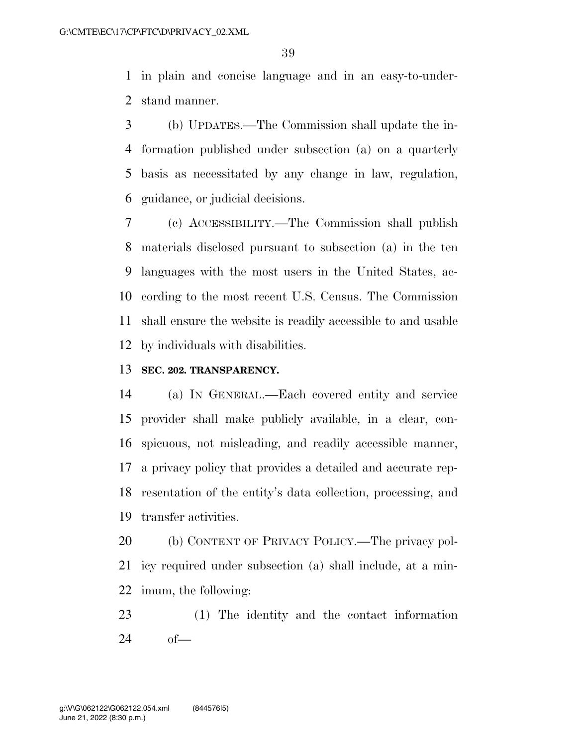in plain and concise language and in an easy-to-understand manner.

(b) UPDATES.—The Commission shall update the information published under subsection (a) on a quarterly basis as necessitated by any change in law, regulation, guidance, or judicial decisions.

(c) ACCESSIBILITY.—The Commission shall publish materials disclosed pursuant to subsection (a) in the ten languages with the most users in the United States, according to the most recent U.S. Census. The Commission shall ensure the website is readily accessible to and usable by individuals with disabilities.

**SEC. 202. TRANSPARENCY.**

(a) IN GENERAL.—Each covered entity and service provider shall make publicly available, in a clear, conspicuous, not misleading, and readily accessible manner, a privacy policy that provides a detailed and accurate representation of the entity's data collection, processing, and transfer activities.

(b) CONTENT OF PRIVACY POLICY.—The privacy policy required under subsection (a) shall include, at a minimum, the following:

(1) The identity and the contact information of—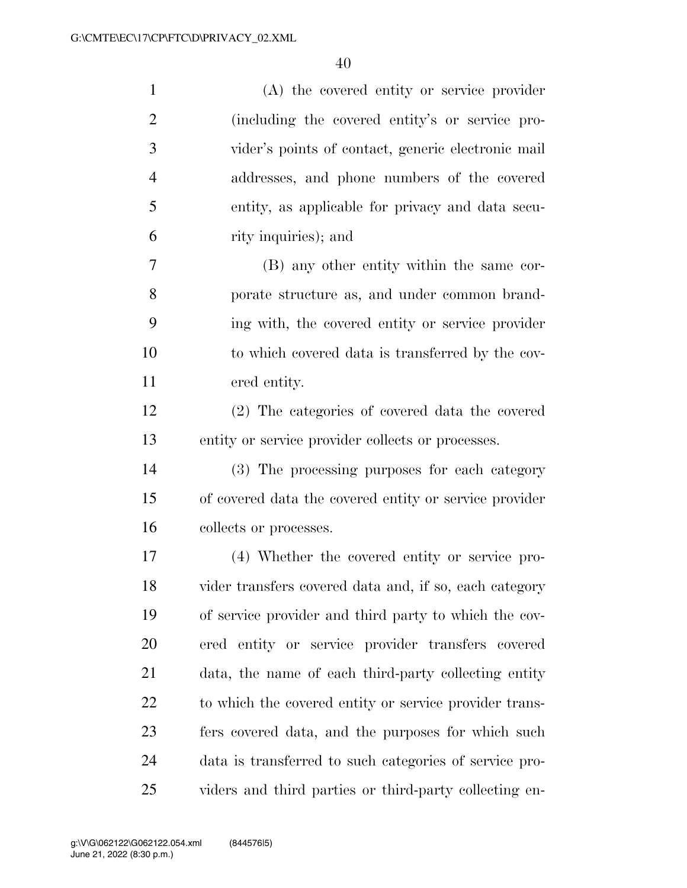(A) the covered entity or service provider (including the covered entity's or service provider's points of contact, generic electronic mail addresses, and phone numbers of the covered entity, as applicable for privacy and data security inquiries); and

(B) any other entity within the same corporate structure as, and under common branding with, the covered entity or service provider to which covered data is transferred by the covered entity.

(2) The categories of covered data the covered entity or service provider collects or processes.

(3) The processing purposes for each category of covered data the covered entity or service provider collects or processes.

(4) Whether the covered entity or service provider transfers covered data and, if so, each category of service provider and third party to which the covered entity or service provider transfers covered data, the name of each third-party collecting entity to which the covered entity or service provider transfers covered data, and the purposes for which such data is transferred to such categories of service providers and third parties or third-party collecting en-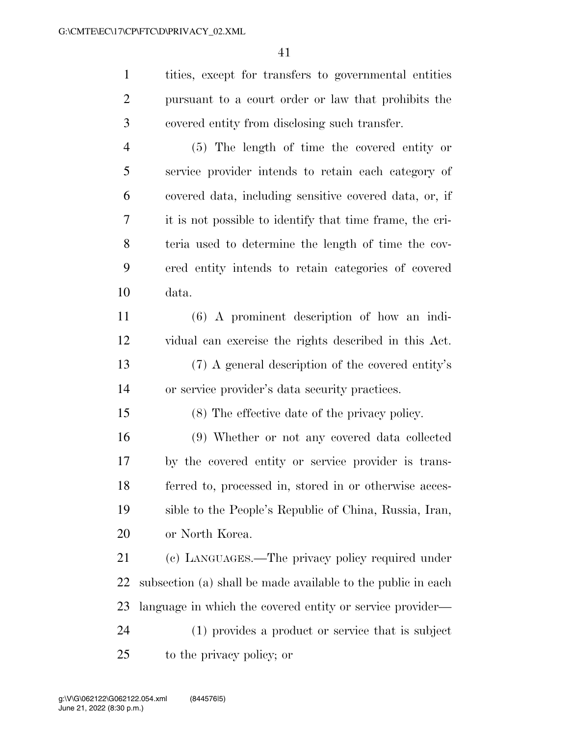tities, except for transfers to governmental entities pursuant to a court order or law that prohibits the covered entity from disclosing such transfer.

(5) The length of time the covered entity or service provider intends to retain each category of covered data, including sensitive covered data, or, if it is not possible to identify that time frame, the criteria used to determine the length of time the covered entity intends to retain categories of covered data.

(6) A prominent description of how an individual can exercise the rights described in this Act.

(7) A general description of the covered entity's or service provider's data security practices.

(8) The effective date of the privacy policy.

(9) Whether or not any covered data collected by the covered entity or service provider is transferred to, processed in, stored in or otherwise accessible to the People's Republic of China, Russia, Iran, or North Korea.

(c) LANGUAGES.—The privacy policy required under subsection (a) shall be made available to the public in each language in which the covered entity or service provider—

(1) provides a product or service that is subject to the privacy policy; or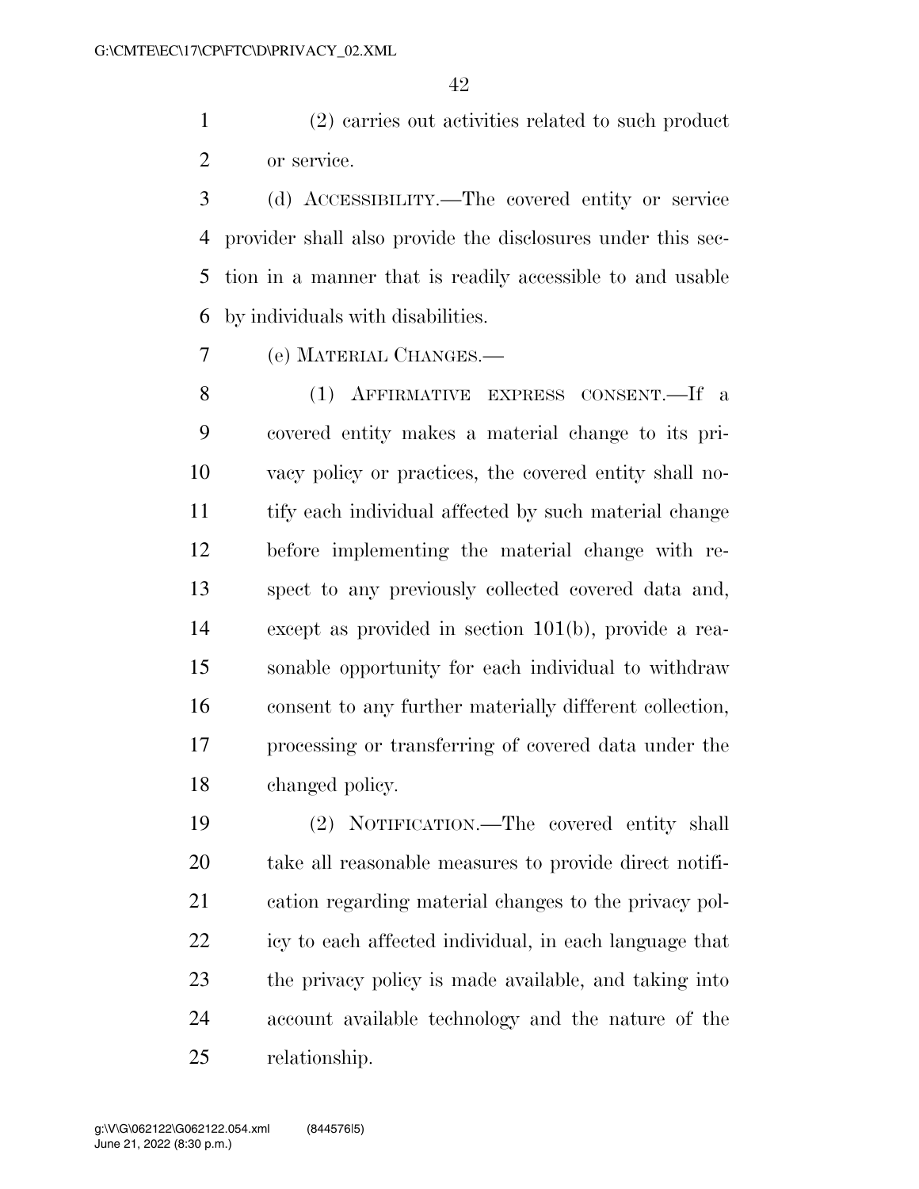(2) carries out activities related to such product or service.

(d) ACCESSIBILITY.—The covered entity or service provider shall also provide the disclosures under this section in a manner that is readily accessible to and usable by individuals with disabilities.

(e) MATERIAL CHANGES.—

(1) AFFIRMATIVE EXPRESS CONSENT.—If a covered entity makes a material change to its privacy policy or practices, the covered entity shall notify each individual affected by such material change before implementing the material change with respect to any previously collected covered data and, except as provided in section 101(b), provide a reasonable opportunity for each individual to withdraw consent to any further materially different collection, processing or transferring of covered data under the changed policy.

(2) NOTIFICATION.—The covered entity shall take all reasonable measures to provide direct notification regarding material changes to the privacy policy to each affected individual, in each language that the privacy policy is made available, and taking into account available technology and the nature of the relationship.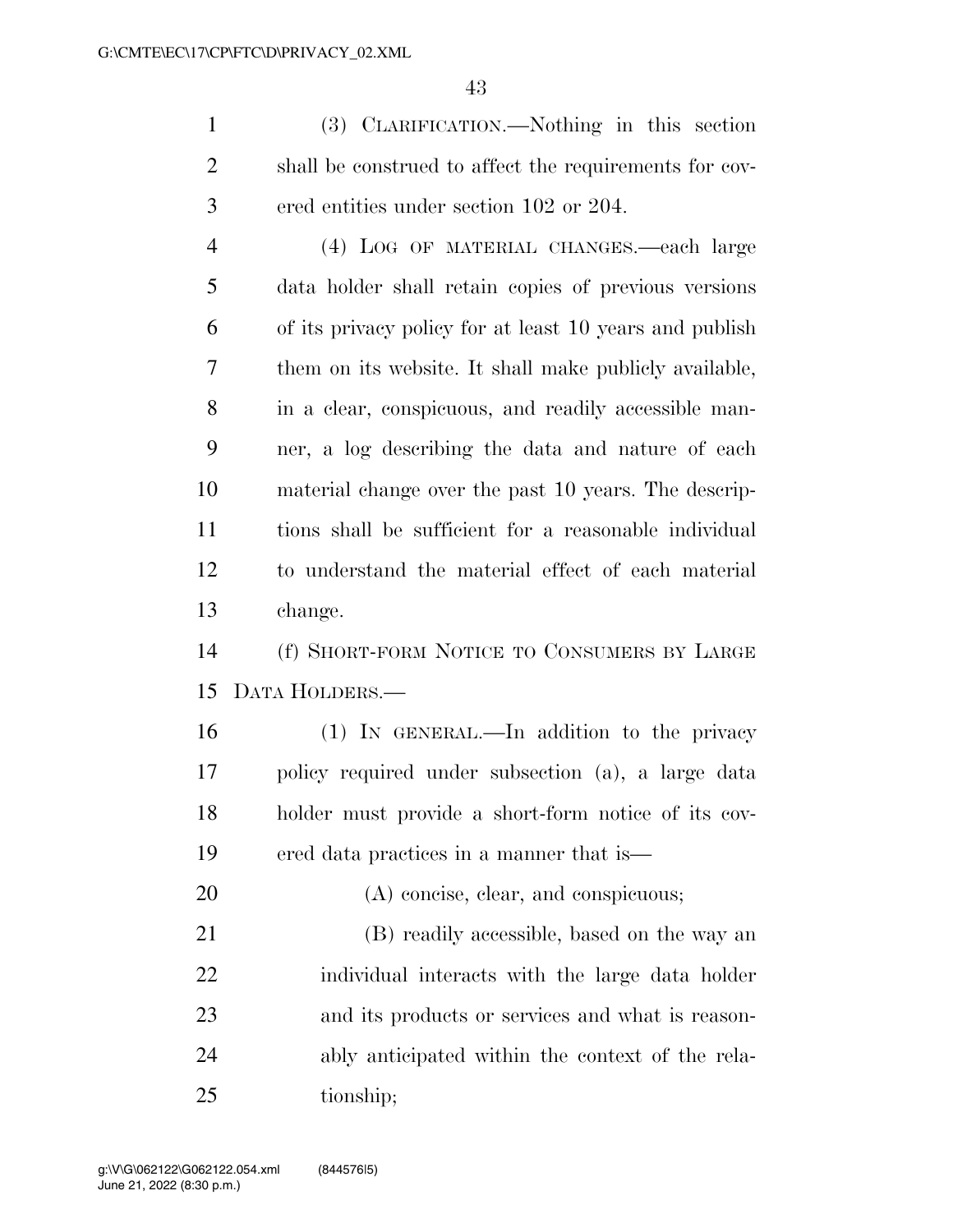(3) CLARIFICATION.—Nothing in this section shall be construed to affect the requirements for covered entities under section 102 or 204.

(4) LOG OF MATERIAL CHANGES.—each large data holder shall retain copies of previous versions of its privacy policy for at least 10 years and publish them on its website. It shall make publicly available, in a clear, conspicuous, and readily accessible manner, a log describing the data and nature of each material change over the past 10 years. The descriptions shall be sufficient for a reasonable individual to understand the material effect of each material change.

(f) SHORT-FORM NOTICE TO CONSUMERS BY LARGE DATA HOLDERS.—

(1) IN GENERAL.—In addition to the privacy policy required under subsection (a), a large data holder must provide a short-form notice of its covered data practices in a manner that is—

(A) concise, clear, and conspicuous;

(B) readily accessible, based on the way an individual interacts with the large data holder and its products or services and what is reasonably anticipated within the context of the relationship;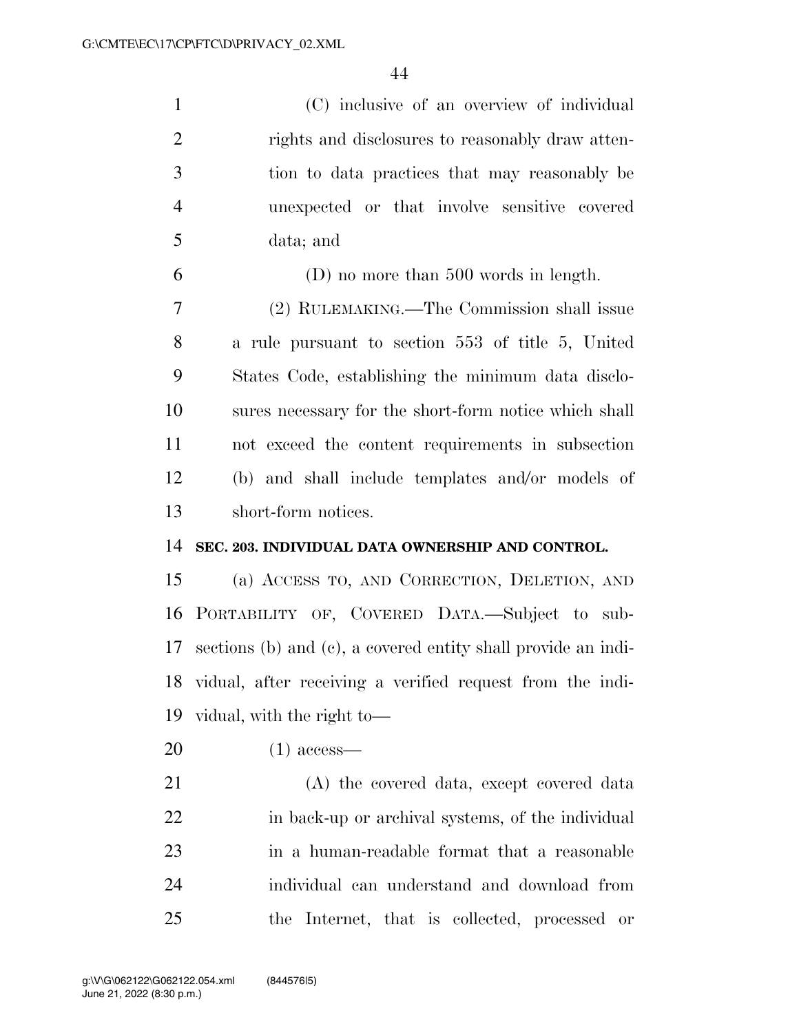(C) inclusive of an overview of individual rights and disclosures to reasonably draw attention to data practices that may reasonably be unexpected or that involve sensitive covered data; and

(D) no more than 500 words in length.

(2) RULEMAKING.—The Commission shall issue a rule pursuant to section 553 of title 5, United States Code, establishing the minimum data disclosures necessary for the short-form notice which shall not exceed the content requirements in subsection (b) and shall include templates and/or models of short-form notices.

**SEC. 203. INDIVIDUAL DATA OWNERSHIP AND CONTROL.**

(a) ACCESS TO, AND CORRECTION, DELETION, AND PORTABILITY OF, COVERED DATA.—Subject to subsections (b) and (c), a covered entity shall provide an individual, after receiving a verified request from the individual, with the right to—

(1) access—

(A) the covered data, except covered data in back-up or archival systems, of the individual in a human-readable format that a reasonable individual can understand and download from the Internet, that is collected, processed or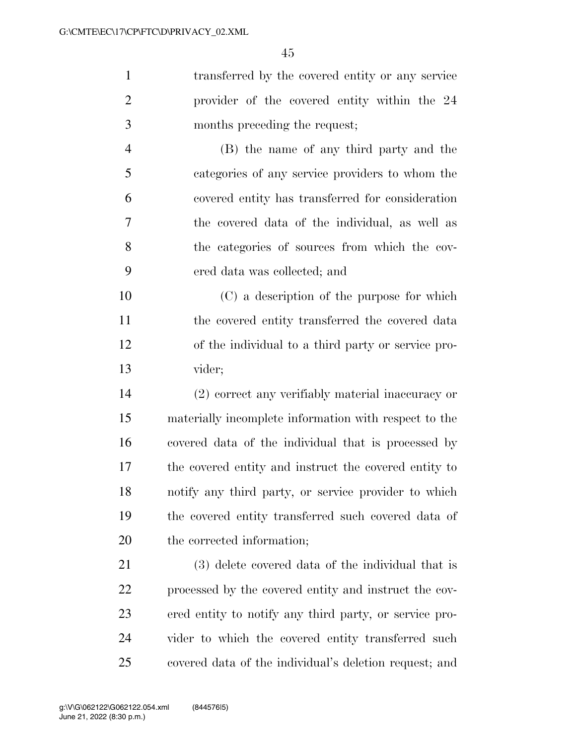transferred by the covered entity or any service provider of the covered entity within the 24 months preceding the request;

(B) the name of any third party and the categories of any service providers to whom the covered entity has transferred for consideration the covered data of the individual, as well as the categories of sources from which the covered data was collected; and

(C) a description of the purpose for which the covered entity transferred the covered data of the individual to a third party or service provider;

(2) correct any verifiably material inaccuracy or materially incomplete information with respect to the covered data of the individual that is processed by the covered entity and instruct the covered entity to notify any third party, or service provider to which the covered entity transferred such covered data of the corrected information;

(3) delete covered data of the individual that is processed by the covered entity and instruct the covered entity to notify any third party, or service provider to which the covered entity transferred such covered data of the individual's deletion request; and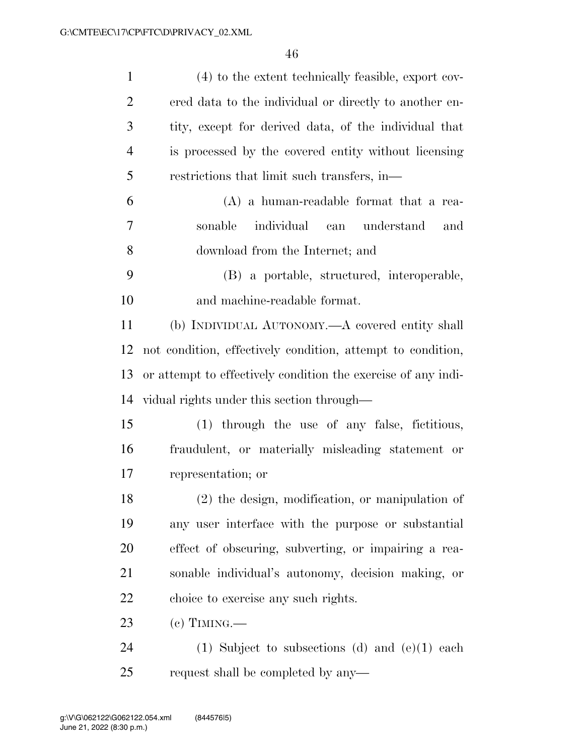(4) to the extent technically feasible, export covered data to the individual or directly to another entity, except for derived data, of the individual that is processed by the covered entity without licensing restrictions that limit such transfers, in—

(A) a human-readable format that a reasonable individual can understand and download from the Internet; and

(B) a portable, structured, interoperable, and machine-readable format.

(b) INDIVIDUAL AUTONOMY.—A covered entity shall not condition, effectively condition, attempt to condition, or attempt to effectively condition the exercise of any individual rights under this section through—

(1) through the use of any false, fictitious, fraudulent, or materially misleading statement or representation; or

(2) the design, modification, or manipulation of any user interface with the purpose or substantial effect of obscuring, subverting, or impairing a reasonable individual's autonomy, decision making, or choice to exercise any such rights.

(c) TIMING.—

(1) Subject to subsections (d) and (e)(1) each request shall be completed by any—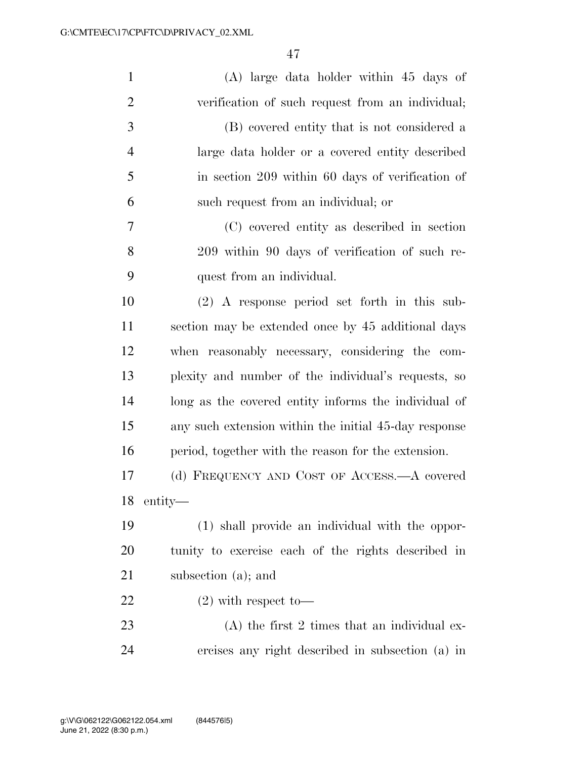(A) large data holder within 45 days of verification of such request from an individual;

(B) covered entity that is not considered a large data holder or a covered entity described in section 209 within 60 days of verification of such request from an individual; or

(C) covered entity as described in section 209 within 90 days of verification of such request from an individual.

(2) A response period set forth in this subsection may be extended once by 45 additional days when reasonably necessary, considering the complexity and number of the individual's requests, so long as the covered entity informs the individual of any such extension within the initial 45-day response period, together with the reason for the extension.

(d) FREQUENCY AND COST OF ACCESS.—A covered entity—

(1) shall provide an individual with the opportunity to exercise each of the rights described in subsection (a); and

(2) with respect to—

(A) the first 2 times that an individual exercises any right described in subsection (a) in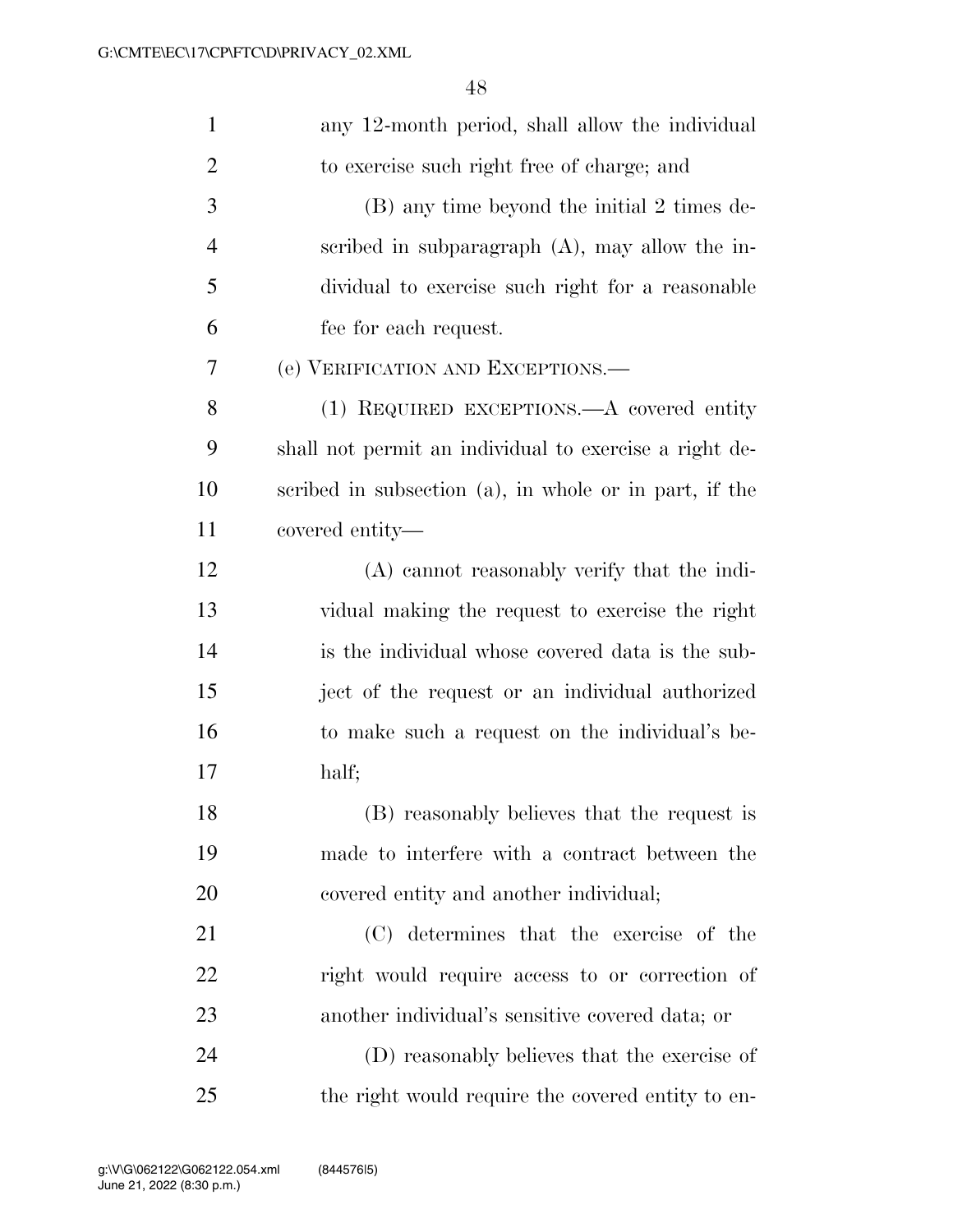any 12-month period, shall allow the individual to exercise such right free of charge; and

(B) any time beyond the initial 2 times described in subparagraph (A), may allow the individual to exercise such right for a reasonable fee for each request.

(e) VERIFICATION AND EXCEPTIONS.—

(1) REQUIRED EXCEPTIONS.—A covered entity shall not permit an individual to exercise a right described in subsection (a), in whole or in part, if the covered entity—

(A) cannot reasonably verify that the individual making the request to exercise the right is the individual whose covered data is the subject of the request or an individual authorized to make such a request on the individual's behalf;

(B) reasonably believes that the request is made to interfere with a contract between the covered entity and another individual;

(C) determines that the exercise of the right would require access to or correction of another individual's sensitive covered data; or

(D) reasonably believes that the exercise of the right would require the covered entity to en-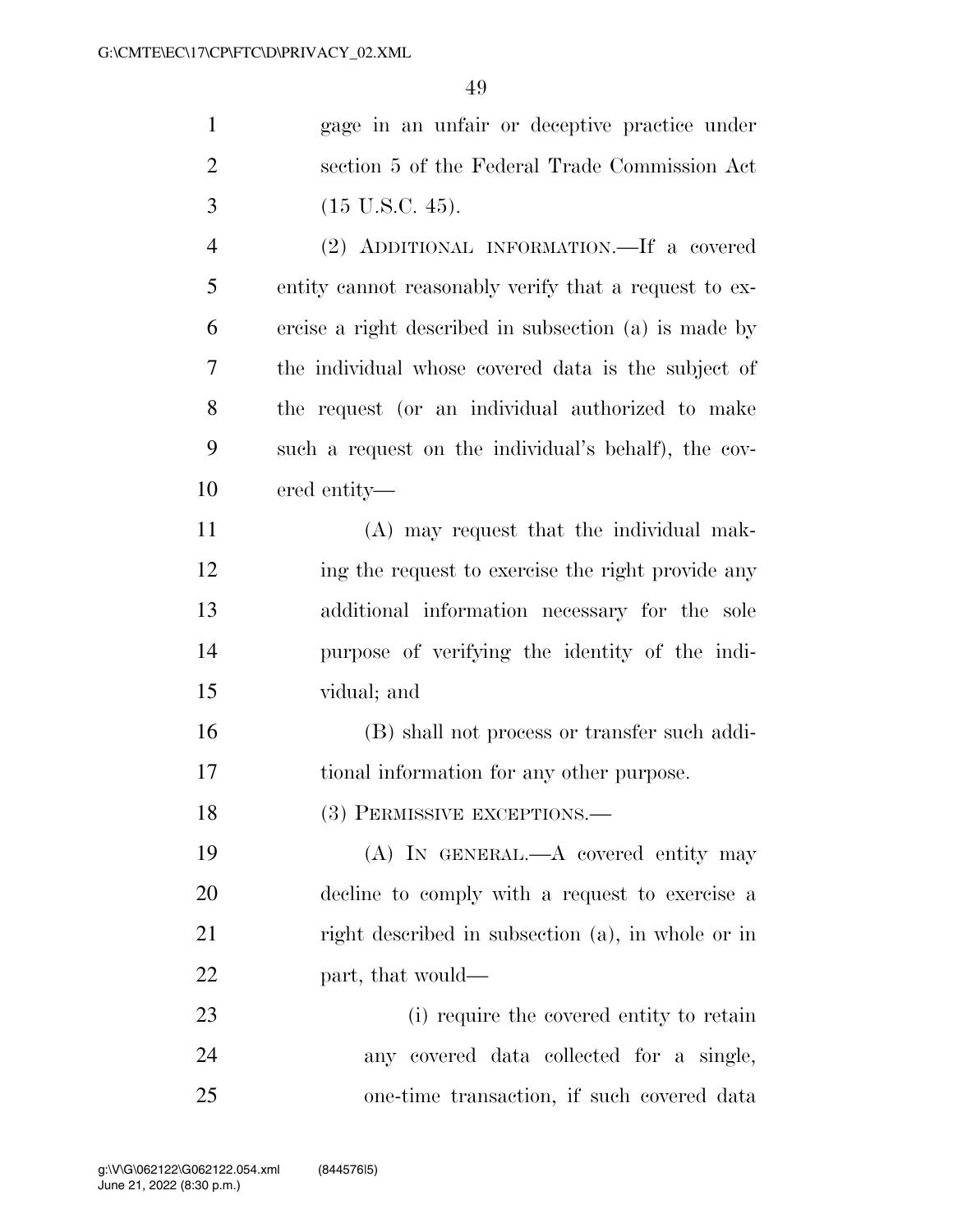gage in an unfair or deceptive practice under section 5 of the Federal Trade Commission Act (15 U.S.C. 45).

(2) ADDITIONAL INFORMATION.—If a covered entity cannot reasonably verify that a request to exercise a right described in subsection (a) is made by the individual whose covered data is the subject of the request (or an individual authorized to make such a request on the individual's behalf), the covered entity—

(A) may request that the individual making the request to exercise the right provide any additional information necessary for the sole purpose of verifying the identity of the individual; and

(B) shall not process or transfer such additional information for any other purpose.

(3) PERMISSIVE EXCEPTIONS.—

(A) IN GENERAL.—A covered entity may decline to comply with a request to exercise a right described in subsection (a), in whole or in part, that would—

(i) require the covered entity to retain any covered data collected for a single, one-time transaction, if such covered data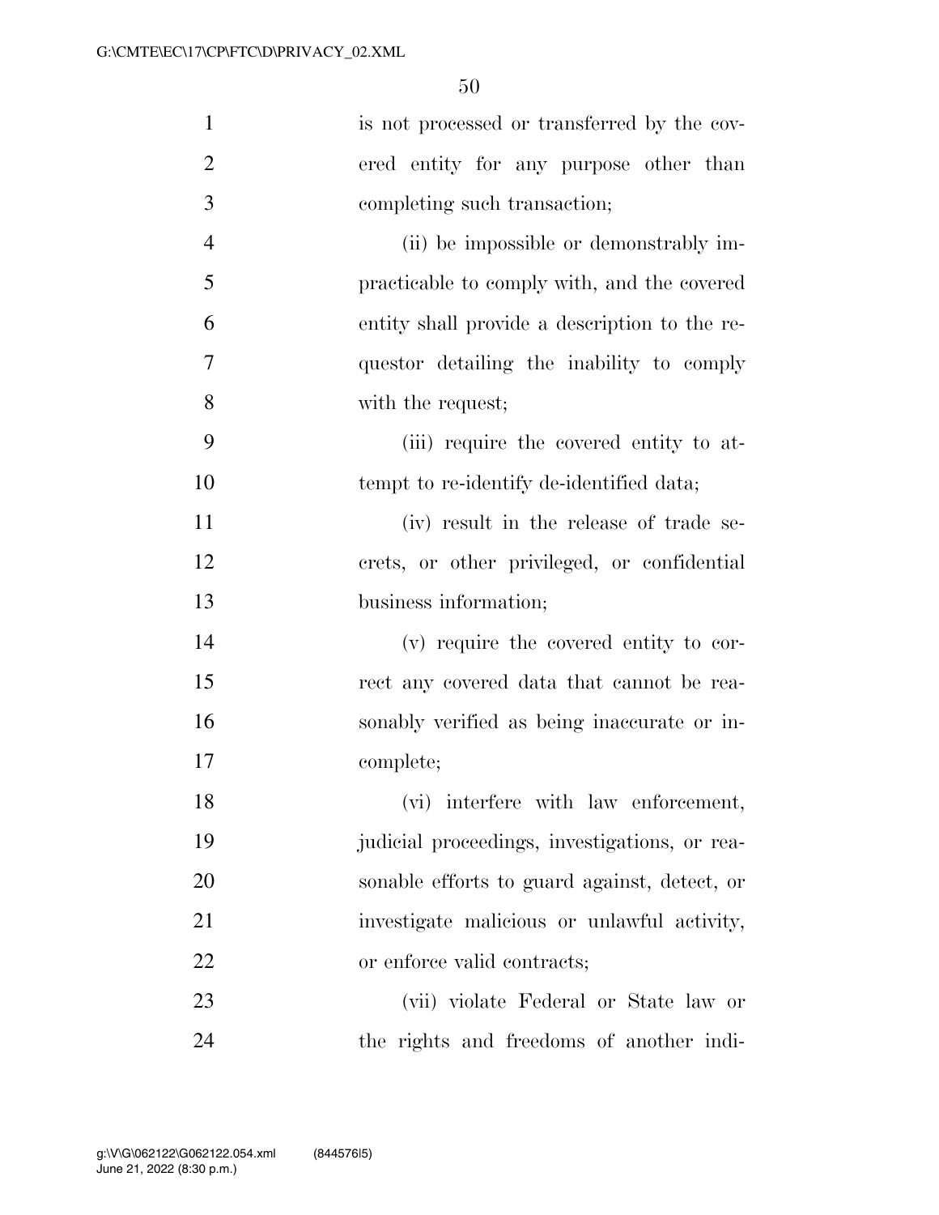is not processed or transferred by the covered entity for any purpose other than completing such transaction;

(ii) be impossible or demonstrably impracticable to comply with, and the covered entity shall provide a description to the requestor detailing the inability to comply with the request;

(iii) require the covered entity to attempt to re-identify de-identified data;

(iv) result in the release of trade secrets, or other privileged, or confidential business information;

(v) require the covered entity to correct any covered data that cannot be reasonably verified as being inaccurate or incomplete;

(vi) interfere with law enforcement, judicial proceedings, investigations, or reasonable efforts to guard against, detect, or investigate malicious or unlawful activity, or enforce valid contracts;

(vii) violate Federal or State law or the rights and freedoms of another indi-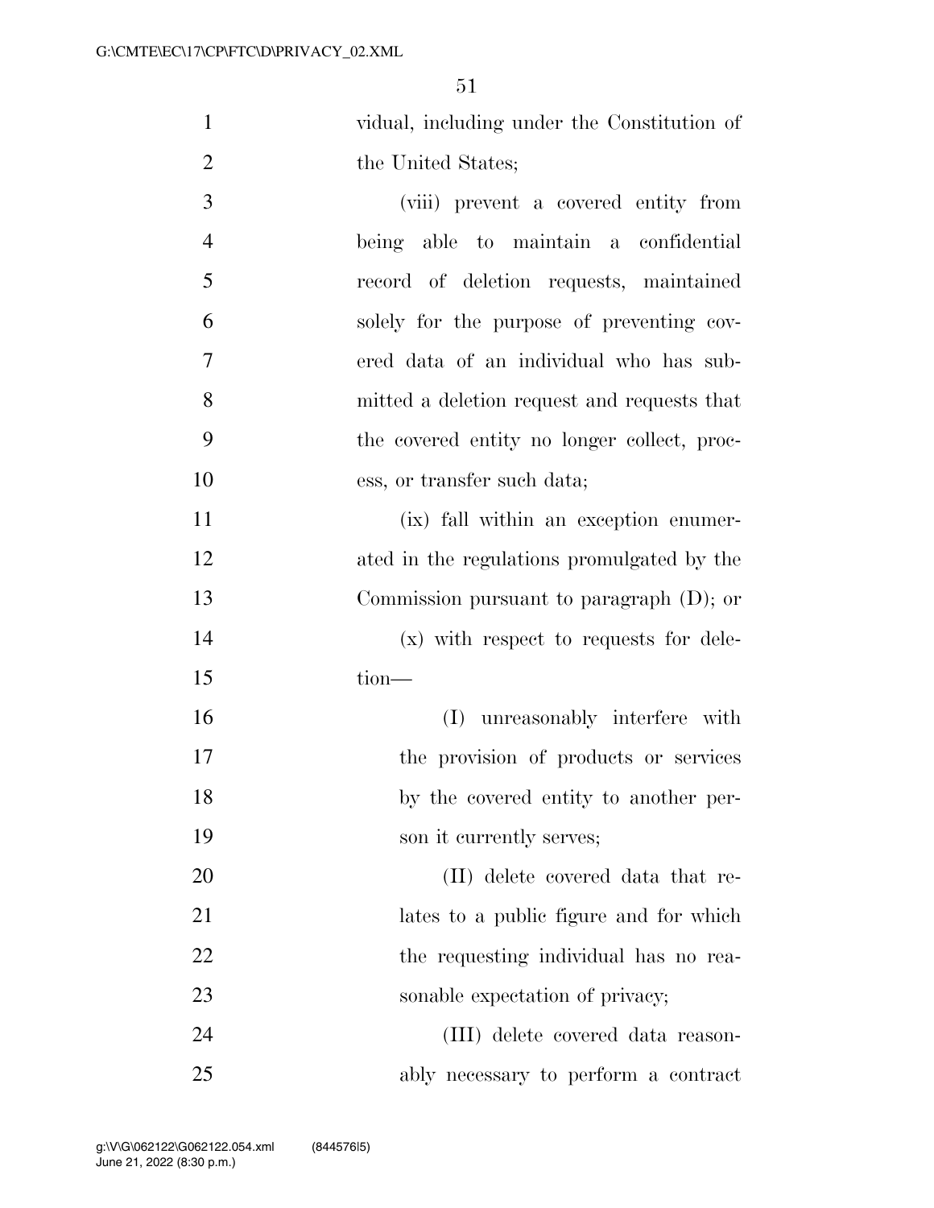vidual, including under the Constitution of the United States;

(viii) prevent a covered entity from being able to maintain a confidential record of deletion requests, maintained solely for the purpose of preventing covered data of an individual who has submitted a deletion request and requests that the covered entity no longer collect, process, or transfer such data;

(ix) fall within an exception enumerated in the regulations promulgated by the Commission pursuant to paragraph (D); or

(x) with respect to requests for deletion—

(I) unreasonably interfere with the provision of products or services by the covered entity to another person it currently serves;

(II) delete covered data that relates to a public figure and for which the requesting individual has no reasonable expectation of privacy;

(III) delete covered data reasonably necessary to perform a contract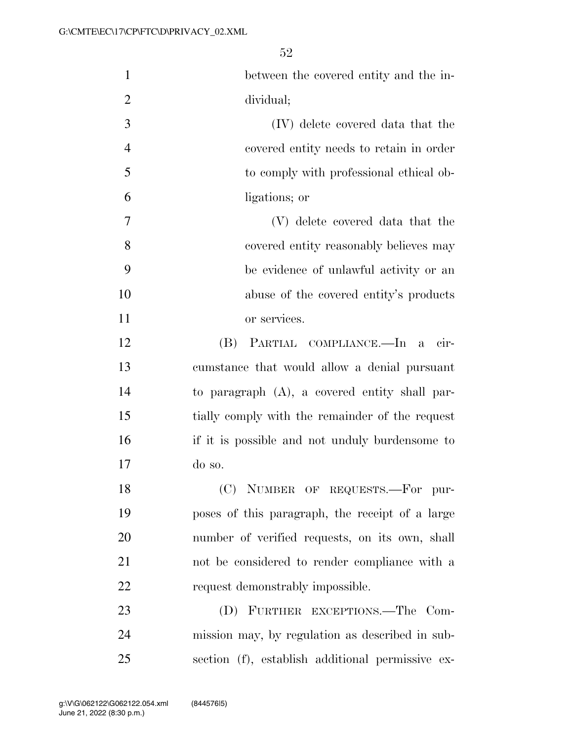between the covered entity and the individual;

(IV) delete covered data that the covered entity needs to retain in order to comply with professional ethical obligations; or

(V) delete covered data that the covered entity reasonably believes may be evidence of unlawful activity or an abuse of the covered entity's products or services.

(B) PARTIAL COMPLIANCE.—In a circumstance that would allow a denial pursuant to paragraph (A), a covered entity shall partially comply with the remainder of the request if it is possible and not unduly burdensome to do so.

(C) NUMBER OF REQUESTS.—For purposes of this paragraph, the receipt of a large number of verified requests, on its own, shall not be considered to render compliance with a request demonstrably impossible.

(D) FURTHER EXCEPTIONS.—The Commission may, by regulation as described in subsection (f), establish additional permissive ex-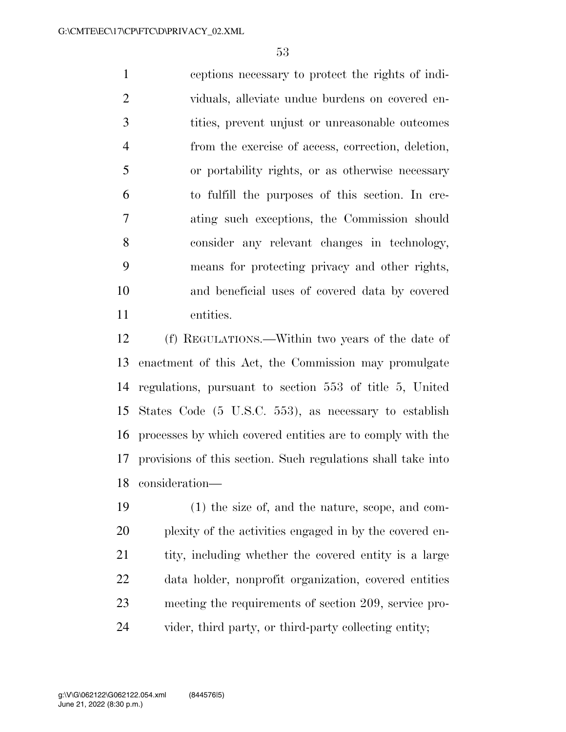ceptions necessary to protect the rights of individuals, alleviate undue burdens on covered entities, prevent unjust or unreasonable outcomes from the exercise of access, correction, deletion, or portability rights, or as otherwise necessary to fulfill the purposes of this section. In creating such exceptions, the Commission should consider any relevant changes in technology, means for protecting privacy and other rights, and beneficial uses of covered data by covered entities.

(f) REGULATIONS.—Within two years of the date of enactment of this Act, the Commission may promulgate regulations, pursuant to section 553 of title 5, United States Code (5 U.S.C. 553), as necessary to establish processes by which covered entities are to comply with the provisions of this section. Such regulations shall take into consideration—

(1) the size of, and the nature, scope, and complexity of the activities engaged in by the covered entity, including whether the covered entity is a large data holder, nonprofit organization, covered entities meeting the requirements of section 209, service provider, third party, or third-party collecting entity;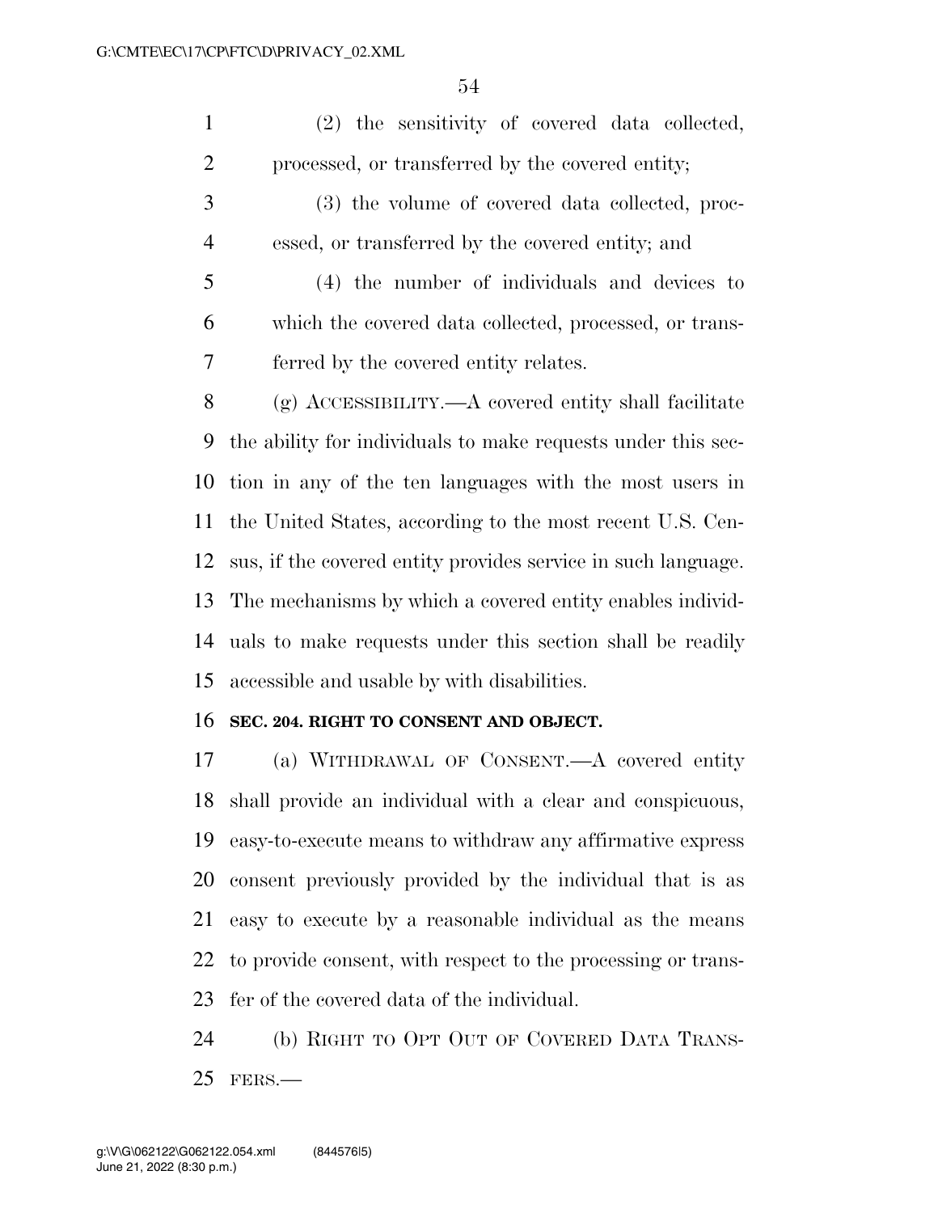(2) the sensitivity of covered data collected, processed, or transferred by the covered entity;

(3) the volume of covered data collected, processed, or transferred by the covered entity; and

(4) the number of individuals and devices to which the covered data collected, processed, or transferred by the covered entity relates.

(g) ACCESSIBILITY.—A covered entity shall facilitate the ability for individuals to make requests under this section in any of the ten languages with the most users in the United States, according to the most recent U.S. Census, if the covered entity provides service in such language. The mechanisms by which a covered entity enables individuals to make requests under this section shall be readily accessible and usable by with disabilities.

### SEC. 204. RIGHT TO CONSENT AND OBJECT.

(a) WITHDRAWAL OF CONSENT.—A covered entity shall provide an individual with a clear and conspicuous, easy-to-execute means to withdraw any affirmative express consent previously provided by the individual that is as easy to execute by a reasonable individual as the means to provide consent, with respect to the processing or transfer of the covered data of the individual.

(b) RIGHT TO OPT OUT OF COVERED DATA TRANSFERS.—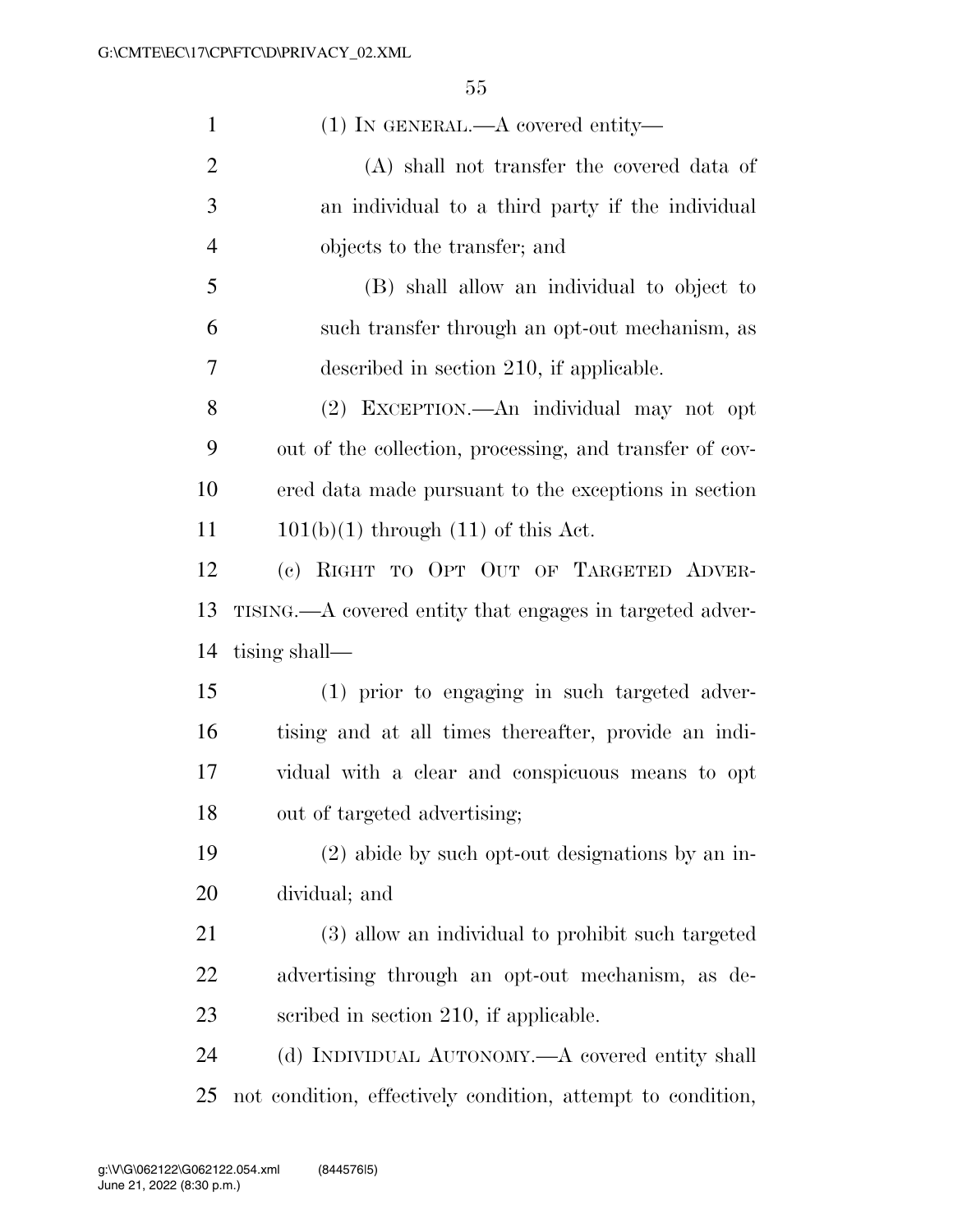(1) IN GENERAL.—A covered entity—

(A) shall not transfer the covered data of an individual to a third party if the individual objects to the transfer; and

(B) shall allow an individual to object to such transfer through an opt-out mechanism, as described in section 210, if applicable.

(2) EXCEPTION.—An individual may not opt out of the collection, processing, and transfer of covered data made pursuant to the exceptions in section 101(b)(1) through (11) of this Act.

(c) RIGHT TO OPT OUT OF TARGETED ADVERTISING.—A covered entity that engages in targeted advertising shall—

(1) prior to engaging in such targeted advertising and at all times thereafter, provide an individual with a clear and conspicuous means to opt out of targeted advertising;

(2) abide by such opt-out designations by an individual; and

(3) allow an individual to prohibit such targeted advertising through an opt-out mechanism, as described in section 210, if applicable.

(d) INDIVIDUAL AUTONOMY.—A covered entity shall not condition, effectively condition, attempt to condition,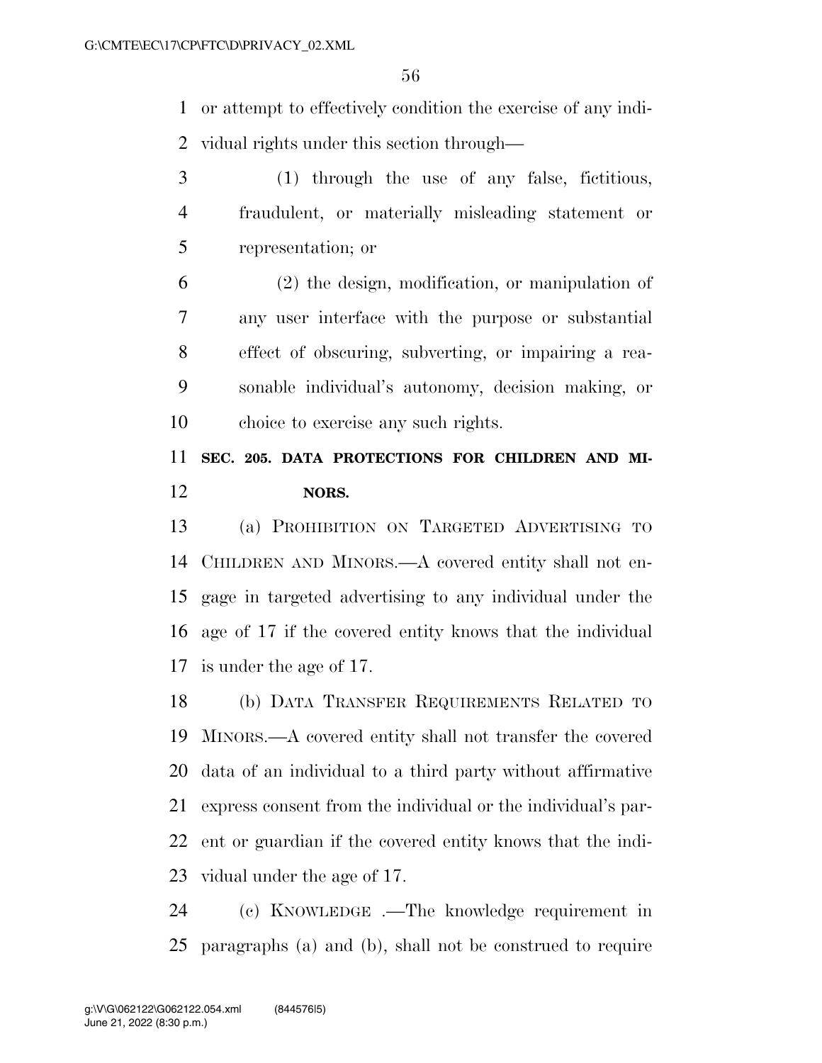or attempt to effectively condition the exercise of any individual rights under this section through—

(1) through the use of any false, fictitious, fraudulent, or materially misleading statement or representation; or

(2) the design, modification, or manipulation of any user interface with the purpose or substantial effect of obscuring, subverting, or impairing a reasonable individual's autonomy, decision making, or choice to exercise any such rights.

**SEC. 205. DATA PROTECTIONS FOR CHILDREN AND MINORS.**

(a) PROHIBITION ON TARGETED ADVERTISING TO CHILDREN AND MINORS.—A covered entity shall not engage in targeted advertising to any individual under the age of 17 if the covered entity knows that the individual is under the age of 17.

(b) DATA TRANSFER REQUIREMENTS RELATED TO MINORS.—A covered entity shall not transfer the covered data of an individual to a third party without affirmative express consent from the individual or the individual's parent or guardian if the covered entity knows that the individual under the age of 17.

(c) KNOWLEDGE .—The knowledge requirement in paragraphs (a) and (b), shall not be construed to require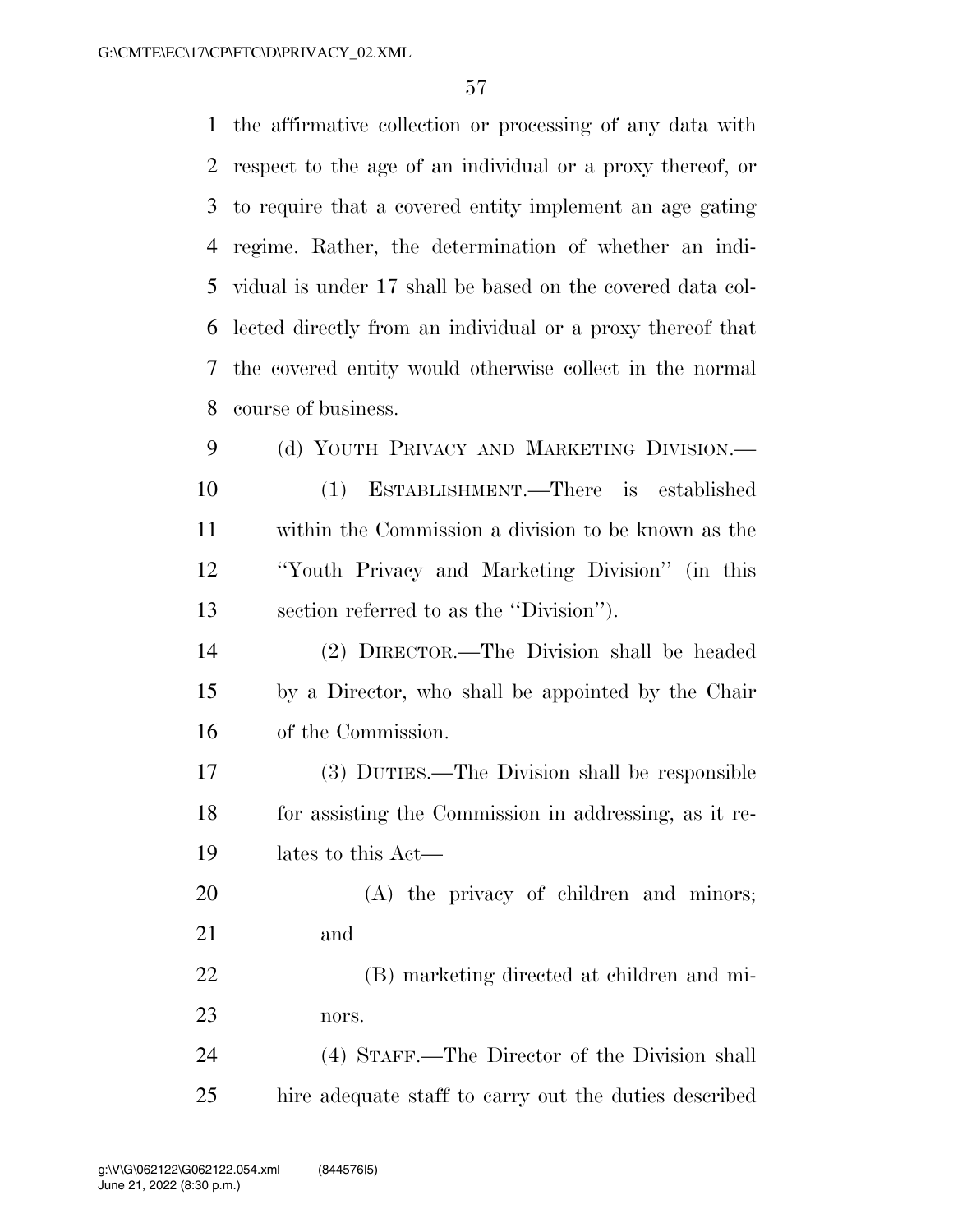the affirmative collection or processing of any data with respect to the age of an individual or a proxy thereof, or to require that a covered entity implement an age gating regime. Rather, the determination of whether an individual is under 17 shall be based on the covered data collected directly from an individual or a proxy thereof that the covered entity would otherwise collect in the normal course of business.

(d) YOUTH PRIVACY AND MARKETING DIVISION.—

(1) ESTABLISHMENT.—There is established within the Commission a division to be known as the ''Youth Privacy and Marketing Division'' (in this section referred to as the ''Division'').

(2) DIRECTOR.—The Division shall be headed by a Director, who shall be appointed by the Chair of the Commission.

(3) DUTIES.—The Division shall be responsible for assisting the Commission in addressing, as it relates to this Act—

(A) the privacy of children and minors; and

(B) marketing directed at children and minors.

(4) STAFF.—The Director of the Division shall hire adequate staff to carry out the duties described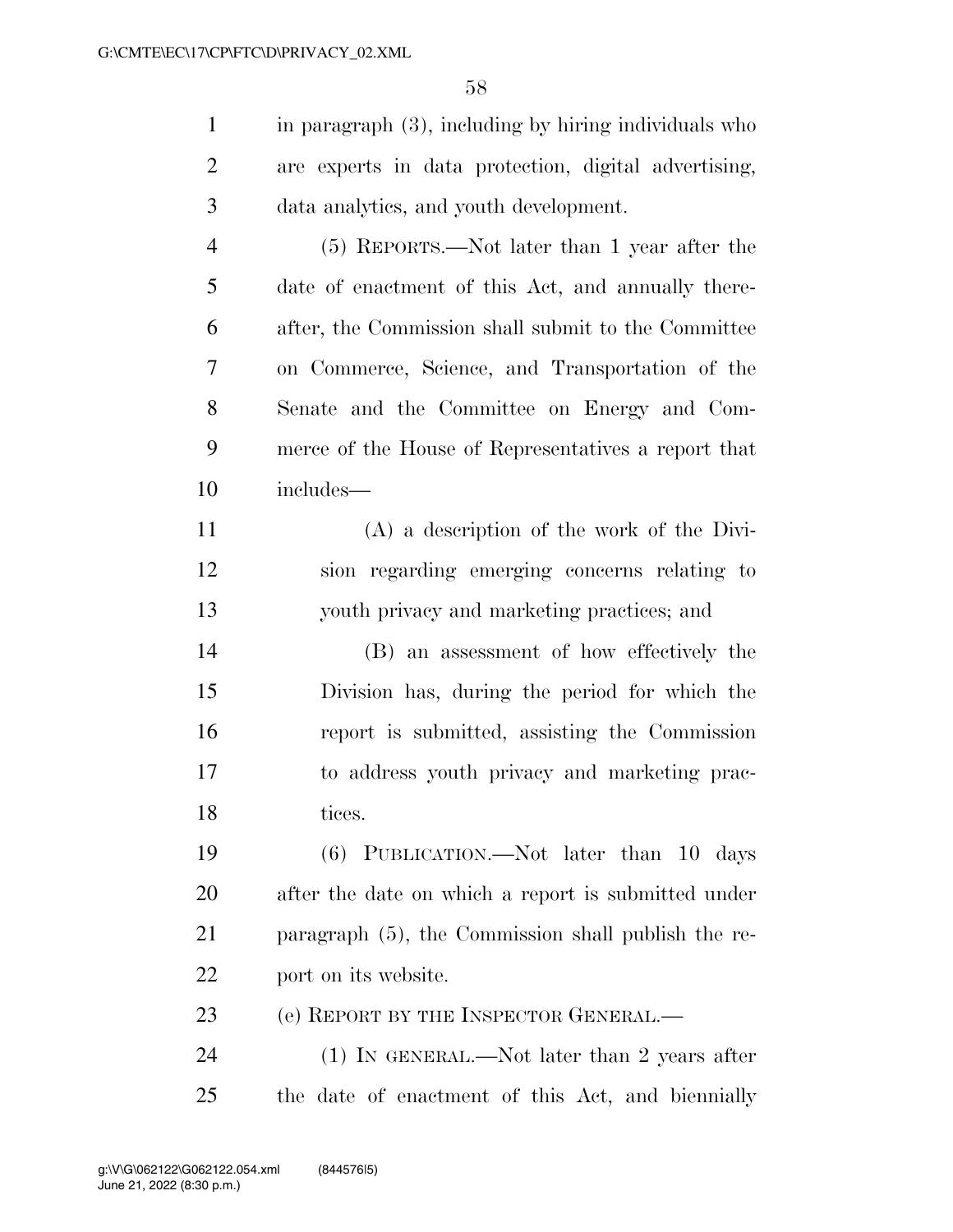in paragraph (3), including by hiring individuals who are experts in data protection, digital advertising, data analytics, and youth development.

(5) REPORTS.—Not later than 1 year after the date of enactment of this Act, and annually thereafter, the Commission shall submit to the Committee on Commerce, Science, and Transportation of the Senate and the Committee on Energy and Commerce of the House of Representatives a report that includes—

(A) a description of the work of the Division regarding emerging concerns relating to youth privacy and marketing practices; and

(B) an assessment of how effectively the Division has, during the period for which the report is submitted, assisting the Commission to address youth privacy and marketing practices.

(6) PUBLICATION.—Not later than 10 days after the date on which a report is submitted under paragraph (5), the Commission shall publish the report on its website.

(e) REPORT BY THE INSPECTOR GENERAL.—

(1) IN GENERAL.—Not later than 2 years after the date of enactment of this Act, and biennially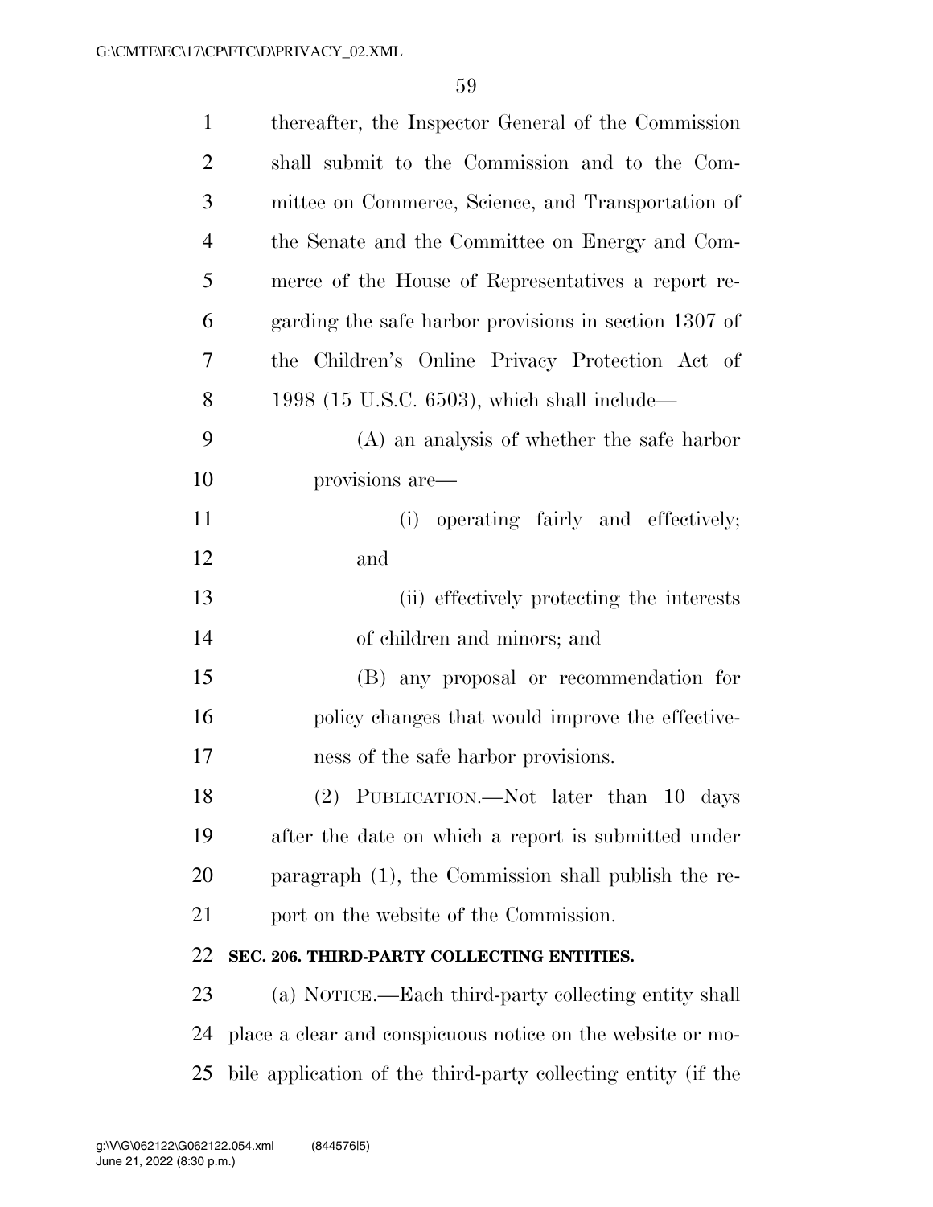thereafter, the Inspector General of the Commission shall submit to the Commission and to the Committee on Commerce, Science, and Transportation of the Senate and the Committee on Energy and Commerce of the House of Representatives a report regarding the safe harbor provisions in section 1307 of the Children's Online Privacy Protection Act of 1998 (15 U.S.C. 6503), which shall include—

(A) an analysis of whether the safe harbor provisions are—

(i) operating fairly and effectively; and

(ii) effectively protecting the interests of children and minors; and

(B) any proposal or recommendation for policy changes that would improve the effectiveness of the safe harbor provisions.

(2) PUBLICATION.—Not later than 10 days after the date on which a report is submitted under paragraph (1), the Commission shall publish the report on the website of the Commission.

**SEC. 206. THIRD-PARTY COLLECTING ENTITIES.**

(a) NOTICE.—Each third-party collecting entity shall place a clear and conspicuous notice on the website or mobile application of the third-party collecting entity (if the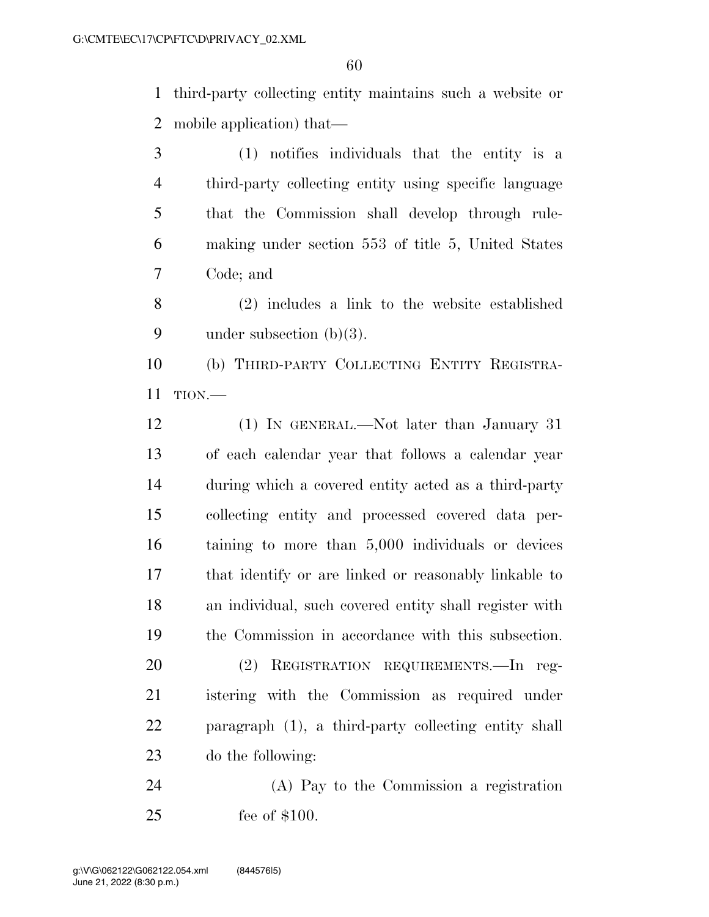third-party collecting entity maintains such a website or mobile application) that—

(1) notifies individuals that the entity is a third-party collecting entity using specific language that the Commission shall develop through rulemaking under section 553 of title 5, United States Code; and

(2) includes a link to the website established under subsection (b)(3).

(b) THIRD-PARTY COLLECTING ENTITY REGISTRATION.—

(1) IN GENERAL.—Not later than January 31 of each calendar year that follows a calendar year during which a covered entity acted as a third-party collecting entity and processed covered data pertaining to more than 5,000 individuals or devices that identify or are linked or reasonably linkable to an individual, such covered entity shall register with the Commission in accordance with this subsection.

(2) REGISTRATION REQUIREMENTS.—In registering with the Commission as required under paragraph (1), a third-party collecting entity shall do the following:

(A) Pay to the Commission a registration fee of $100.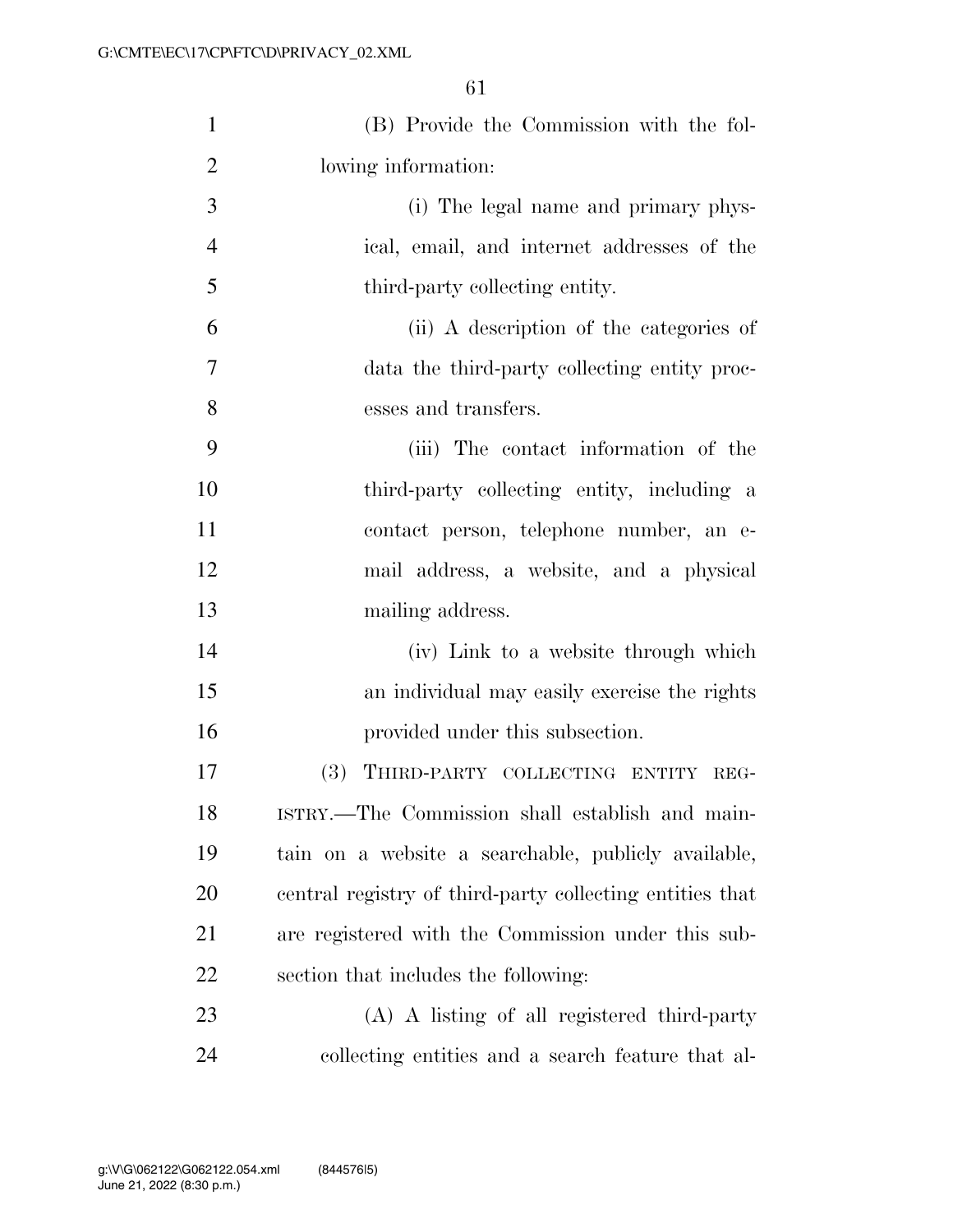(B) Provide the Commission with the following information:

(i) The legal name and primary physical, email, and internet addresses of the third-party collecting entity.

(ii) A description of the categories of data the third-party collecting entity processes and transfers.

(iii) The contact information of the third-party collecting entity, including a contact person, telephone number, an e-mail address, a website, and a physical mailing address.

(iv) Link to a website through which an individual may easily exercise the rights provided under this subsection.

(3) THIRD-PARTY COLLECTING ENTITY REGISTRY.—The Commission shall establish and maintain on a website a searchable, publicly available, central registry of third-party collecting entities that are registered with the Commission under this subsection that includes the following:

(A) A listing of all registered third-party collecting entities and a search feature that al-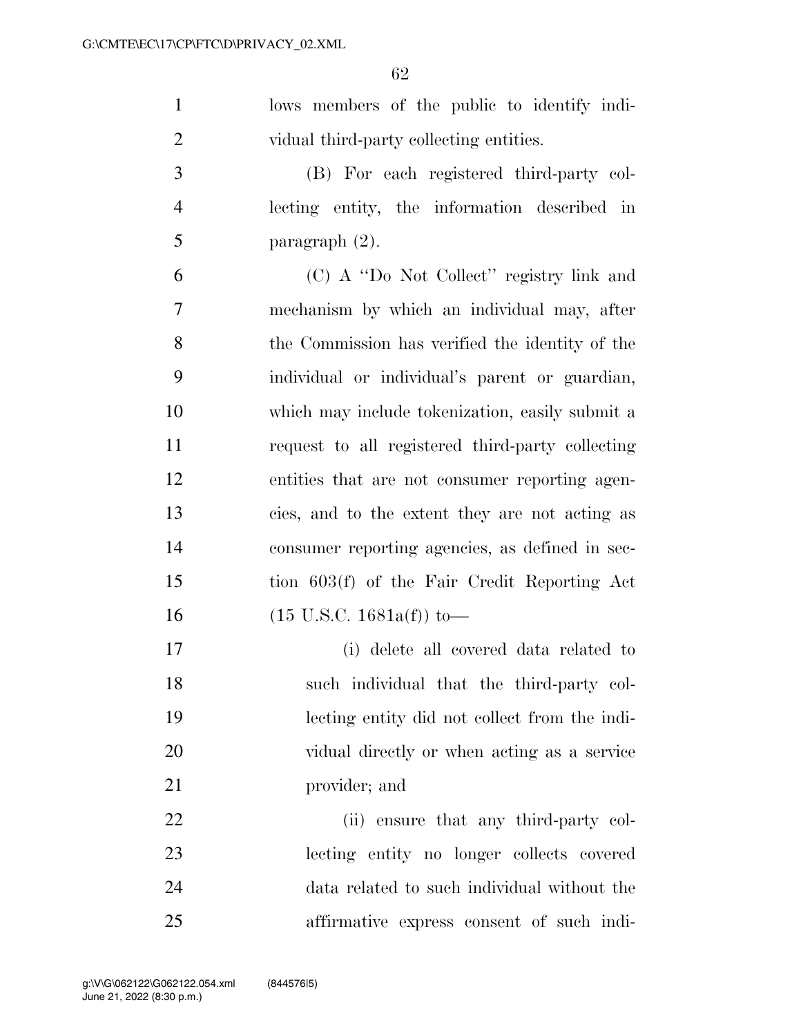lows members of the public to identify individual third-party collecting entities.

(B) For each registered third-party collecting entity, the information described in paragraph (2).

(C) A "Do Not Collect" registry link and mechanism by which an individual may, after the Commission has verified the identity of the individual or individual's parent or guardian, which may include tokenization, easily submit a request to all registered third-party collecting entities that are not consumer reporting agencies, and to the extent they are not acting as consumer reporting agencies, as defined in section 603(f) of the Fair Credit Reporting Act (15 U.S.C. 1681a(f)) to—

(i) delete all covered data related to such individual that the third-party collecting entity did not collect from the individual directly or when acting as a service provider; and

(ii) ensure that any third-party collecting entity no longer collects covered data related to such individual without the affirmative express consent of such indi-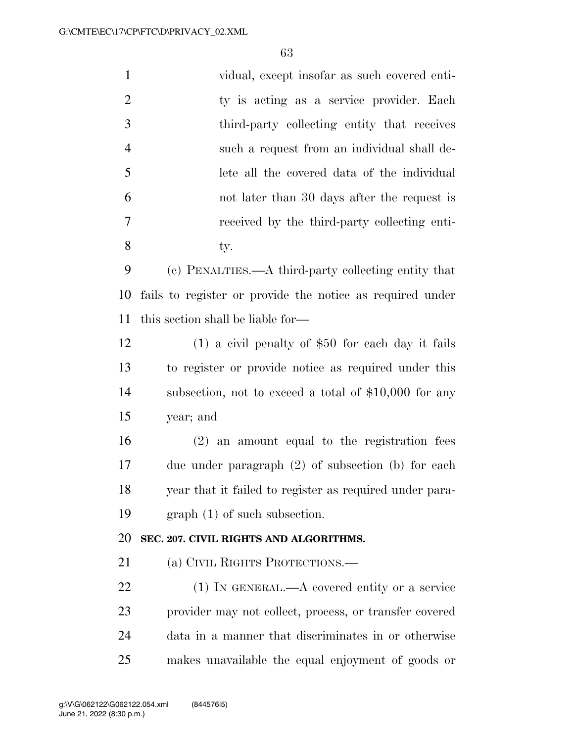vidual, except insofar as such covered entity is acting as a service provider. Each third-party collecting entity that receives such a request from an individual shall delete all the covered data of the individual not later than 30 days after the request is received by the third-party collecting entity.

(c) PENALTIES.—A third-party collecting entity that fails to register or provide the notice as required under this section shall be liable for—

(1) a civil penalty of $50 for each day it fails to register or provide notice as required under this subsection, not to exceed a total of $10,000 for any year; and

(2) an amount equal to the registration fees due under paragraph (2) of subsection (b) for each year that it failed to register as required under paragraph (1) of such subsection.

**SEC. 207. CIVIL RIGHTS AND ALGORITHMS.**

(a) CIVIL RIGHTS PROTECTIONS.—

(1) IN GENERAL.—A covered entity or a service provider may not collect, process, or transfer covered data in a manner that discriminates in or otherwise makes unavailable the equal enjoyment of goods or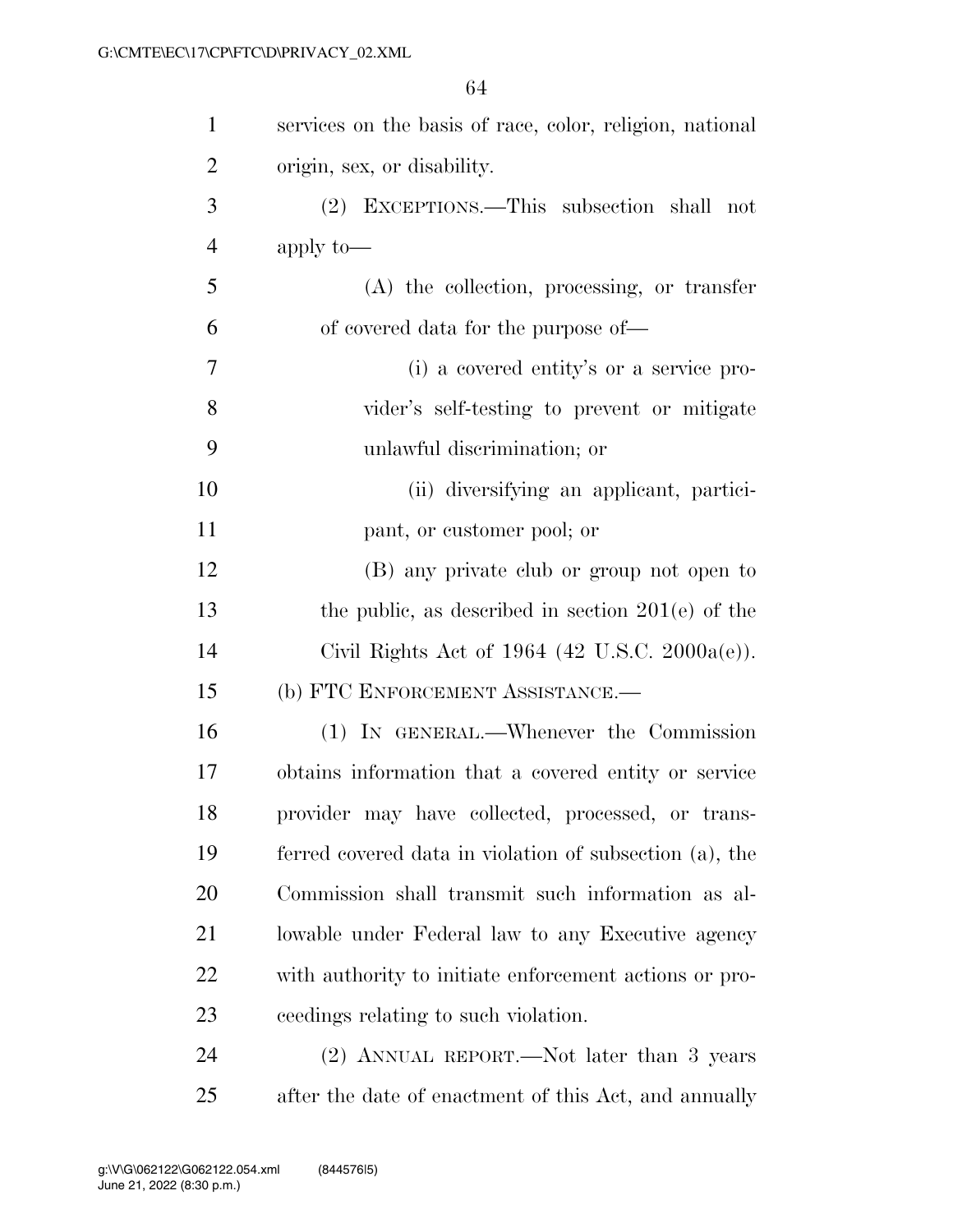services on the basis of race, color, religion, national origin, sex, or disability.

(2) EXCEPTIONS.—This subsection shall not apply to—

(A) the collection, processing, or transfer of covered data for the purpose of—

(i) a covered entity's or a service provider's self-testing to prevent or mitigate unlawful discrimination; or

(ii) diversifying an applicant, participant, or customer pool; or

(B) any private club or group not open to the public, as described in section 201(e) of the Civil Rights Act of 1964 (42 U.S.C. 2000a(e)).

(b) FTC ENFORCEMENT ASSISTANCE.—

(1) IN GENERAL.—Whenever the Commission obtains information that a covered entity or service provider may have collected, processed, or transferred covered data in violation of subsection (a), the Commission shall transmit such information as allowable under Federal law to any Executive agency with authority to initiate enforcement actions or proceedings relating to such violation.

(2) ANNUAL REPORT.—Not later than 3 years after the date of enactment of this Act, and annually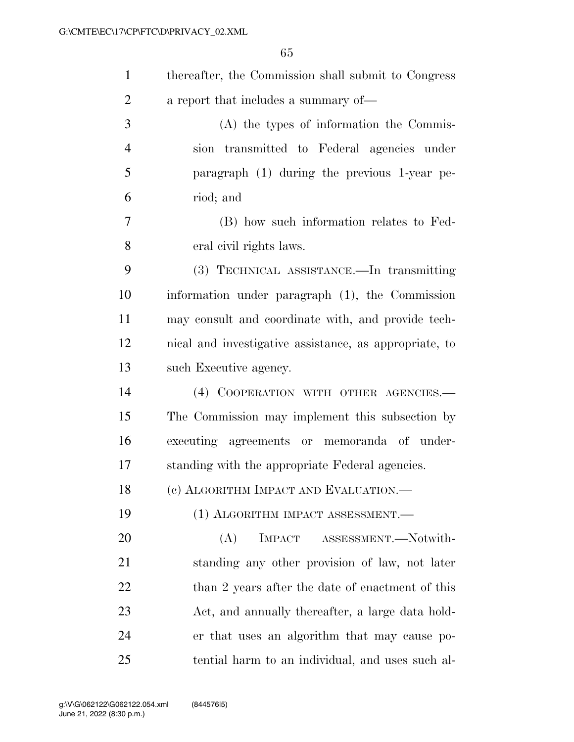thereafter, the Commission shall submit to Congress a report that includes a summary of—

(A) the types of information the Commission transmitted to Federal agencies under paragraph (1) during the previous 1-year period; and

(B) how such information relates to Federal civil rights laws.

(3) TECHNICAL ASSISTANCE.—In transmitting information under paragraph (1), the Commission may consult and coordinate with, and provide technical and investigative assistance, as appropriate, to such Executive agency.

(4) COOPERATION WITH OTHER AGENCIES.—The Commission may implement this subsection by executing agreements or memoranda of understanding with the appropriate Federal agencies.

(c) ALGORITHM IMPACT AND EVALUATION.—

(1) ALGORITHM IMPACT ASSESSMENT.—

(A) IMPACT ASSESSMENT.—Notwithstanding any other provision of law, not later than 2 years after the date of enactment of this Act, and annually thereafter, a large data holder that uses an algorithm that may cause potential harm to an individual, and uses such al-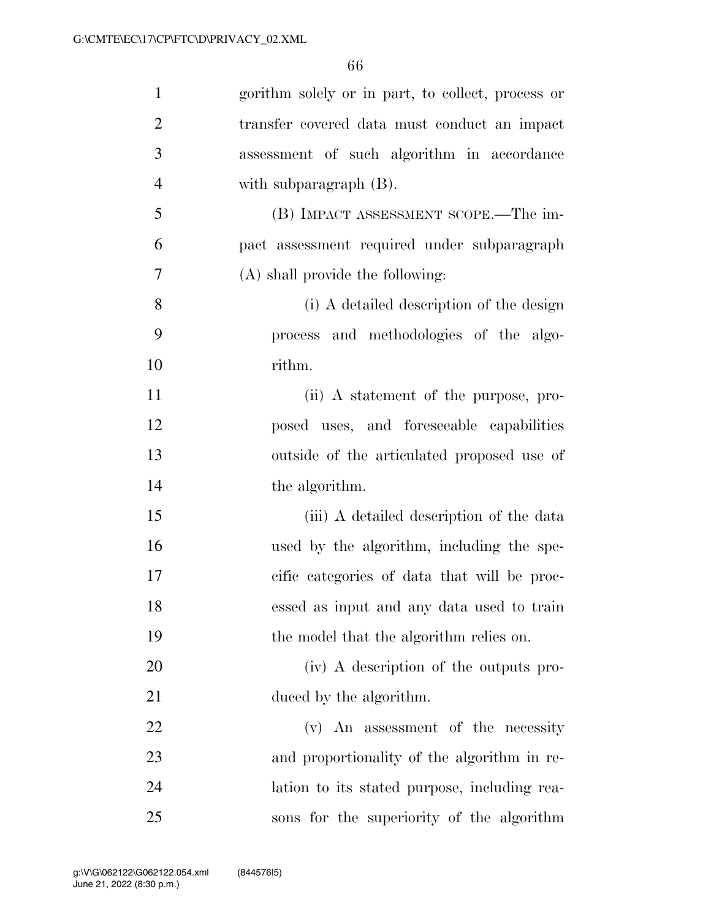gorithm solely or in part, to collect, process or transfer covered data must conduct an impact assessment of such algorithm in accordance with subparagraph (B).

(B) IMPACT ASSESSMENT SCOPE.—The impact assessment required under subparagraph (A) shall provide the following:

(i) A detailed description of the design process and methodologies of the algorithm.

(ii) A statement of the purpose, proposed uses, and foreseeable capabilities outside of the articulated proposed use of the algorithm.

(iii) A detailed description of the data used by the algorithm, including the specific categories of data that will be processed as input and any data used to train the model that the algorithm relies on.

(iv) A description of the outputs produced by the algorithm.

(v) An assessment of the necessity and proportionality of the algorithm in relation to its stated purpose, including reasons for the superiority of the algorithm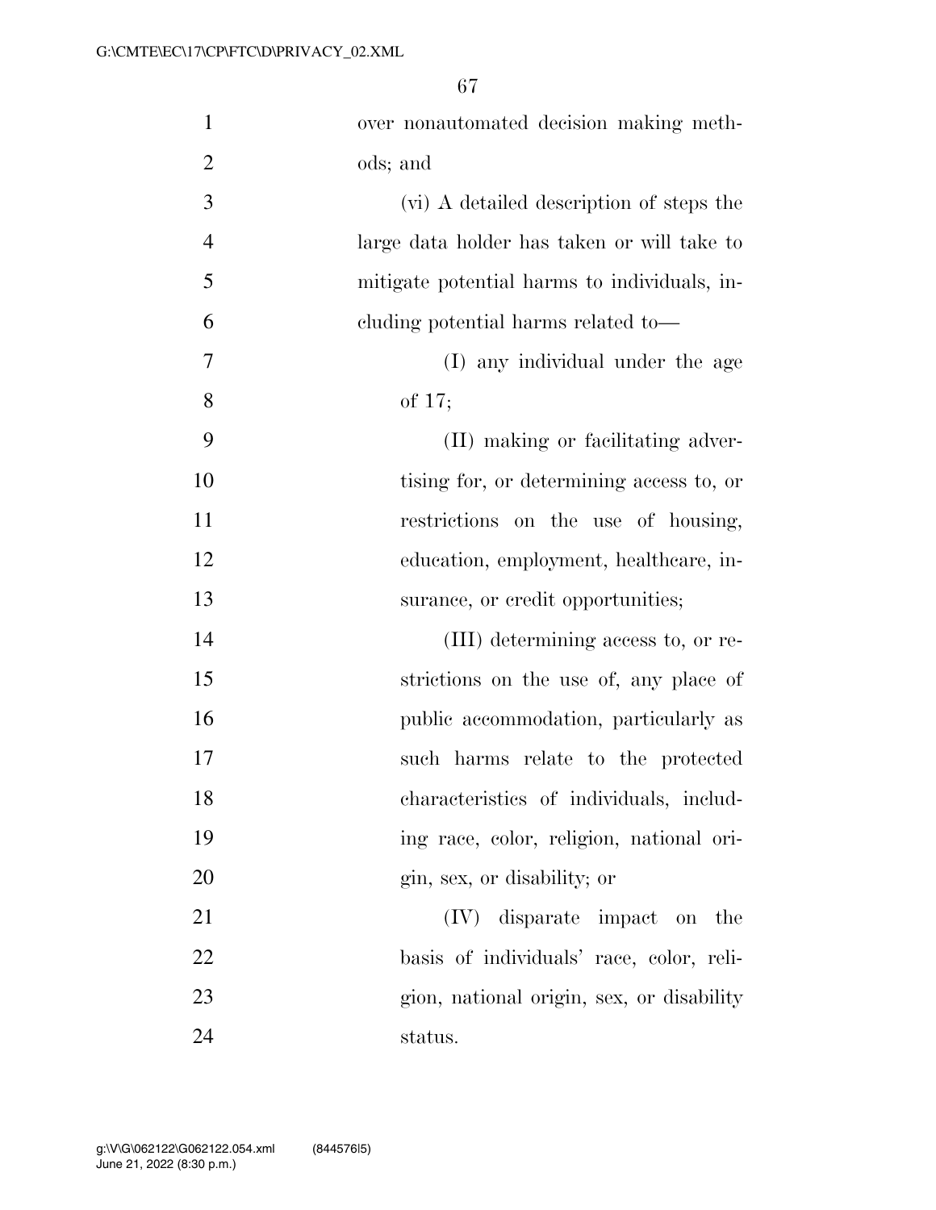over nonautomated decision making methods; and

(vi) A detailed description of steps the large data holder has taken or will take to mitigate potential harms to individuals, including potential harms related to—

(I) any individual under the age of 17;

(II) making or facilitating advertising for, or determining access to, or restrictions on the use of housing, education, employment, healthcare, insurance, or credit opportunities;

(III) determining access to, or restrictions on the use of, any place of public accommodation, particularly as such harms relate to the protected characteristics of individuals, including race, color, religion, national origin, sex, or disability; or

(IV) disparate impact on the basis of individuals' race, color, religion, national origin, sex, or disability status.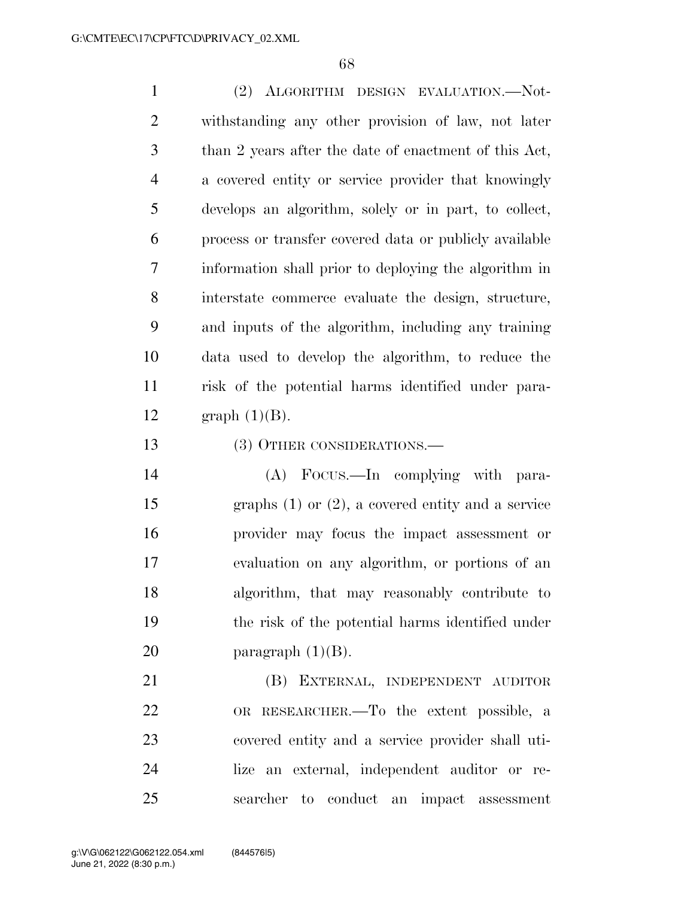(2) ALGORITHM DESIGN EVALUATION.—Notwithstanding any other provision of law, not later than 2 years after the date of enactment of this Act, a covered entity or service provider that knowingly develops an algorithm, solely or in part, to collect, process or transfer covered data or publicly available information shall prior to deploying the algorithm in interstate commerce evaluate the design, structure, and inputs of the algorithm, including any training data used to develop the algorithm, to reduce the risk of the potential harms identified under paragraph (1)(B).

(3) OTHER CONSIDERATIONS.—

(A) FOCUS.—In complying with paragraphs (1) or (2), a covered entity and a service provider may focus the impact assessment or evaluation on any algorithm, or portions of an algorithm, that may reasonably contribute to the risk of the potential harms identified under paragraph (1)(B).

(B) EXTERNAL, INDEPENDENT AUDITOR OR RESEARCHER.—To the extent possible, a covered entity and a service provider shall utilize an external, independent auditor or researcher to conduct an impact assessment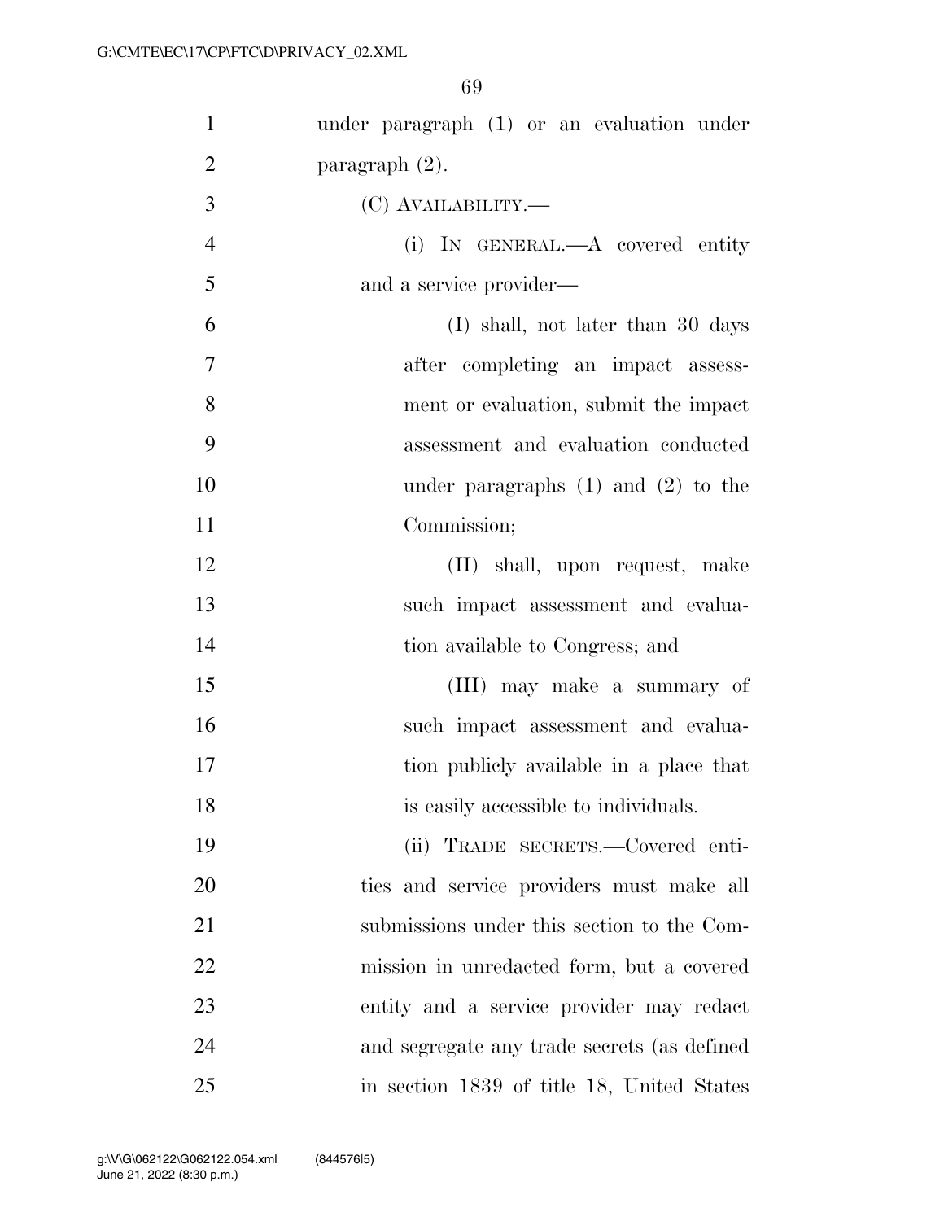under paragraph (1) or an evaluation under paragraph (2).

(C) AVAILABILITY.—

(i) IN GENERAL.—A covered entity and a service provider—

(I) shall, not later than 30 days after completing an impact assessment or evaluation, submit the impact assessment and evaluation conducted under paragraphs (1) and (2) to the Commission;

(II) shall, upon request, make such impact assessment and evaluation available to Congress; and

(III) may make a summary of such impact assessment and evaluation publicly available in a place that is easily accessible to individuals.

(ii) TRADE SECRETS.—Covered entities and service providers must make all submissions under this section to the Commission in unredacted form, but a covered entity and a service provider may redact and segregate any trade secrets (as defined in section 1839 of title 18, United States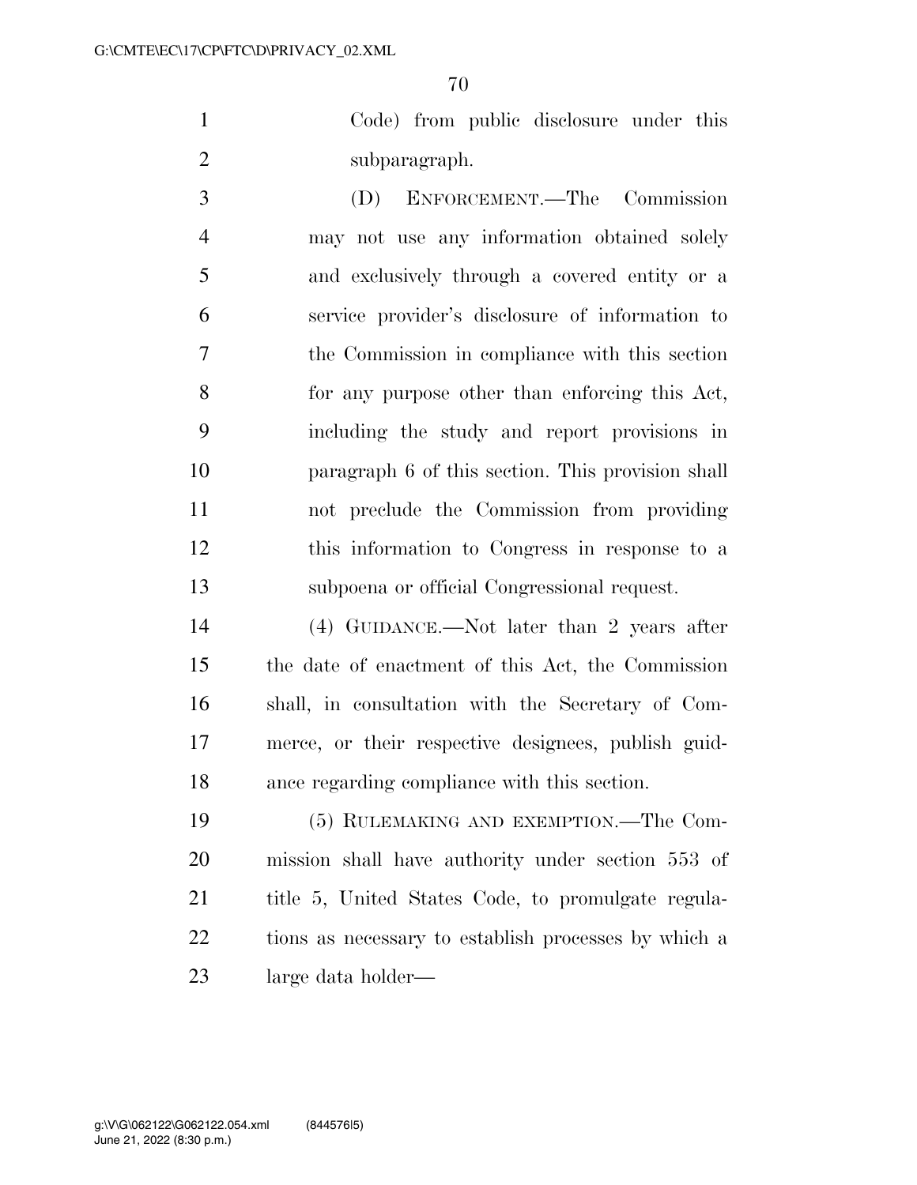Code) from public disclosure under this subparagraph.

(D) ENFORCEMENT.—The Commission may not use any information obtained solely and exclusively through a covered entity or a service provider's disclosure of information to the Commission in compliance with this section for any purpose other than enforcing this Act, including the study and report provisions in paragraph 6 of this section. This provision shall not preclude the Commission from providing this information to Congress in response to a subpoena or official Congressional request.

(4) GUIDANCE.—Not later than 2 years after the date of enactment of this Act, the Commission shall, in consultation with the Secretary of Commerce, or their respective designees, publish guidance regarding compliance with this section.

(5) RULEMAKING AND EXEMPTION.—The Commission shall have authority under section 553 of title 5, United States Code, to promulgate regulations as necessary to establish processes by which a large data holder—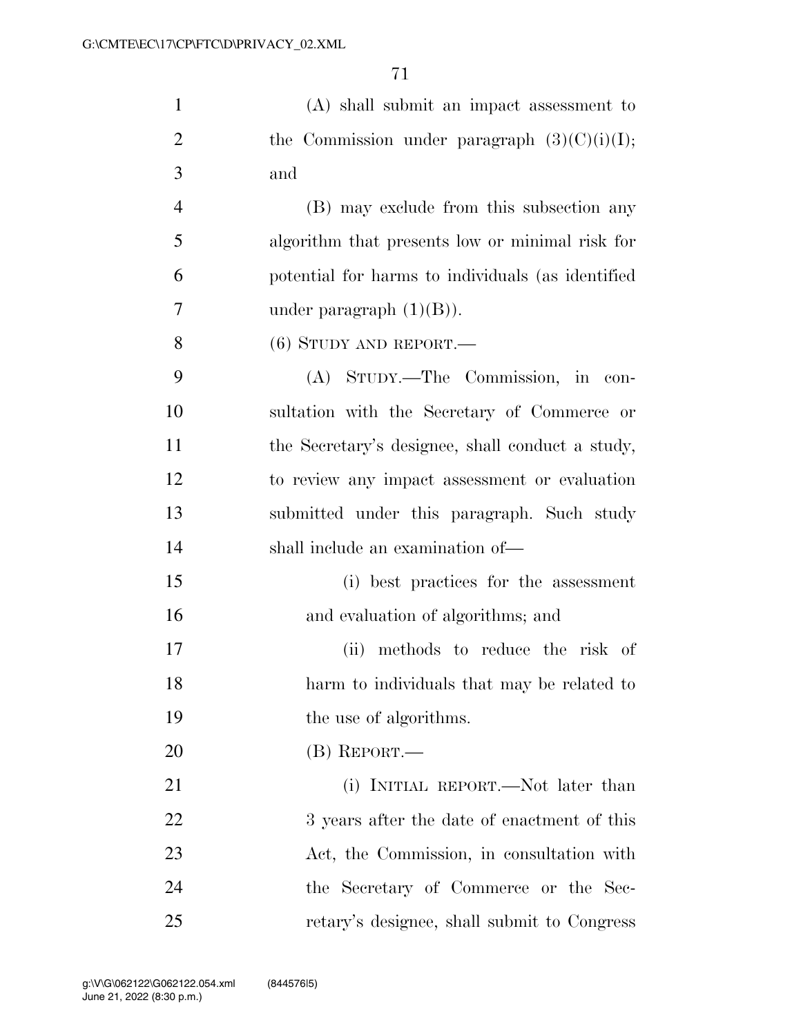(A) shall submit an impact assessment to the Commission under paragraph (3)(C)(i)(I); and

(B) may exclude from this subsection any algorithm that presents low or minimal risk for potential for harms to individuals (as identified under paragraph (1)(B)).

(6) STUDY AND REPORT.—

(A) STUDY.—The Commission, in consultation with the Secretary of Commerce or the Secretary's designee, shall conduct a study, to review any impact assessment or evaluation submitted under this paragraph. Such study shall include an examination of—

(i) best practices for the assessment and evaluation of algorithms; and

(ii) methods to reduce the risk of harm to individuals that may be related to the use of algorithms.

(B) REPORT.—

(i) INITIAL REPORT.—Not later than 3 years after the date of enactment of this Act, the Commission, in consultation with the Secretary of Commerce or the Secretary's designee, shall submit to Congress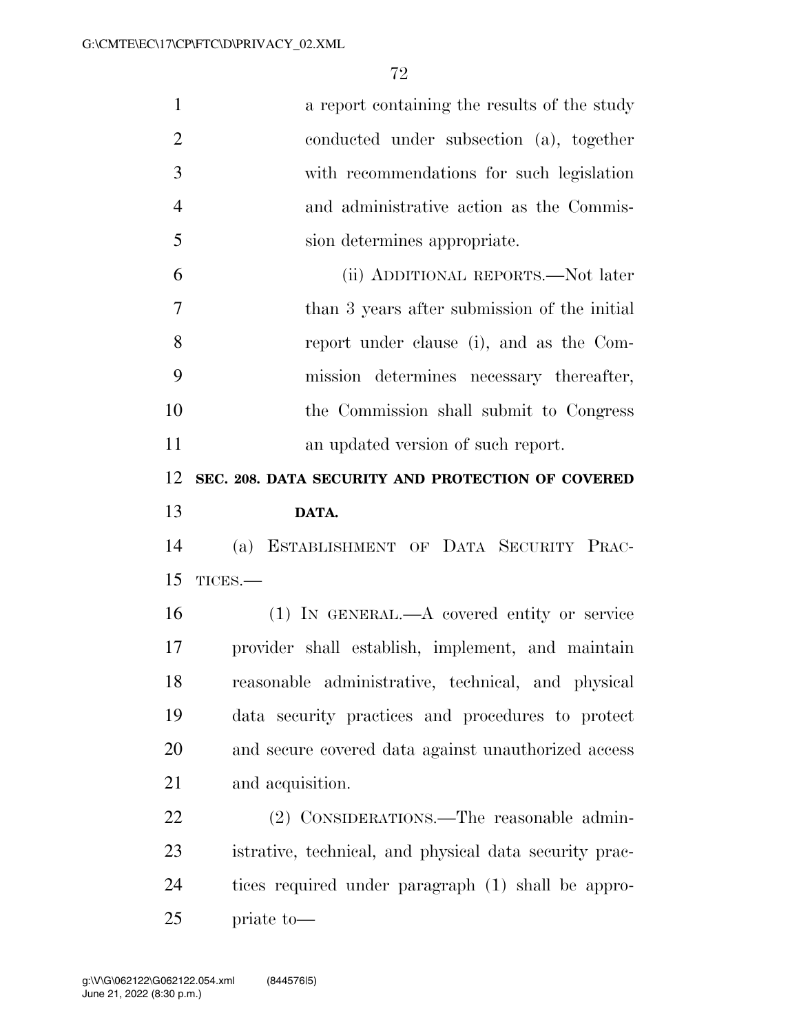a report containing the results of the study conducted under subsection (a), together with recommendations for such legislation and administrative action as the Commission determines appropriate.

(ii) ADDITIONAL REPORTS.—Not later than 3 years after submission of the initial report under clause (i), and as the Commission determines necessary thereafter, the Commission shall submit to Congress an updated version of such report.

**SEC. 208. DATA SECURITY AND PROTECTION OF COVERED DATA.**

(a) ESTABLISHMENT OF DATA SECURITY PRACTICES.—

(1) IN GENERAL.—A covered entity or service provider shall establish, implement, and maintain reasonable administrative, technical, and physical data security practices and procedures to protect and secure covered data against unauthorized access and acquisition.

(2) CONSIDERATIONS.—The reasonable administrative, technical, and physical data security practices required under paragraph (1) shall be appropriate to—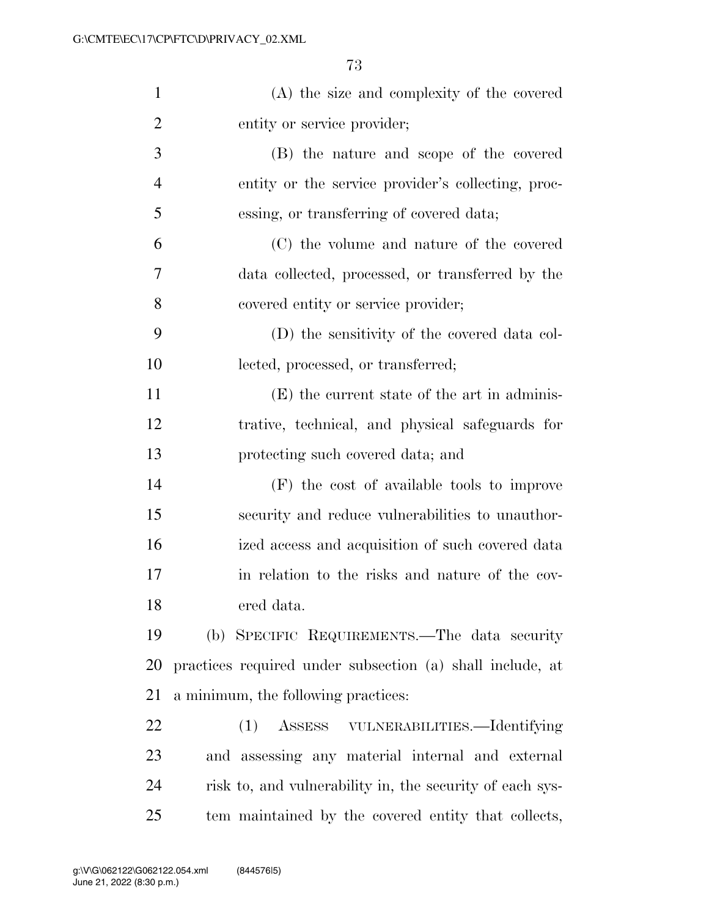(A) the size and complexity of the covered entity or service provider;

(B) the nature and scope of the covered entity or the service provider's collecting, processing, or transferring of covered data;

(C) the volume and nature of the covered data collected, processed, or transferred by the covered entity or service provider;

(D) the sensitivity of the covered data collected, processed, or transferred;

(E) the current state of the art in administrative, technical, and physical safeguards for protecting such covered data; and

(F) the cost of available tools to improve security and reduce vulnerabilities to unauthorized access and acquisition of such covered data in relation to the risks and nature of the covered data.

(b) SPECIFIC REQUIREMENTS.—The data security practices required under subsection (a) shall include, at a minimum, the following practices:

(1) ASSESS VULNERABILITIES.—Identifying and assessing any material internal and external risk to, and vulnerability in, the security of each system maintained by the covered entity that collects,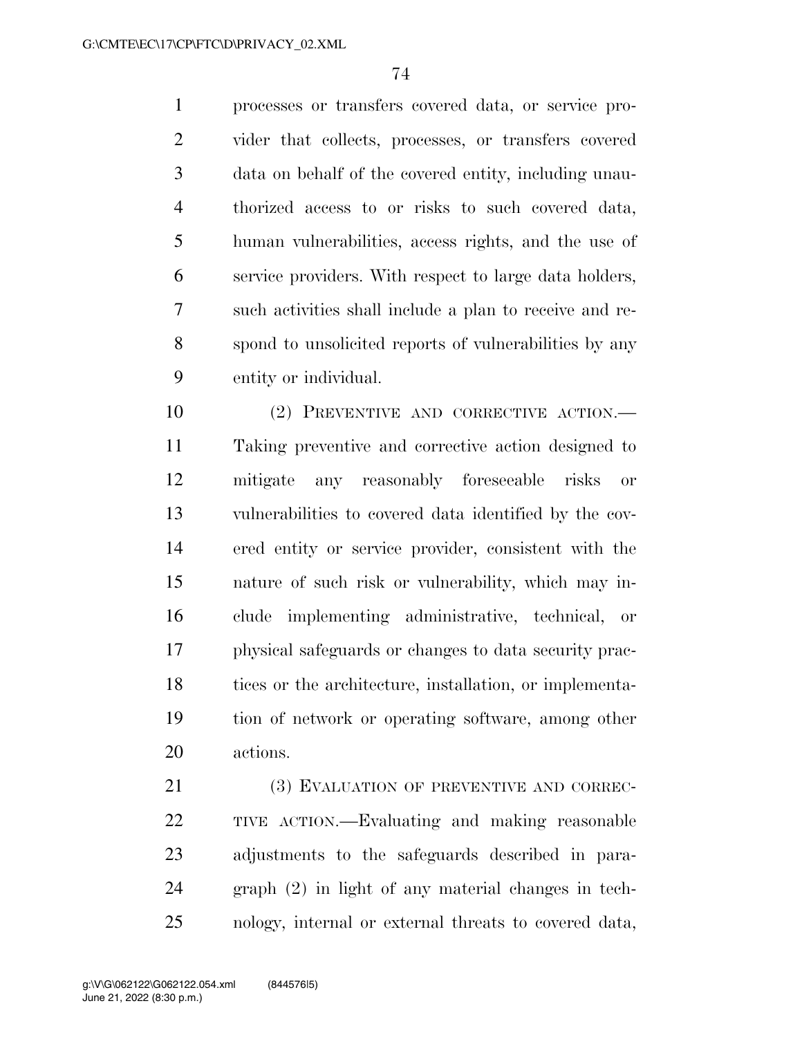processes or transfers covered data, or service provider that collects, processes, or transfers covered data on behalf of the covered entity, including unauthorized access to or risks to such covered data, human vulnerabilities, access rights, and the use of service providers. With respect to large data holders, such activities shall include a plan to receive and respond to unsolicited reports of vulnerabilities by any entity or individual.

(2) PREVENTIVE AND CORRECTIVE ACTION.—Taking preventive and corrective action designed to mitigate any reasonably foreseeable risks or vulnerabilities to covered data identified by the covered entity or service provider, consistent with the nature of such risk or vulnerability, which may include implementing administrative, technical, or physical safeguards or changes to data security practices or the architecture, installation, or implementation of network or operating software, among other actions.

(3) EVALUATION OF PREVENTIVE AND CORRECTIVE ACTION.—Evaluating and making reasonable adjustments to the safeguards described in paragraph (2) in light of any material changes in technology, internal or external threats to covered data,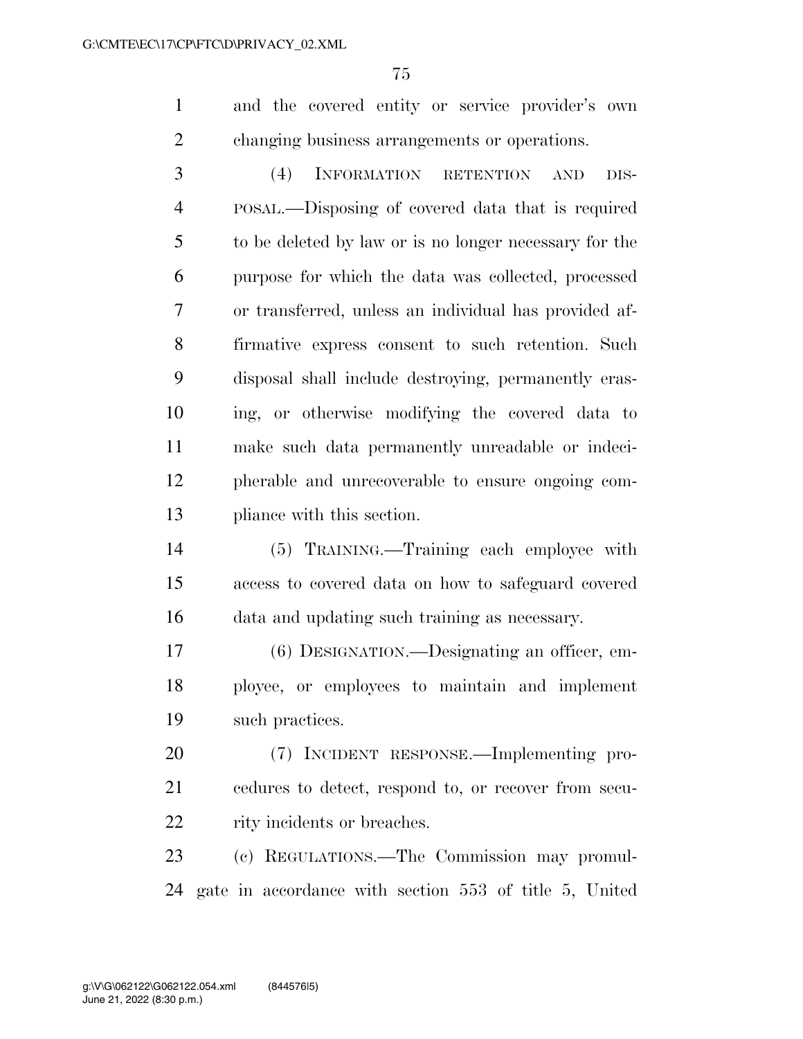and the covered entity or service provider's own changing business arrangements or operations.

(4) INFORMATION RETENTION AND DISPOSAL.—Disposing of covered data that is required to be deleted by law or is no longer necessary for the purpose for which the data was collected, processed or transferred, unless an individual has provided affirmative express consent to such retention. Such disposal shall include destroying, permanently erasing, or otherwise modifying the covered data to make such data permanently unreadable or indecipherable and unrecoverable to ensure ongoing compliance with this section.

(5) TRAINING.—Training each employee with access to covered data on how to safeguard covered data and updating such training as necessary.

(6) DESIGNATION.—Designating an officer, employee, or employees to maintain and implement such practices.

(7) INCIDENT RESPONSE.—Implementing procedures to detect, respond to, or recover from security incidents or breaches.

(c) REGULATIONS.—The Commission may promulgate in accordance with section 553 of title 5, United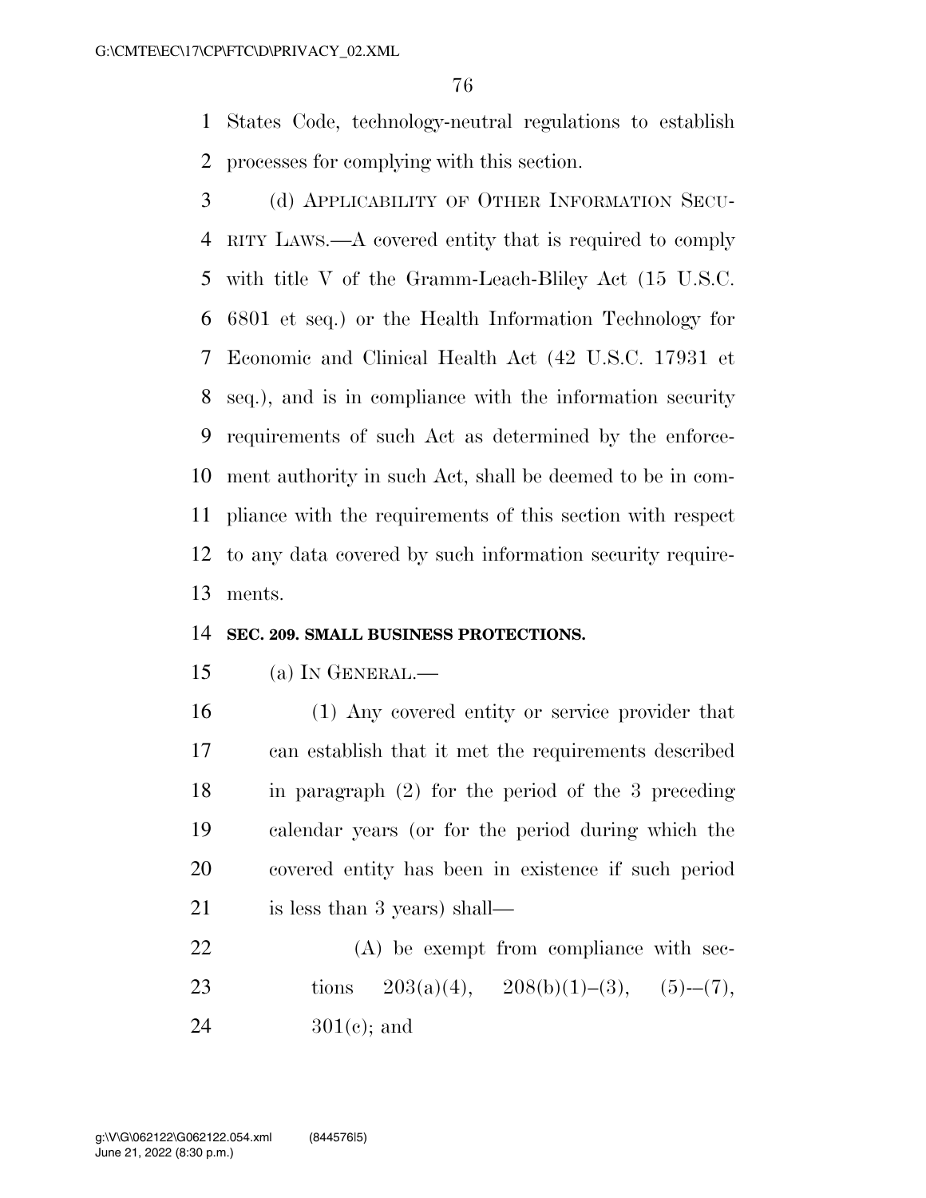States Code, technology-neutral regulations to establish processes for complying with this section.

(d) APPLICABILITY OF OTHER INFORMATION SECURITY LAWS.—A covered entity that is required to comply with title V of the Gramm-Leach-Bliley Act (15 U.S.C. 6801 et seq.) or the Health Information Technology for Economic and Clinical Health Act (42 U.S.C. 17931 et seq.), and is in compliance with the information security requirements of such Act as determined by the enforcement authority in such Act, shall be deemed to be in compliance with the requirements of this section with respect to any data covered by such information security requirements.

**SEC. 209. SMALL BUSINESS PROTECTIONS.**

(a) IN GENERAL.—

(1) Any covered entity or service provider that can establish that it met the requirements described in paragraph (2) for the period of the 3 preceding calendar years (or for the period during which the covered entity has been in existence if such period is less than 3 years) shall—

(A) be exempt from compliance with sections 203(a)(4), 208(b)(1)–(3), (5)-–(7), 301(c); and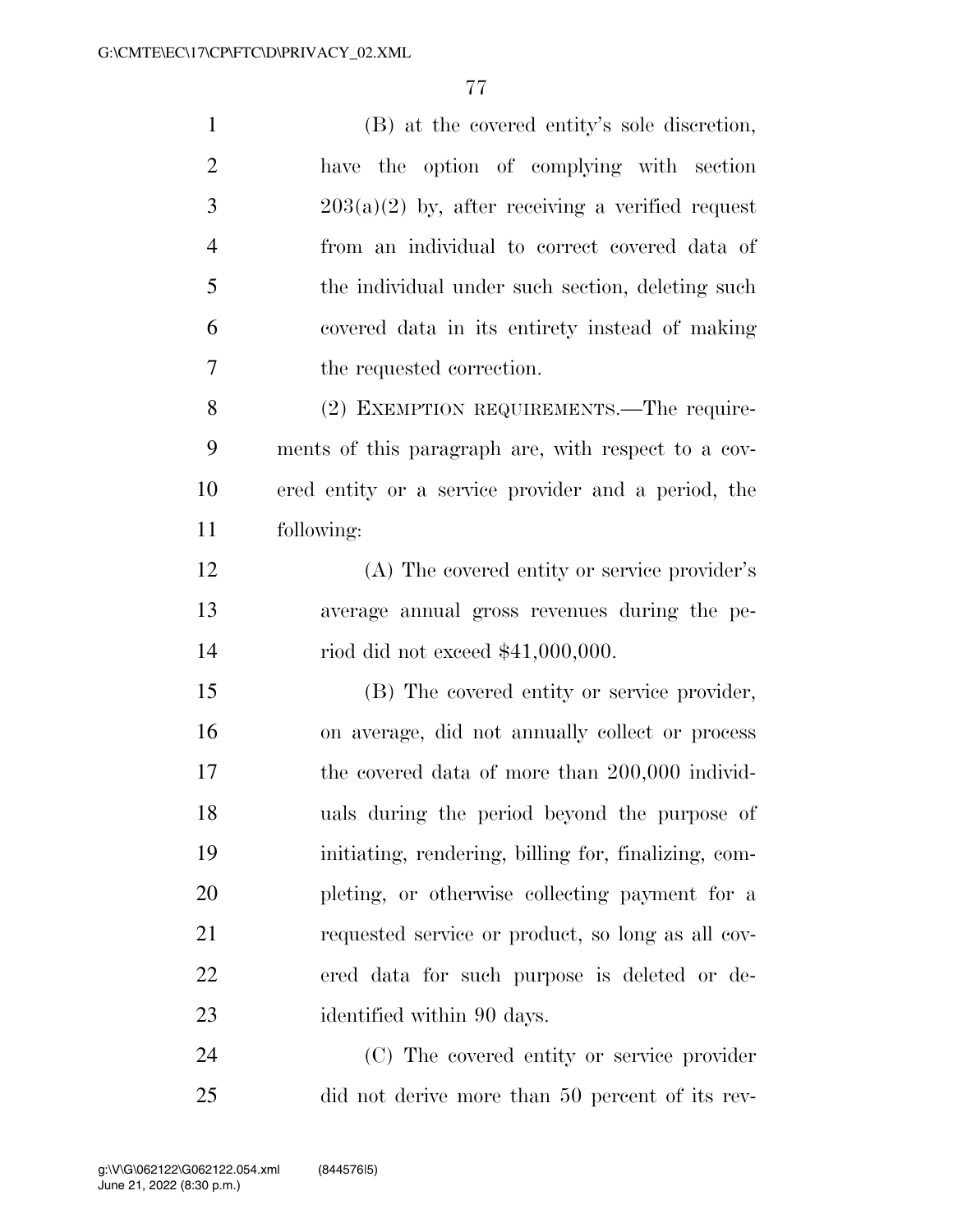(B) at the covered entity's sole discretion, have the option of complying with section 203(a)(2) by, after receiving a verified request from an individual to correct covered data of the individual under such section, deleting such covered data in its entirety instead of making the requested correction.

(2) EXEMPTION REQUIREMENTS.—The requirements of this paragraph are, with respect to a covered entity or a service provider and a period, the following:

(A) The covered entity or service provider's average annual gross revenues during the period did not exceed $41,000,000.

(B) The covered entity or service provider, on average, did not annually collect or process the covered data of more than 200,000 individuals during the period beyond the purpose of initiating, rendering, billing for, finalizing, completing, or otherwise collecting payment for a requested service or product, so long as all covered data for such purpose is deleted or de-identified within 90 days.

(C) The covered entity or service provider did not derive more than 50 percent of its rev-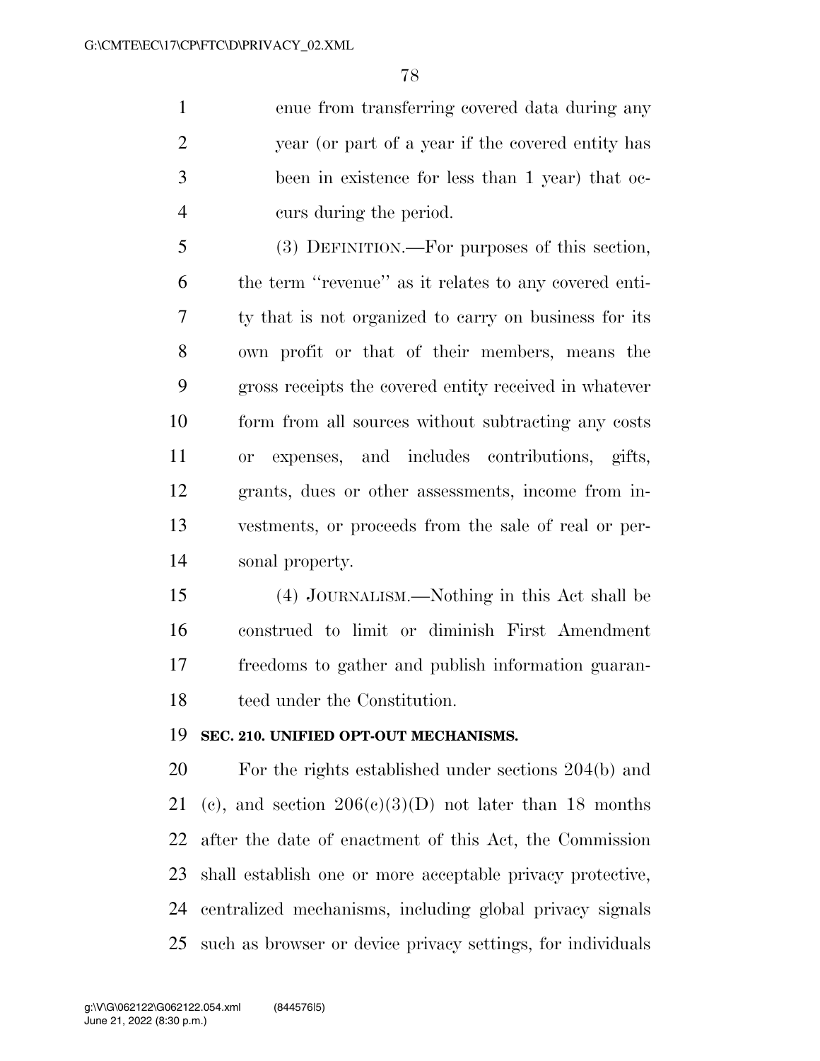enue from transferring covered data during any year (or part of a year if the covered entity has been in existence for less than 1 year) that occurs during the period.

(3) DEFINITION.—For purposes of this section, the term ''revenue'' as it relates to any covered entity that is not organized to carry on business for its own profit or that of their members, means the gross receipts the covered entity received in whatever form from all sources without subtracting any costs or expenses, and includes contributions, gifts, grants, dues or other assessments, income from investments, or proceeds from the sale of real or personal property.

(4) JOURNALISM.—Nothing in this Act shall be construed to limit or diminish First Amendment freedoms to gather and publish information guaranteed under the Constitution.

**SEC. 210. UNIFIED OPT-OUT MECHANISMS.**

For the rights established under sections 204(b) and (c), and section 206(c)(3)(D) not later than 18 months after the date of enactment of this Act, the Commission shall establish one or more acceptable privacy protective, centralized mechanisms, including global privacy signals such as browser or device privacy settings, for individuals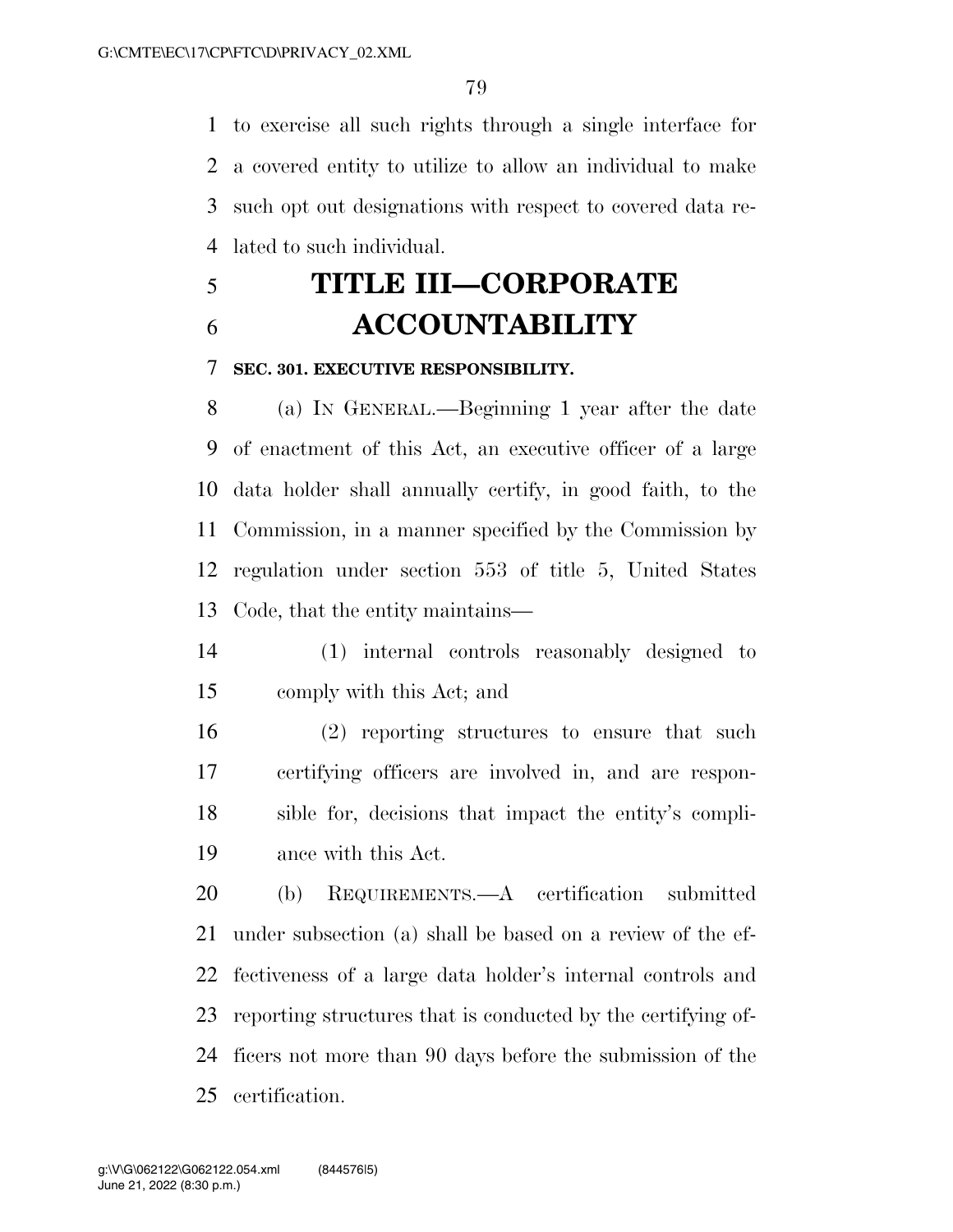to exercise all such rights through a single interface for a covered entity to utilize to allow an individual to make such opt out designations with respect to covered data related to such individual.

# TITLE III—CORPORATE ACCOUNTABILITY

### SEC. 301. EXECUTIVE RESPONSIBILITY.

(a) IN GENERAL.—Beginning 1 year after the date of enactment of this Act, an executive officer of a large data holder shall annually certify, in good faith, to the Commission, in a manner specified by the Commission by regulation under section 553 of title 5, United States Code, that the entity maintains—

(1) internal controls reasonably designed to comply with this Act; and

(2) reporting structures to ensure that such certifying officers are involved in, and are responsible for, decisions that impact the entity's compliance with this Act.

(b) REQUIREMENTS.—A certification submitted under subsection (a) shall be based on a review of the effectiveness of a large data holder's internal controls and reporting structures that is conducted by the certifying officers not more than 90 days before the submission of the certification.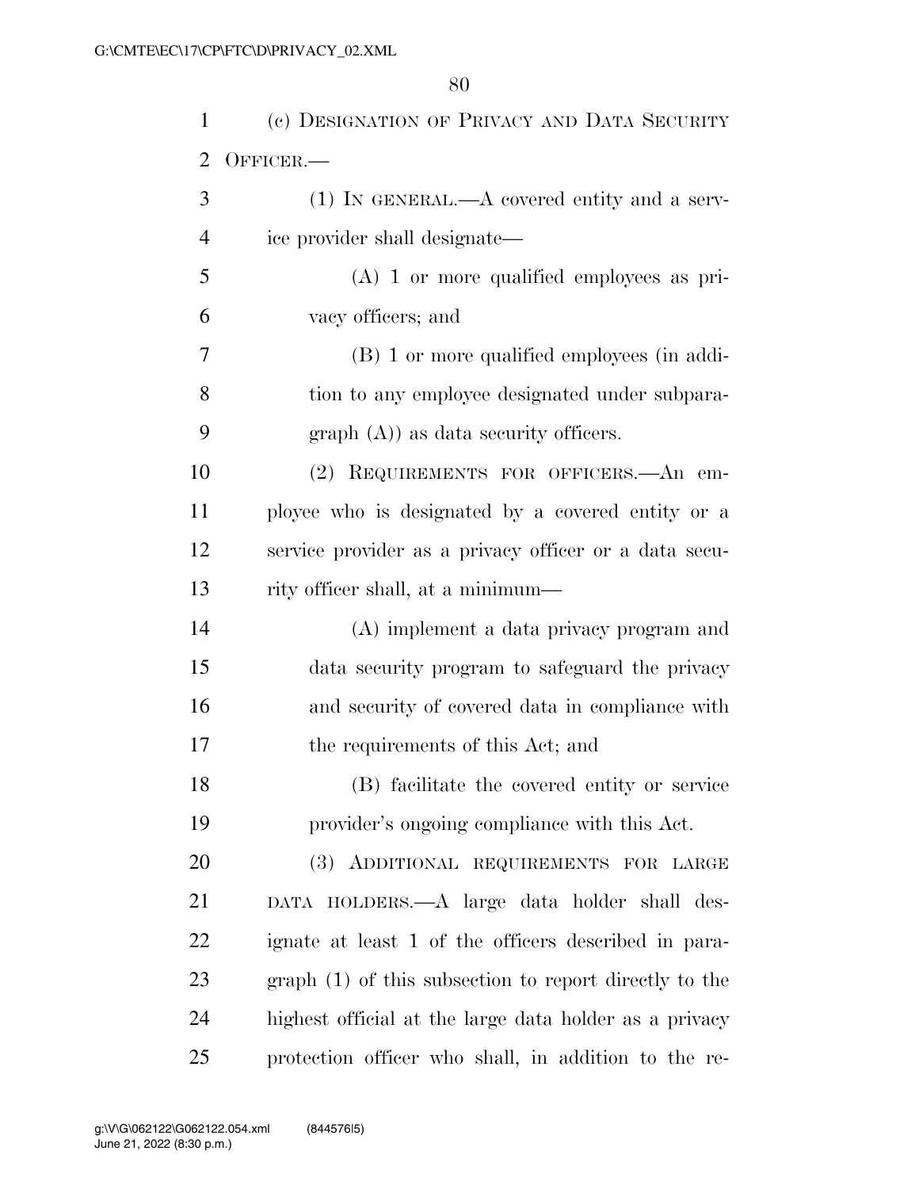(c) DESIGNATION OF PRIVACY AND DATA SECURITY OFFICER.—

(1) IN GENERAL.—A covered entity and a service provider shall designate—

(A) 1 or more qualified employees as privacy officers; and

(B) 1 or more qualified employees (in addition to any employee designated under subparagraph (A)) as data security officers.

(2) REQUIREMENTS FOR OFFICERS.—An employee who is designated by a covered entity or a service provider as a privacy officer or a data security officer shall, at a minimum—

(A) implement a data privacy program and data security program to safeguard the privacy and security of covered data in compliance with the requirements of this Act; and

(B) facilitate the covered entity or service provider's ongoing compliance with this Act.

(3) ADDITIONAL REQUIREMENTS FOR LARGE DATA HOLDERS.—A large data holder shall designate at least 1 of the officers described in paragraph (1) of this subsection to report directly to the highest official at the large data holder as a privacy protection officer who shall, in addition to the re-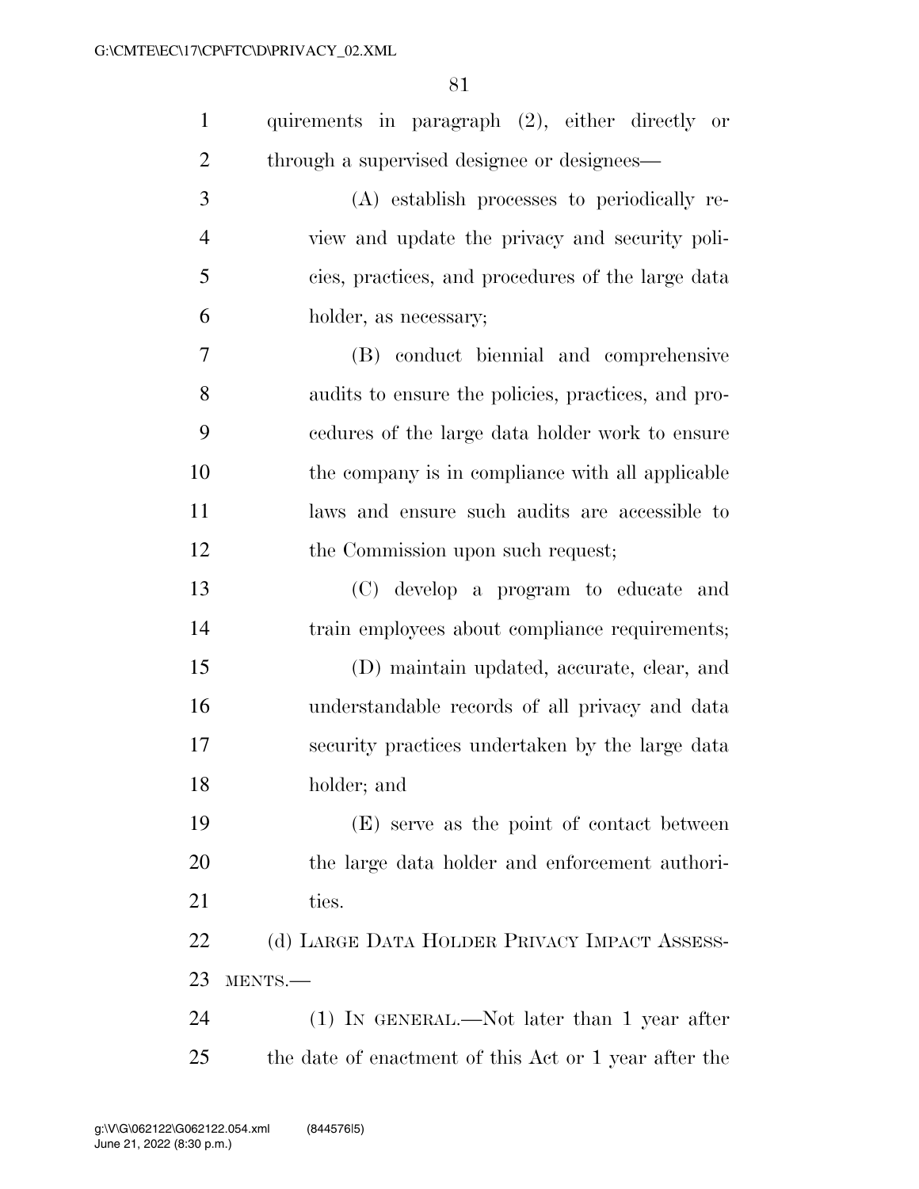quirements in paragraph (2), either directly or through a supervised designee or designees—

(A) establish processes to periodically review and update the privacy and security policies, practices, and procedures of the large data holder, as necessary;

(B) conduct biennial and comprehensive audits to ensure the policies, practices, and procedures of the large data holder work to ensure the company is in compliance with all applicable laws and ensure such audits are accessible to the Commission upon such request;

(C) develop a program to educate and train employees about compliance requirements;

(D) maintain updated, accurate, clear, and understandable records of all privacy and data security practices undertaken by the large data holder; and

(E) serve as the point of contact between the large data holder and enforcement authorities.

(d) LARGE DATA HOLDER PRIVACY IMPACT ASSESSMENTS.—

(1) IN GENERAL.—Not later than 1 year after the date of enactment of this Act or 1 year after the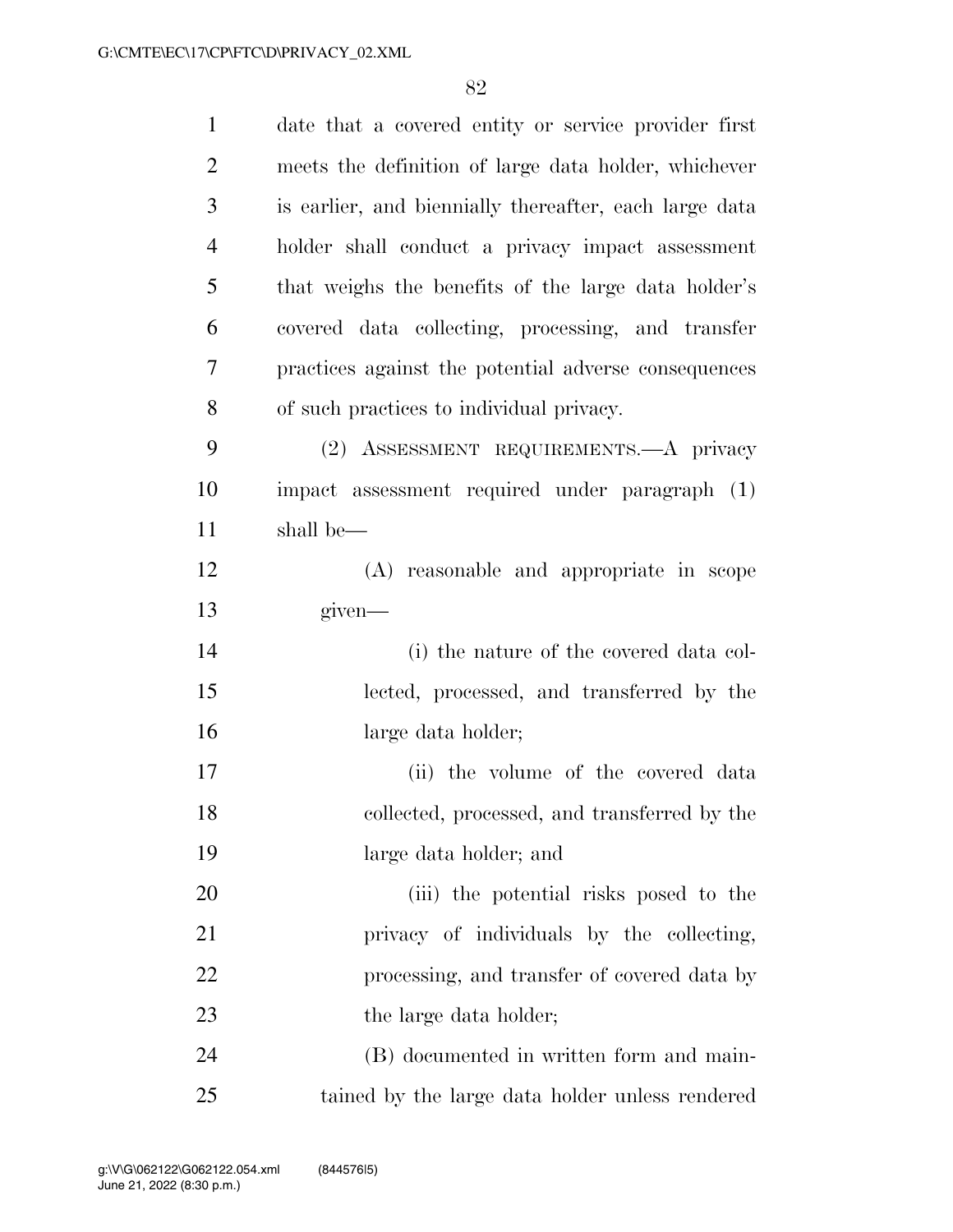date that a covered entity or service provider first meets the definition of large data holder, whichever is earlier, and biennially thereafter, each large data holder shall conduct a privacy impact assessment that weighs the benefits of the large data holder's covered data collecting, processing, and transfer practices against the potential adverse consequences of such practices to individual privacy.

(2) ASSESSMENT REQUIREMENTS.—A privacy impact assessment required under paragraph (1) shall be—

(A) reasonable and appropriate in scope given—

(i) the nature of the covered data collected, processed, and transferred by the large data holder;

(ii) the volume of the covered data collected, processed, and transferred by the large data holder; and

(iii) the potential risks posed to the privacy of individuals by the collecting, processing, and transfer of covered data by the large data holder;

(B) documented in written form and maintained by the large data holder unless rendered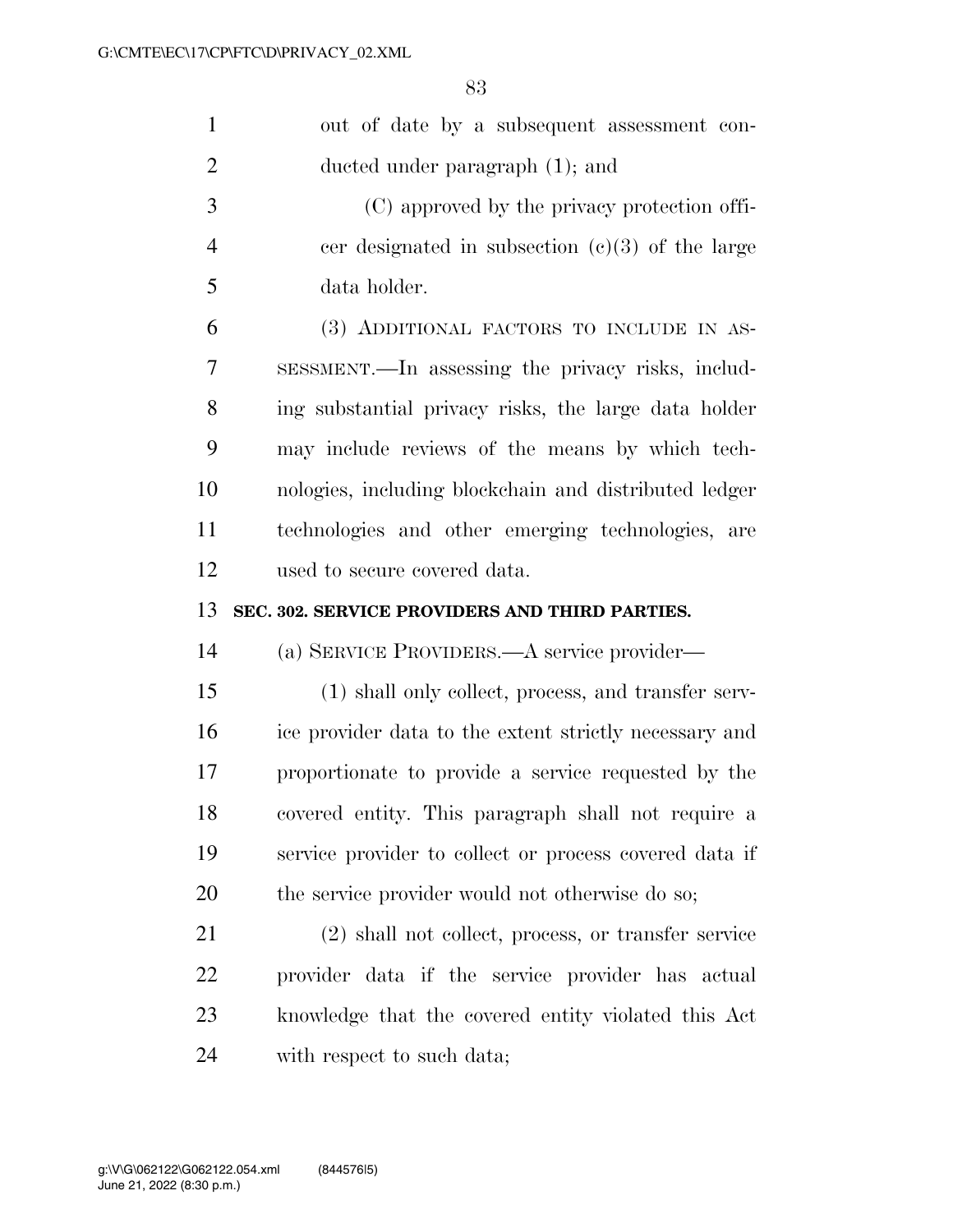out of date by a subsequent assessment conducted under paragraph (1); and

(C) approved by the privacy protection officer designated in subsection (c)(3) of the large data holder.

(3) ADDITIONAL FACTORS TO INCLUDE IN ASSESSMENT.—In assessing the privacy risks, including substantial privacy risks, the large data holder may include reviews of the means by which technologies, including blockchain and distributed ledger technologies and other emerging technologies, are used to secure covered data.

**SEC. 302. SERVICE PROVIDERS AND THIRD PARTIES.**

(a) SERVICE PROVIDERS.—A service provider—

(1) shall only collect, process, and transfer service provider data to the extent strictly necessary and proportionate to provide a service requested by the covered entity. This paragraph shall not require a service provider to collect or process covered data if the service provider would not otherwise do so;

(2) shall not collect, process, or transfer service provider data if the service provider has actual knowledge that the covered entity violated this Act with respect to such data;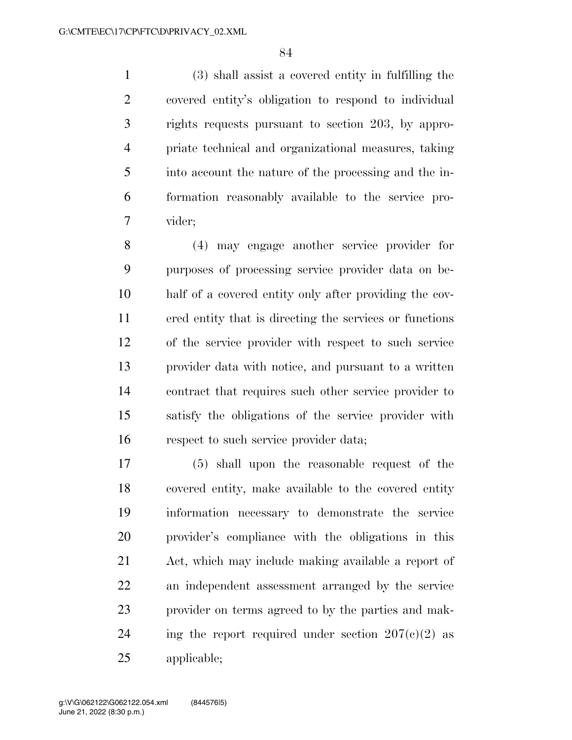(3) shall assist a covered entity in fulfilling the covered entity's obligation to respond to individual rights requests pursuant to section 203, by appropriate technical and organizational measures, taking into account the nature of the processing and the information reasonably available to the service provider;

(4) may engage another service provider for purposes of processing service provider data on behalf of a covered entity only after providing the covered entity that is directing the services or functions of the service provider with respect to such service provider data with notice, and pursuant to a written contract that requires such other service provider to satisfy the obligations of the service provider with respect to such service provider data;

(5) shall upon the reasonable request of the covered entity, make available to the covered entity information necessary to demonstrate the service provider's compliance with the obligations in this Act, which may include making available a report of an independent assessment arranged by the service provider on terms agreed to by the parties and making the report required under section 207(c)(2) as applicable;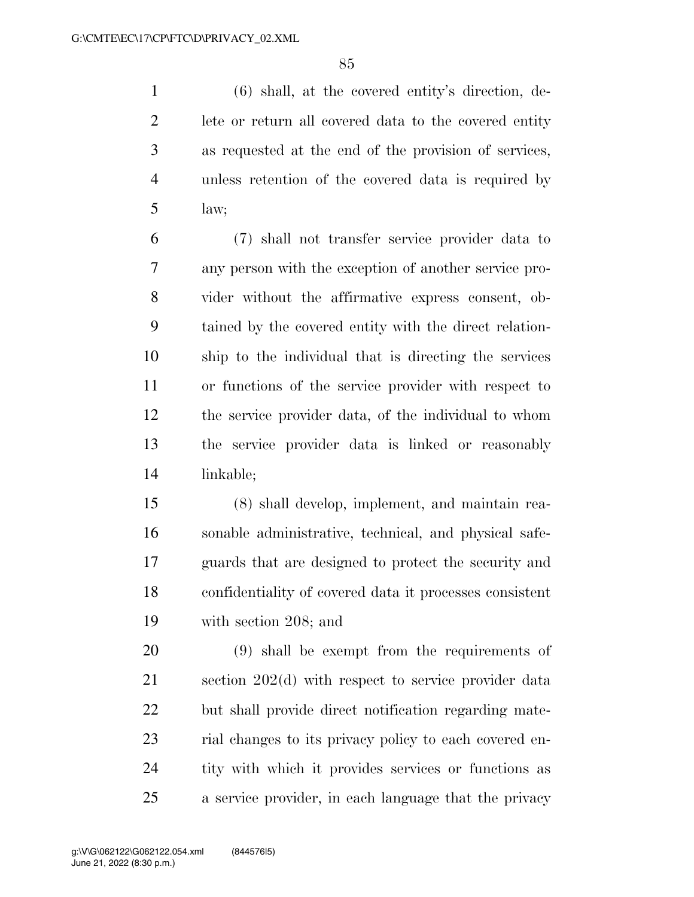(6) shall, at the covered entity's direction, delete or return all covered data to the covered entity as requested at the end of the provision of services, unless retention of the covered data is required by law;

(7) shall not transfer service provider data to any person with the exception of another service provider without the affirmative express consent, obtained by the covered entity with the direct relationship to the individual that is directing the services or functions of the service provider with respect to the service provider data, of the individual to whom the service provider data is linked or reasonably linkable;

(8) shall develop, implement, and maintain reasonable administrative, technical, and physical safeguards that are designed to protect the security and confidentiality of covered data it processes consistent with section 208; and

(9) shall be exempt from the requirements of section 202(d) with respect to service provider data but shall provide direct notification regarding material changes to its privacy policy to each covered entity with which it provides services or functions as a service provider, in each language that the privacy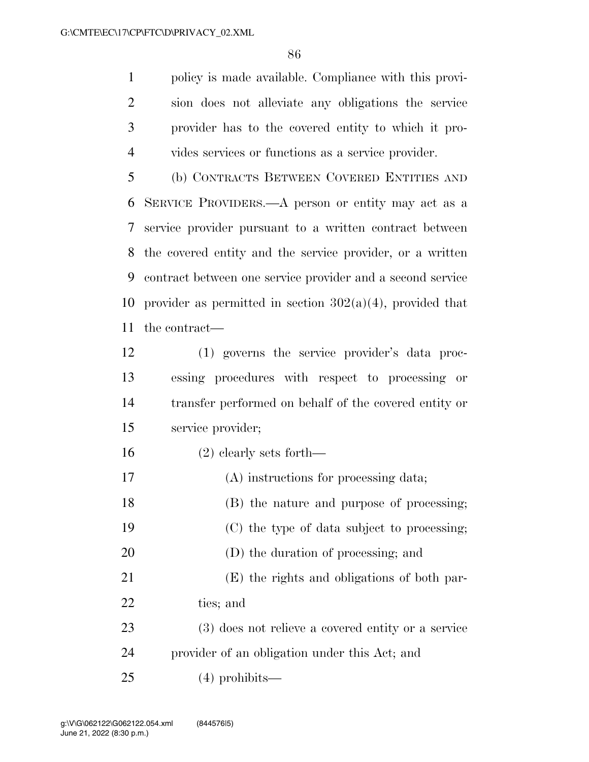policy is made available. Compliance with this provision does not alleviate any obligations the service provider has to the covered entity to which it provides services or functions as a service provider.

(b) CONTRACTS BETWEEN COVERED ENTITIES AND SERVICE PROVIDERS.—A person or entity may act as a service provider pursuant to a written contract between the covered entity and the service provider, or a written contract between one service provider and a second service provider as permitted in section 302(a)(4), provided that the contract—

(1) governs the service provider's data processing procedures with respect to processing or transfer performed on behalf of the covered entity or service provider;

(2) clearly sets forth—

(A) instructions for processing data;

(B) the nature and purpose of processing;

(C) the type of data subject to processing;

(D) the duration of processing; and

(E) the rights and obligations of both parties; and

(3) does not relieve a covered entity or a service provider of an obligation under this Act; and

(4) prohibits—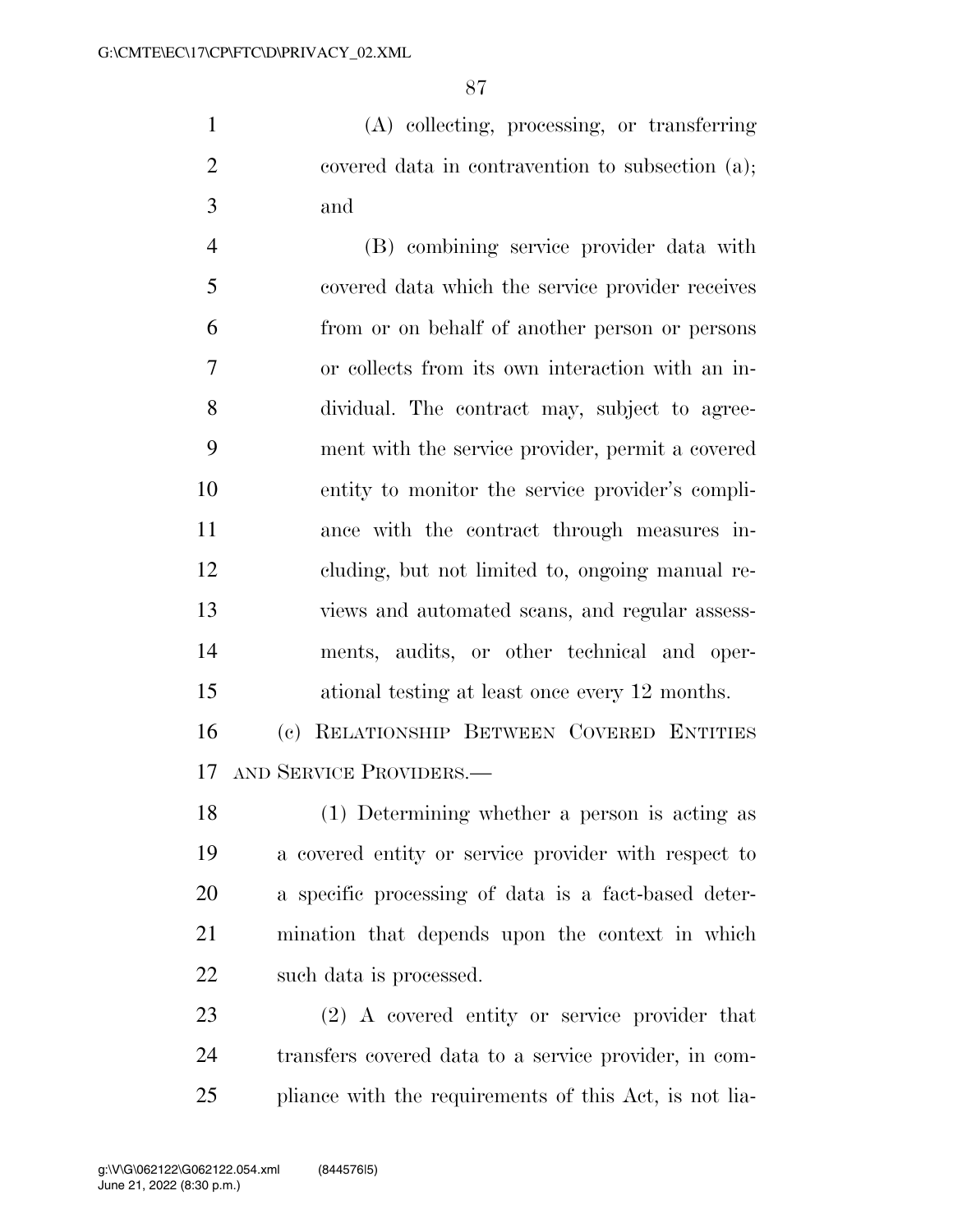(A) collecting, processing, or transferring covered data in contravention to subsection (a); and

(B) combining service provider data with covered data which the service provider receives from or on behalf of another person or persons or collects from its own interaction with an individual. The contract may, subject to agreement with the service provider, permit a covered entity to monitor the service provider's compliance with the contract through measures including, but not limited to, ongoing manual reviews and automated scans, and regular assessments, audits, or other technical and operational testing at least once every 12 months.

(c) RELATIONSHIP BETWEEN COVERED ENTITIES AND SERVICE PROVIDERS.—

(1) Determining whether a person is acting as a covered entity or service provider with respect to a specific processing of data is a fact-based determination that depends upon the context in which such data is processed.

(2) A covered entity or service provider that transfers covered data to a service provider, in compliance with the requirements of this Act, is not lia-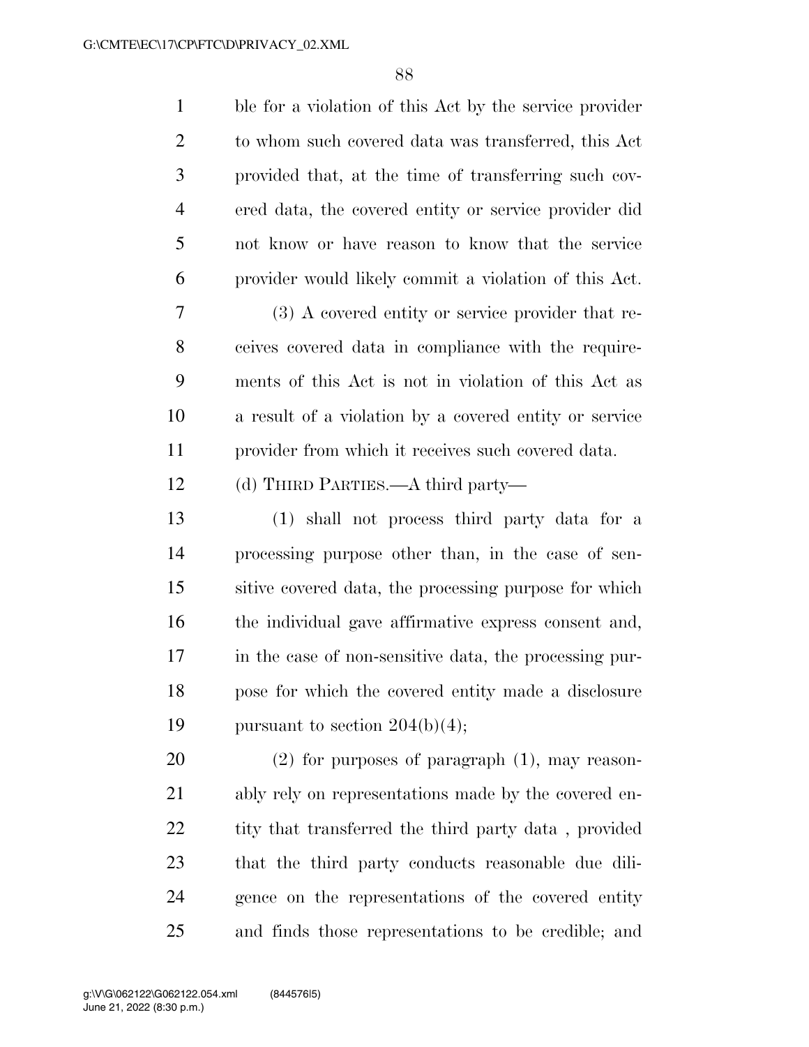ble for a violation of this Act by the service provider to whom such covered data was transferred, this Act provided that, at the time of transferring such covered data, the covered entity or service provider did not know or have reason to know that the service provider would likely commit a violation of this Act.

(3) A covered entity or service provider that receives covered data in compliance with the requirements of this Act is not in violation of this Act as a result of a violation by a covered entity or service provider from which it receives such covered data.

(d) THIRD PARTIES.—A third party—

(1) shall not process third party data for a processing purpose other than, in the case of sensitive covered data, the processing purpose for which the individual gave affirmative express consent and, in the case of non-sensitive data, the processing purpose for which the covered entity made a disclosure pursuant to section 204(b)(4);

(2) for purposes of paragraph (1), may reasonably rely on representations made by the covered entity that transferred the third party data , provided that the third party conducts reasonable due diligence on the representations of the covered entity and finds those representations to be credible; and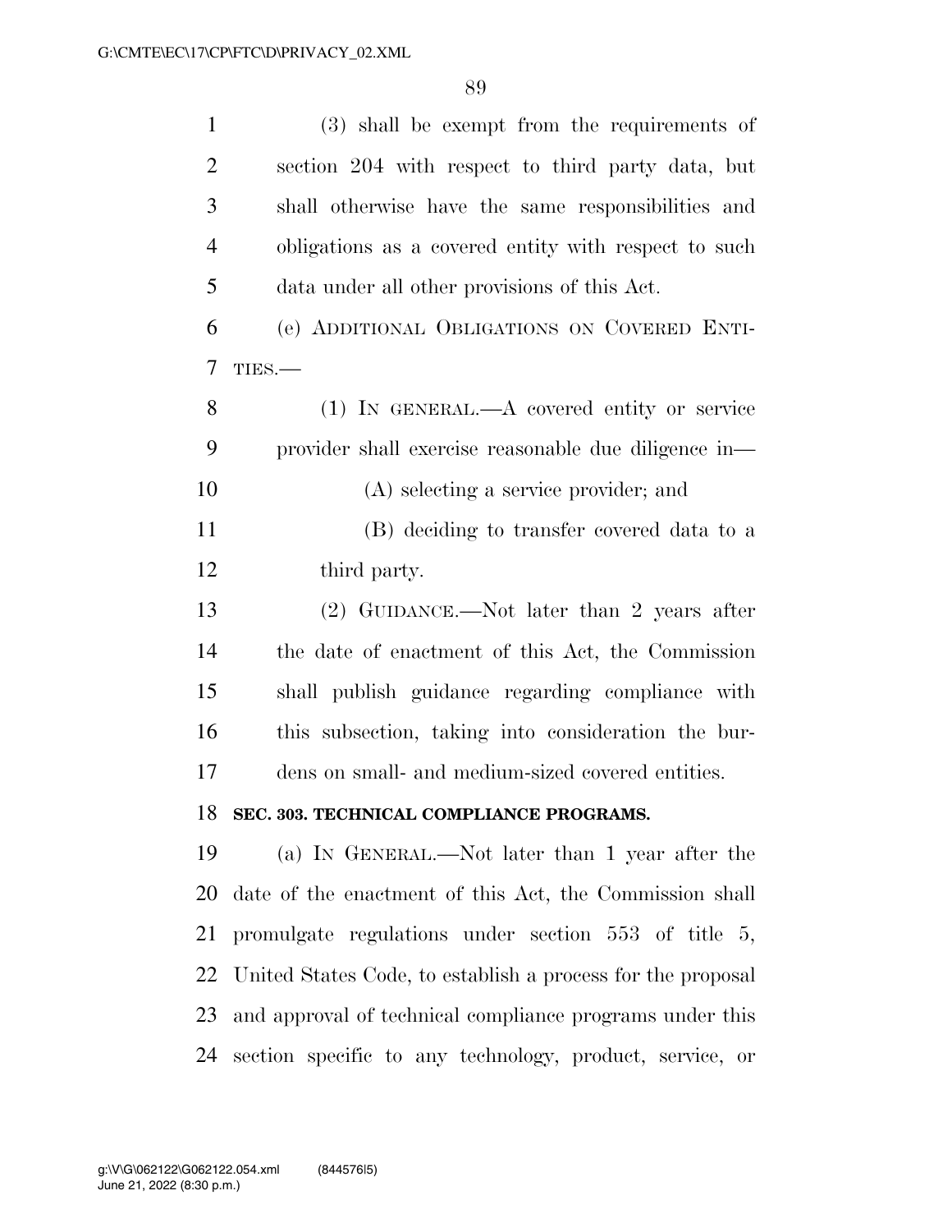(3) shall be exempt from the requirements of section 204 with respect to third party data, but shall otherwise have the same responsibilities and obligations as a covered entity with respect to such data under all other provisions of this Act.

(e) ADDITIONAL OBLIGATIONS ON COVERED ENTITIES.—

(1) IN GENERAL.—A covered entity or service provider shall exercise reasonable due diligence in—

(A) selecting a service provider; and

(B) deciding to transfer covered data to a third party.

(2) GUIDANCE.—Not later than 2 years after the date of enactment of this Act, the Commission shall publish guidance regarding compliance with this subsection, taking into consideration the burdens on small- and medium-sized covered entities.

**SEC. 303. TECHNICAL COMPLIANCE PROGRAMS.**

(a) IN GENERAL.—Not later than 1 year after the date of the enactment of this Act, the Commission shall promulgate regulations under section 553 of title 5, United States Code, to establish a process for the proposal and approval of technical compliance programs under this section specific to any technology, product, service, or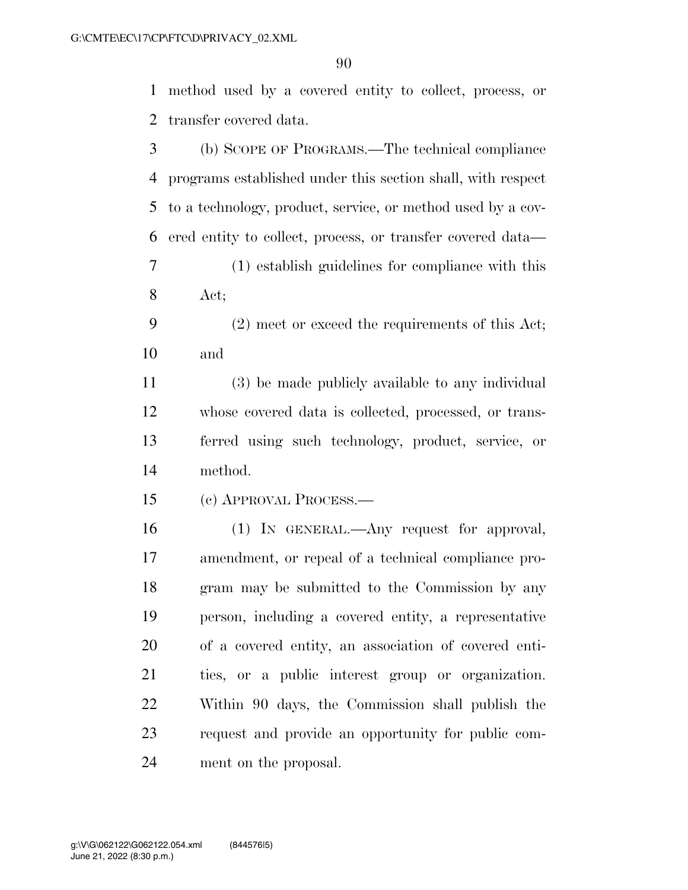method used by a covered entity to collect, process, or transfer covered data.

(b) SCOPE OF PROGRAMS.—The technical compliance programs established under this section shall, with respect to a technology, product, service, or method used by a covered entity to collect, process, or transfer covered data—

(1) establish guidelines for compliance with this Act;

(2) meet or exceed the requirements of this Act; and

(3) be made publicly available to any individual whose covered data is collected, processed, or transferred using such technology, product, service, or method.

(c) APPROVAL PROCESS.—

(1) IN GENERAL.—Any request for approval, amendment, or repeal of a technical compliance program may be submitted to the Commission by any person, including a covered entity, a representative of a covered entity, an association of covered entities, or a public interest group or organization. Within 90 days, the Commission shall publish the request and provide an opportunity for public comment on the proposal.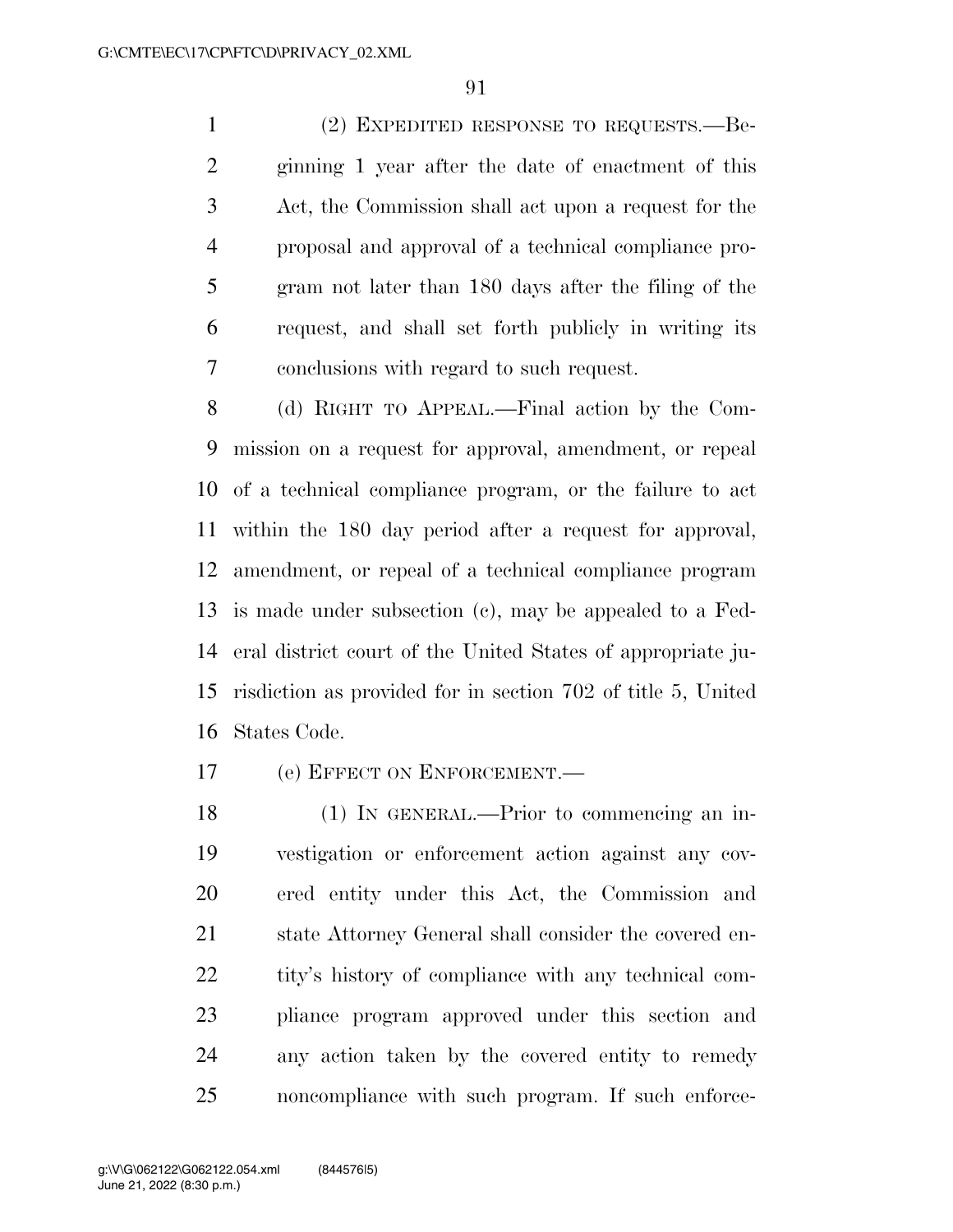(2) EXPEDITED RESPONSE TO REQUESTS.—Beginning 1 year after the date of enactment of this Act, the Commission shall act upon a request for the proposal and approval of a technical compliance program not later than 180 days after the filing of the request, and shall set forth publicly in writing its conclusions with regard to such request.

(d) RIGHT TO APPEAL.—Final action by the Commission on a request for approval, amendment, or repeal of a technical compliance program, or the failure to act within the 180 day period after a request for approval, amendment, or repeal of a technical compliance program is made under subsection (c), may be appealed to a Federal district court of the United States of appropriate jurisdiction as provided for in section 702 of title 5, United States Code.

(e) EFFECT ON ENFORCEMENT.—

(1) IN GENERAL.—Prior to commencing an investigation or enforcement action against any covered entity under this Act, the Commission and state Attorney General shall consider the covered entity's history of compliance with any technical compliance program approved under this section and any action taken by the covered entity to remedy noncompliance with such program. If such enforce-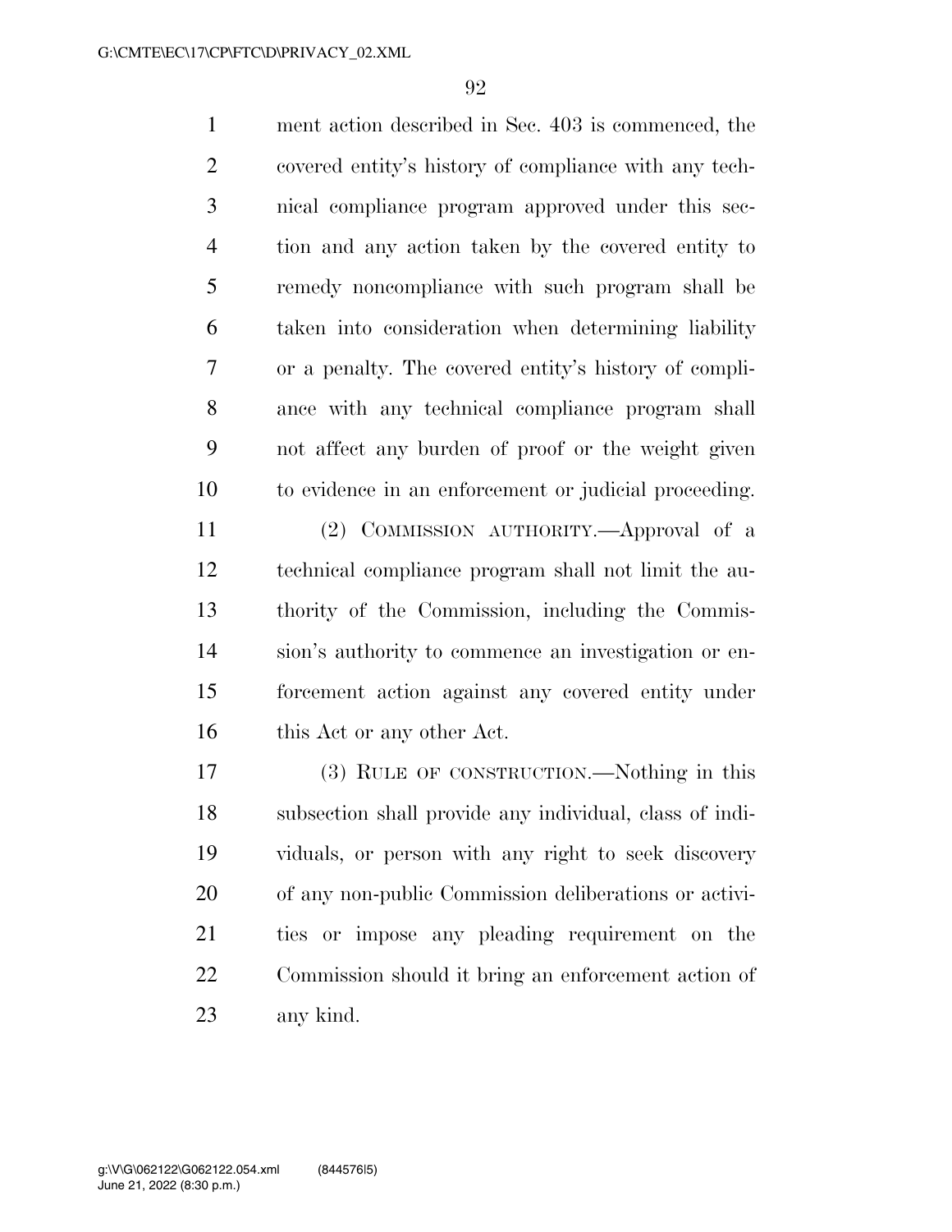ment action described in Sec. 403 is commenced, the covered entity's history of compliance with any technical compliance program approved under this section and any action taken by the covered entity to remedy noncompliance with such program shall be taken into consideration when determining liability or a penalty. The covered entity's history of compliance with any technical compliance program shall not affect any burden of proof or the weight given to evidence in an enforcement or judicial proceeding.

(2) COMMISSION AUTHORITY.—Approval of a technical compliance program shall not limit the authority of the Commission, including the Commission's authority to commence an investigation or enforcement action against any covered entity under this Act or any other Act.

(3) RULE OF CONSTRUCTION.—Nothing in this subsection shall provide any individual, class of individuals, or person with any right to seek discovery of any non-public Commission deliberations or activities or impose any pleading requirement on the Commission should it bring an enforcement action of any kind.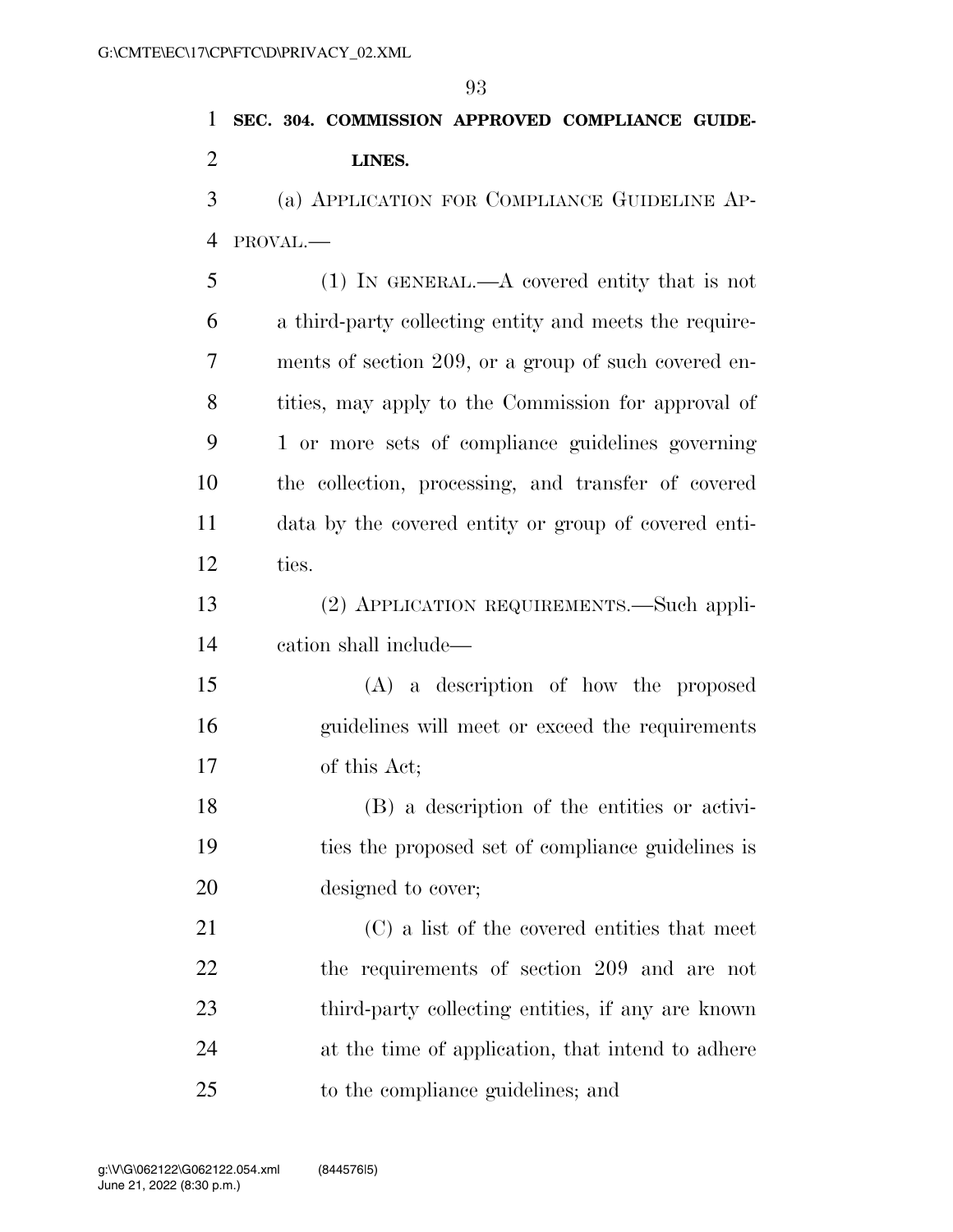**SEC. 304. COMMISSION APPROVED COMPLIANCE GUIDELINES.**

(a) APPLICATION FOR COMPLIANCE GUIDELINE APPROVAL.—

(1) IN GENERAL.—A covered entity that is not a third-party collecting entity and meets the requirements of section 209, or a group of such covered entities, may apply to the Commission for approval of 1 or more sets of compliance guidelines governing the collection, processing, and transfer of covered data by the covered entity or group of covered entities.

(2) APPLICATION REQUIREMENTS.—Such application shall include—

(A) a description of how the proposed guidelines will meet or exceed the requirements of this Act;

(B) a description of the entities or activities the proposed set of compliance guidelines is designed to cover;

(C) a list of the covered entities that meet the requirements of section 209 and are not third-party collecting entities, if any are known at the time of application, that intend to adhere to the compliance guidelines; and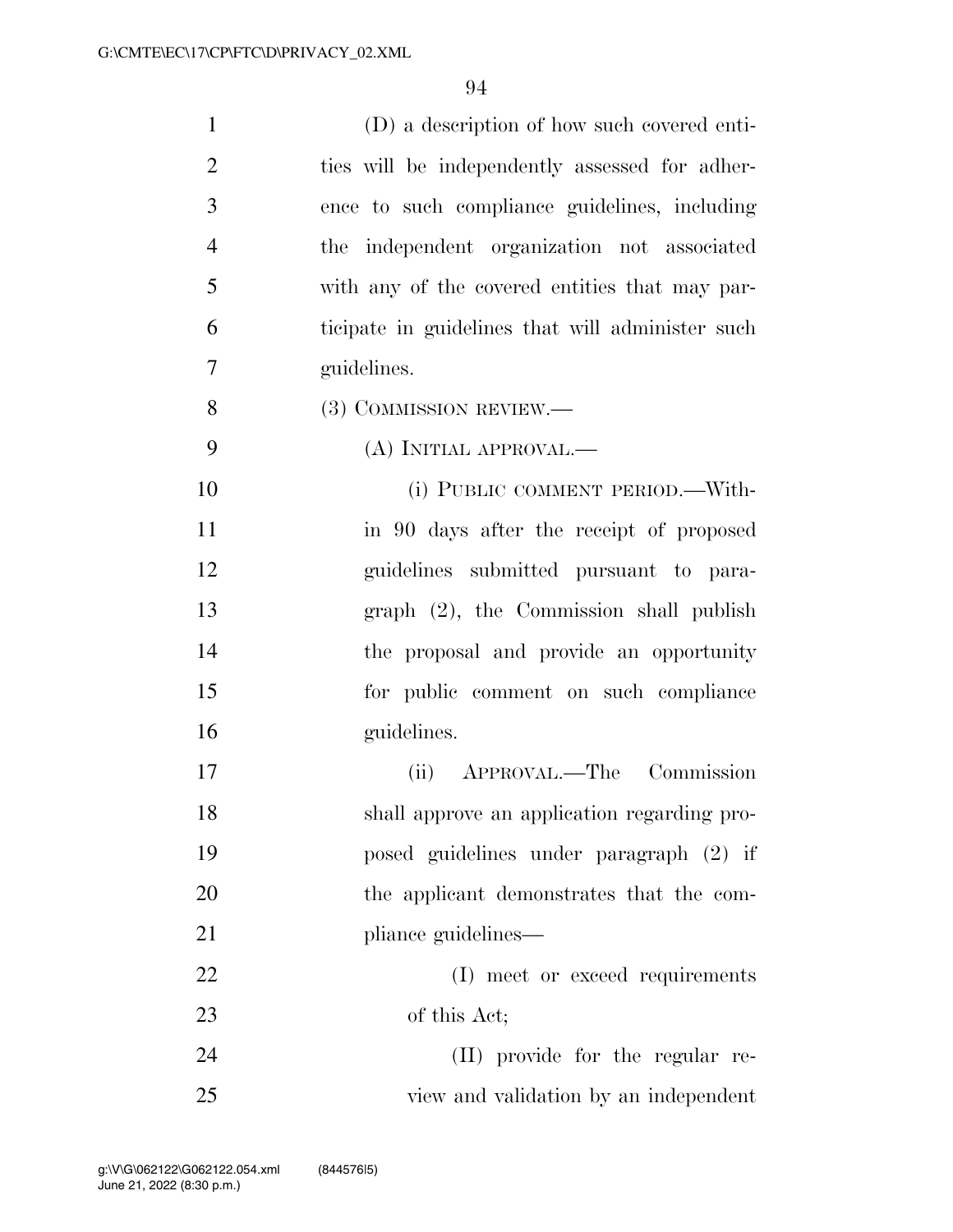(D) a description of how such covered entities will be independently assessed for adherence to such compliance guidelines, including the independent organization not associated with any of the covered entities that may participate in guidelines that will administer such guidelines.

(3) COMMISSION REVIEW.—

(A) INITIAL APPROVAL.—

(i) PUBLIC COMMENT PERIOD.—Within 90 days after the receipt of proposed guidelines submitted pursuant to paragraph (2), the Commission shall publish the proposal and provide an opportunity for public comment on such compliance guidelines.

(ii) APPROVAL.—The Commission shall approve an application regarding proposed guidelines under paragraph (2) if the applicant demonstrates that the compliance guidelines—

(I) meet or exceed requirements of this Act;

(II) provide for the regular review and validation by an independent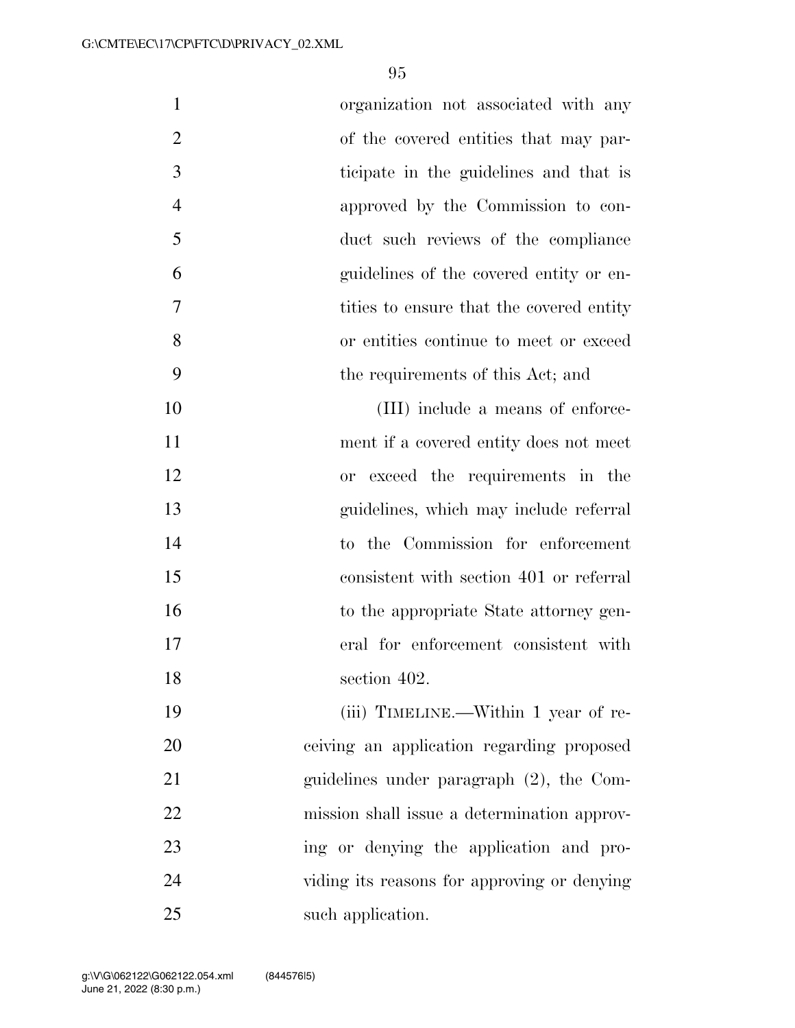organization not associated with any of the covered entities that may participate in the guidelines and that is approved by the Commission to conduct such reviews of the compliance guidelines of the covered entity or entities to ensure that the covered entity or entities continue to meet or exceed the requirements of this Act; and

(III) include a means of enforcement if a covered entity does not meet or exceed the requirements in the guidelines, which may include referral to the Commission for enforcement consistent with section 401 or referral to the appropriate State attorney general for enforcement consistent with section 402.

(iii) TIMELINE.—Within 1 year of receiving an application regarding proposed guidelines under paragraph (2), the Commission shall issue a determination approving or denying the application and providing its reasons for approving or denying such application.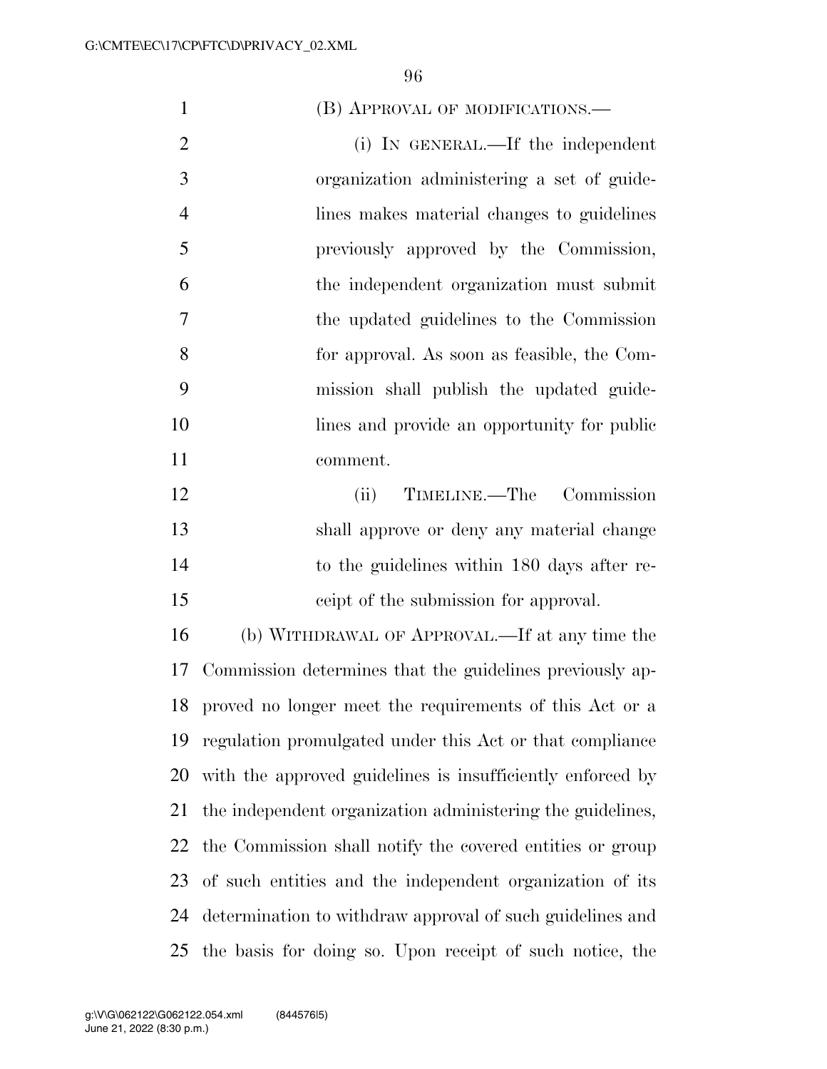(B) APPROVAL OF MODIFICATIONS.—

(i) IN GENERAL.—If the independent organization administering a set of guidelines makes material changes to guidelines previously approved by the Commission, the independent organization must submit the updated guidelines to the Commission for approval. As soon as feasible, the Commission shall publish the updated guidelines and provide an opportunity for public comment.

(ii) TIMELINE.—The Commission shall approve or deny any material change to the guidelines within 180 days after receipt of the submission for approval.

(b) WITHDRAWAL OF APPROVAL.—If at any time the Commission determines that the guidelines previously approved no longer meet the requirements of this Act or a regulation promulgated under this Act or that compliance with the approved guidelines is insufficiently enforced by the independent organization administering the guidelines, the Commission shall notify the covered entities or group of such entities and the independent organization of its determination to withdraw approval of such guidelines and the basis for doing so. Upon receipt of such notice, the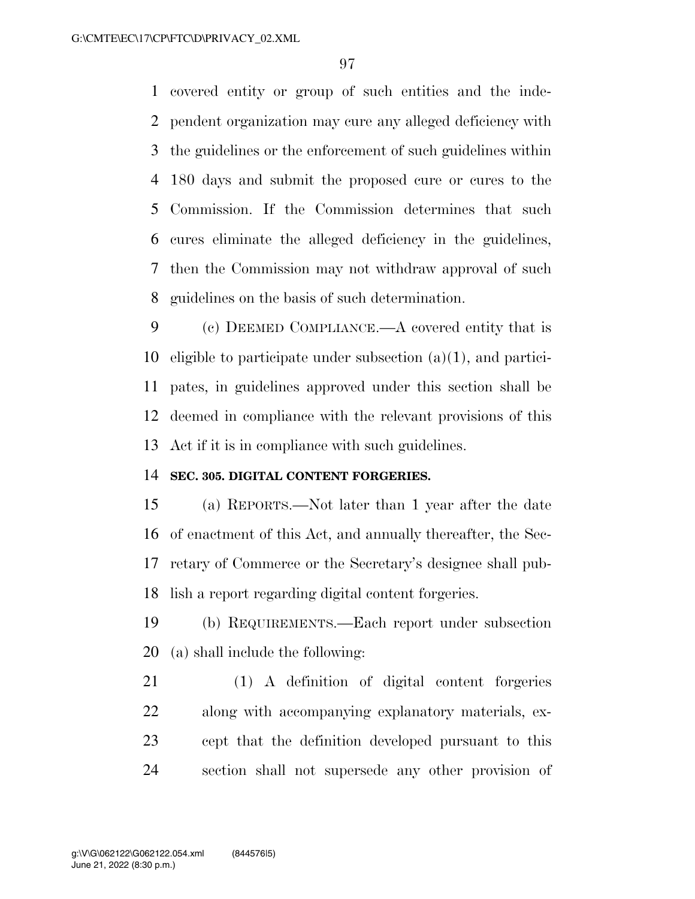covered entity or group of such entities and the independent organization may cure any alleged deficiency with the guidelines or the enforcement of such guidelines within 180 days and submit the proposed cure or cures to the Commission. If the Commission determines that such cures eliminate the alleged deficiency in the guidelines, then the Commission may not withdraw approval of such guidelines on the basis of such determination.

(c) DEEMED COMPLIANCE.—A covered entity that is eligible to participate under subsection (a)(1), and participates, in guidelines approved under this section shall be deemed in compliance with the relevant provisions of this Act if it is in compliance with such guidelines.

**SEC. 305. DIGITAL CONTENT FORGERIES.**

(a) REPORTS.—Not later than 1 year after the date of enactment of this Act, and annually thereafter, the Secretary of Commerce or the Secretary's designee shall publish a report regarding digital content forgeries.

(b) REQUIREMENTS.—Each report under subsection (a) shall include the following:

(1) A definition of digital content forgeries along with accompanying explanatory materials, except that the definition developed pursuant to this section shall not supersede any other provision of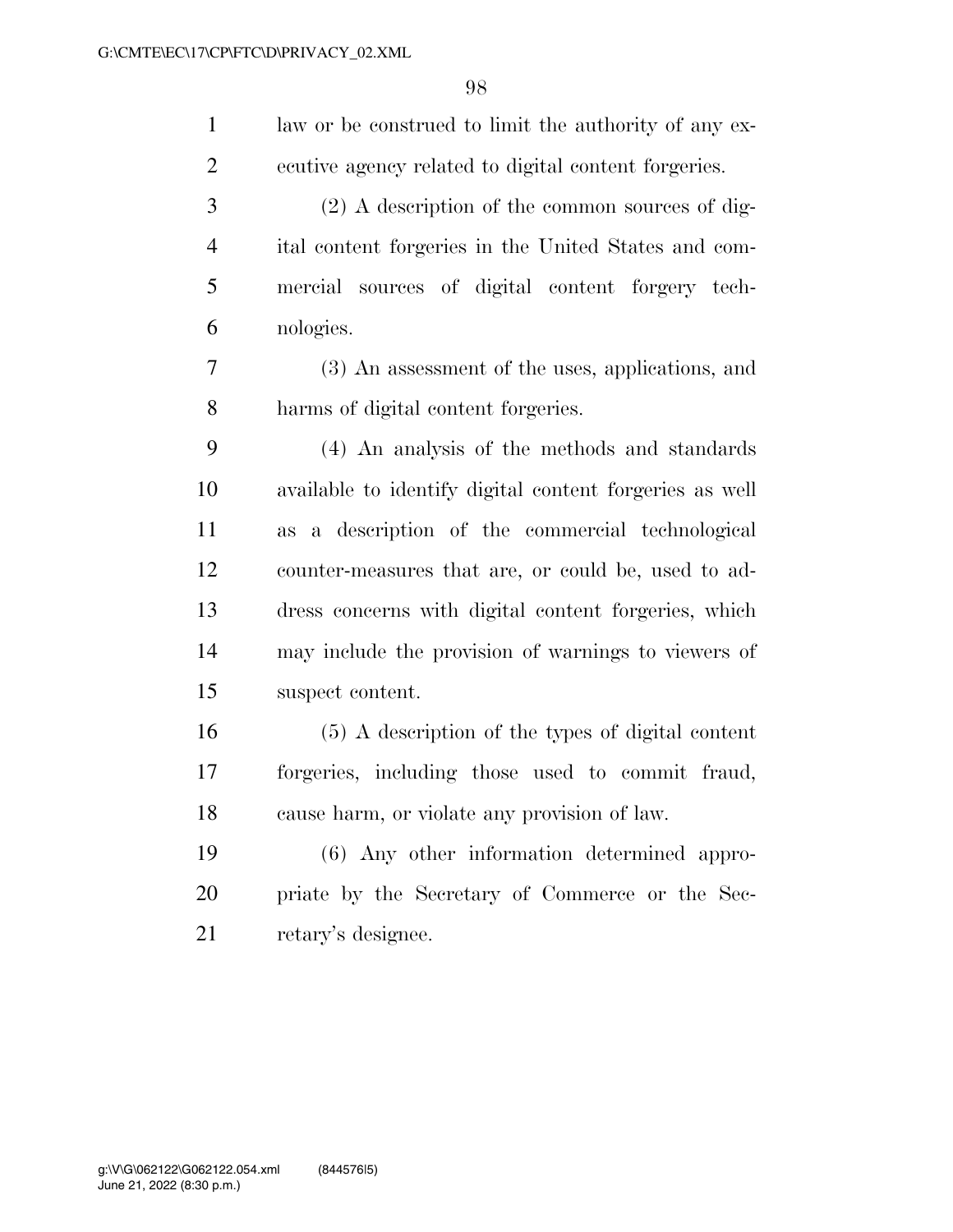law or be construed to limit the authority of any executive agency related to digital content forgeries.

(2) A description of the common sources of digital content forgeries in the United States and commercial sources of digital content forgery technologies.

(3) An assessment of the uses, applications, and harms of digital content forgeries.

(4) An analysis of the methods and standards available to identify digital content forgeries as well as a description of the commercial technological counter-measures that are, or could be, used to address concerns with digital content forgeries, which may include the provision of warnings to viewers of suspect content.

(5) A description of the types of digital content forgeries, including those used to commit fraud, cause harm, or violate any provision of law.

(6) Any other information determined appropriate by the Secretary of Commerce or the Secretary's designee.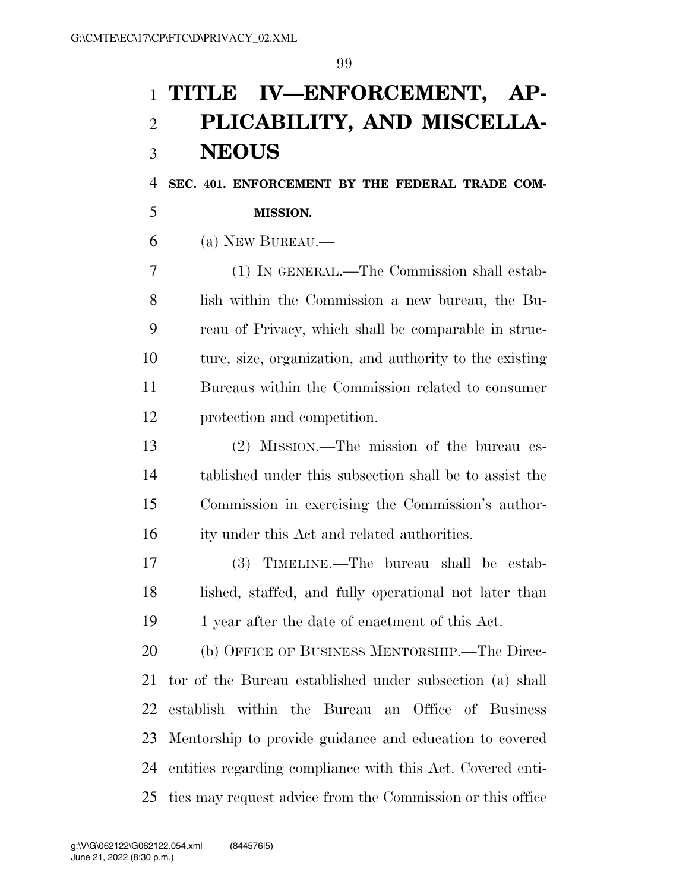# TITLE IV—ENFORCEMENT, APPLICABILITY, AND MISCELLANEOUS

## SEC. 401. ENFORCEMENT BY THE FEDERAL TRADE COMMISSION.

(a) NEW BUREAU.—

(1) IN GENERAL.—The Commission shall establish within the Commission a new bureau, the Bureau of Privacy, which shall be comparable in structure, size, organization, and authority to the existing Bureaus within the Commission related to consumer protection and competition.

(2) MISSION.—The mission of the bureau established under this subsection shall be to assist the Commission in exercising the Commission's authority under this Act and related authorities.

(3) TIMELINE.—The bureau shall be established, staffed, and fully operational not later than 1 year after the date of enactment of this Act.

(b) OFFICE OF BUSINESS MENTORSHIP.—The Director of the Bureau established under subsection (a) shall establish within the Bureau an Office of Business Mentorship to provide guidance and education to covered entities regarding compliance with this Act. Covered entities may request advice from the Commission or this office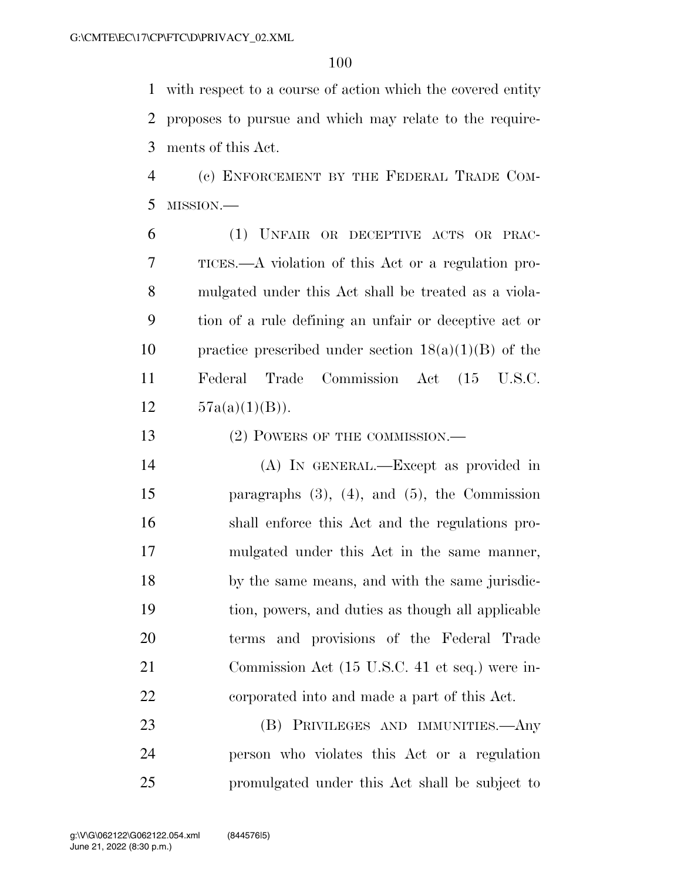with respect to a course of action which the covered entity proposes to pursue and which may relate to the requirements of this Act.

(c) ENFORCEMENT BY THE FEDERAL TRADE COMMISSION.—

(1) UNFAIR OR DECEPTIVE ACTS OR PRACTICES.—A violation of this Act or a regulation promulgated under this Act shall be treated as a violation of a rule defining an unfair or deceptive act or practice prescribed under section 18(a)(1)(B) of the Federal Trade Commission Act (15 U.S.C. 57a(a)(1)(B)).

(2) POWERS OF THE COMMISSION.—

(A) IN GENERAL.—Except as provided in paragraphs (3), (4), and (5), the Commission shall enforce this Act and the regulations promulgated under this Act in the same manner, by the same means, and with the same jurisdiction, powers, and duties as though all applicable terms and provisions of the Federal Trade Commission Act (15 U.S.C. 41 et seq.) were incorporated into and made a part of this Act.

(B) PRIVILEGES AND IMMUNITIES.—Any person who violates this Act or a regulation promulgated under this Act shall be subject to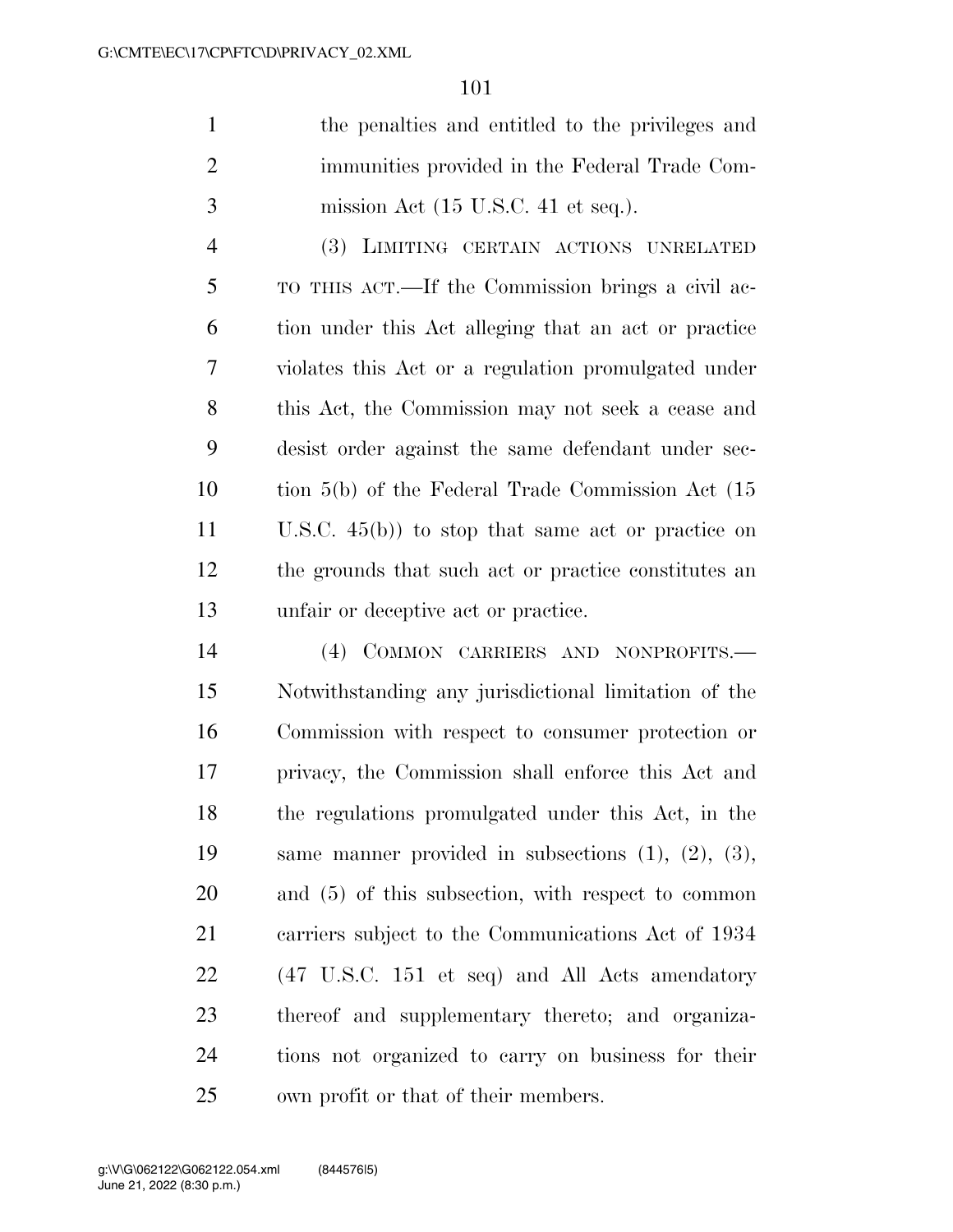the penalties and entitled to the privileges and immunities provided in the Federal Trade Commission Act (15 U.S.C. 41 et seq.).

(3) LIMITING CERTAIN ACTIONS UNRELATED TO THIS ACT.—If the Commission brings a civil action under this Act alleging that an act or practice violates this Act or a regulation promulgated under this Act, the Commission may not seek a cease and desist order against the same defendant under section 5(b) of the Federal Trade Commission Act (15 U.S.C. 45(b)) to stop that same act or practice on the grounds that such act or practice constitutes an unfair or deceptive act or practice.

(4) COMMON CARRIERS AND NONPROFITS.—Notwithstanding any jurisdictional limitation of the Commission with respect to consumer protection or privacy, the Commission shall enforce this Act and the regulations promulgated under this Act, in the same manner provided in subsections (1), (2), (3), and (5) of this subsection, with respect to common carriers subject to the Communications Act of 1934 (47 U.S.C. 151 et seq) and All Acts amendatory thereof and supplementary thereto; and organizations not organized to carry on business for their own profit or that of their members.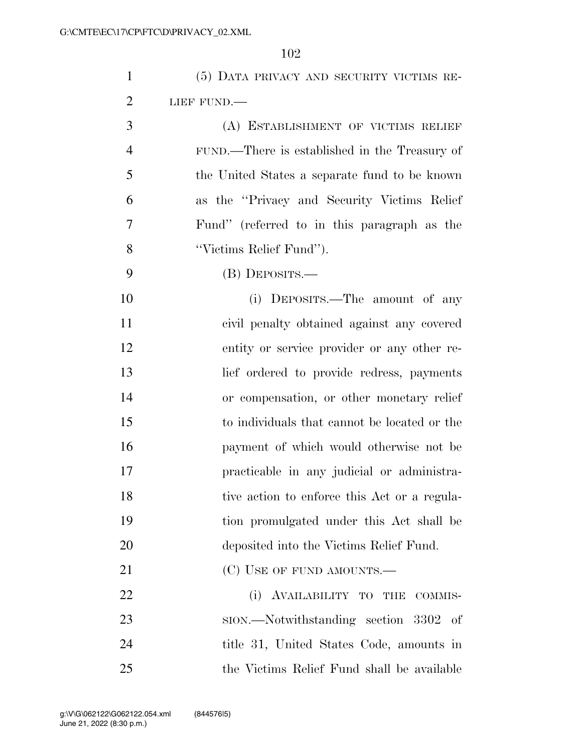(5) DATA PRIVACY AND SECURITY VICTIMS RELIEF FUND.—

(A) ESTABLISHMENT OF VICTIMS RELIEF FUND.—There is established in the Treasury of the United States a separate fund to be known as the ''Privacy and Security Victims Relief Fund'' (referred to in this paragraph as the ''Victims Relief Fund'').

(B) DEPOSITS.—

(i) DEPOSITS.—The amount of any civil penalty obtained against any covered entity or service provider or any other relief ordered to provide redress, payments or compensation, or other monetary relief to individuals that cannot be located or the payment of which would otherwise not be practicable in any judicial or administrative action to enforce this Act or a regulation promulgated under this Act shall be deposited into the Victims Relief Fund.

(C) USE OF FUND AMOUNTS.—

(i) AVAILABILITY TO THE COMMISSION.—Notwithstanding section 3302 of title 31, United States Code, amounts in the Victims Relief Fund shall be available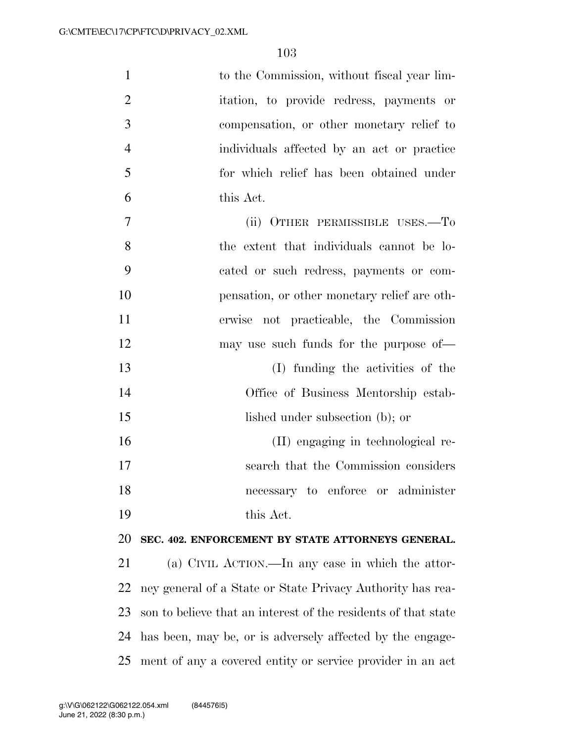to the Commission, without fiscal year limitation, to provide redress, payments or compensation, or other monetary relief to individuals affected by an act or practice for which relief has been obtained under this Act.

(ii) OTHER PERMISSIBLE USES.—To the extent that individuals cannot be located or such redress, payments or compensation, or other monetary relief are otherwise not practicable, the Commission may use such funds for the purpose of—

(I) funding the activities of the Office of Business Mentorship established under subsection (b); or

(II) engaging in technological research that the Commission considers necessary to enforce or administer this Act.

**SEC. 402. ENFORCEMENT BY STATE ATTORNEYS GENERAL.**

(a) CIVIL ACTION.—In any case in which the attorney general of a State or State Privacy Authority has reason to believe that an interest of the residents of that state has been, may be, or is adversely affected by the engagement of any a covered entity or service provider in an act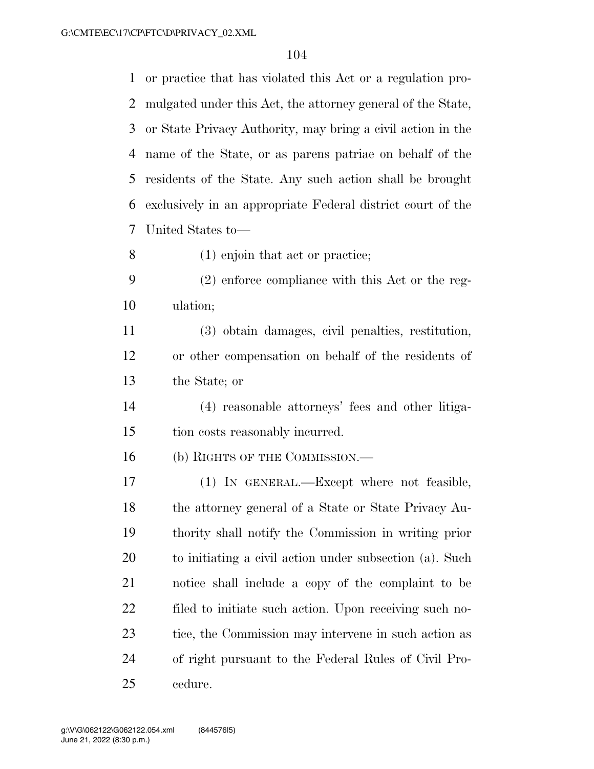or practice that has violated this Act or a regulation promulgated under this Act, the attorney general of the State, or State Privacy Authority, may bring a civil action in the name of the State, or as parens patriae on behalf of the residents of the State. Any such action shall be brought exclusively in an appropriate Federal district court of the United States to—

(1) enjoin that act or practice;

(2) enforce compliance with this Act or the regulation;

(3) obtain damages, civil penalties, restitution, or other compensation on behalf of the residents of the State; or

(4) reasonable attorneys' fees and other litigation costs reasonably incurred.

(b) RIGHTS OF THE COMMISSION.—

(1) IN GENERAL.—Except where not feasible, the attorney general of a State or State Privacy Authority shall notify the Commission in writing prior to initiating a civil action under subsection (a). Such notice shall include a copy of the complaint to be filed to initiate such action. Upon receiving such notice, the Commission may intervene in such action as of right pursuant to the Federal Rules of Civil Procedure.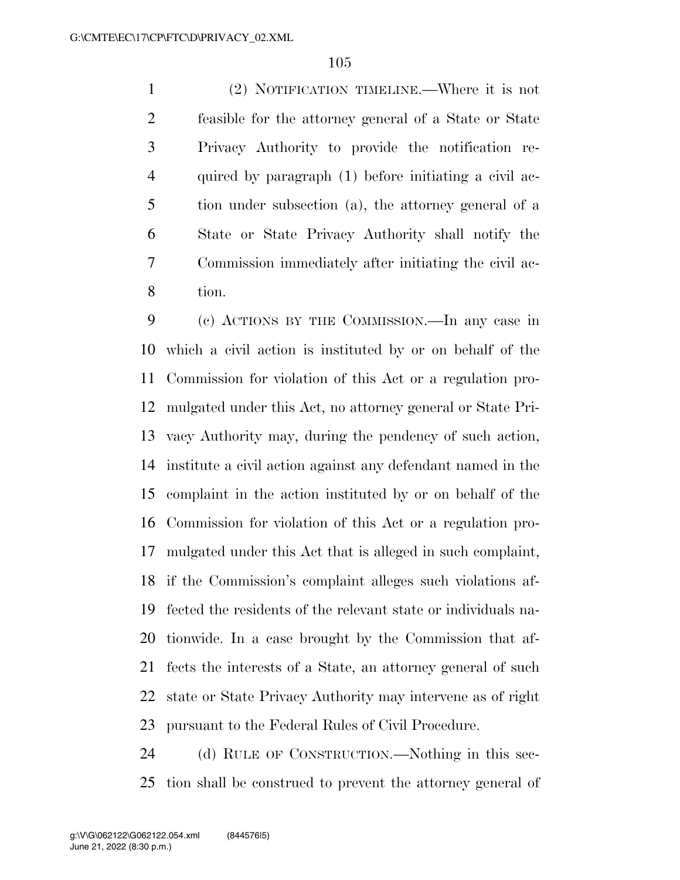(2) NOTIFICATION TIMELINE.—Where it is not feasible for the attorney general of a State or State Privacy Authority to provide the notification required by paragraph (1) before initiating a civil action under subsection (a), the attorney general of a State or State Privacy Authority shall notify the Commission immediately after initiating the civil action.

(c) ACTIONS BY THE COMMISSION.—In any case in which a civil action is instituted by or on behalf of the Commission for violation of this Act or a regulation promulgated under this Act, no attorney general or State Privacy Authority may, during the pendency of such action, institute a civil action against any defendant named in the complaint in the action instituted by or on behalf of the Commission for violation of this Act or a regulation promulgated under this Act that is alleged in such complaint, if the Commission's complaint alleges such violations affected the residents of the relevant state or individuals nationwide. In a case brought by the Commission that affects the interests of a State, an attorney general of such state or State Privacy Authority may intervene as of right pursuant to the Federal Rules of Civil Procedure.

(d) RULE OF CONSTRUCTION.—Nothing in this section shall be construed to prevent the attorney general of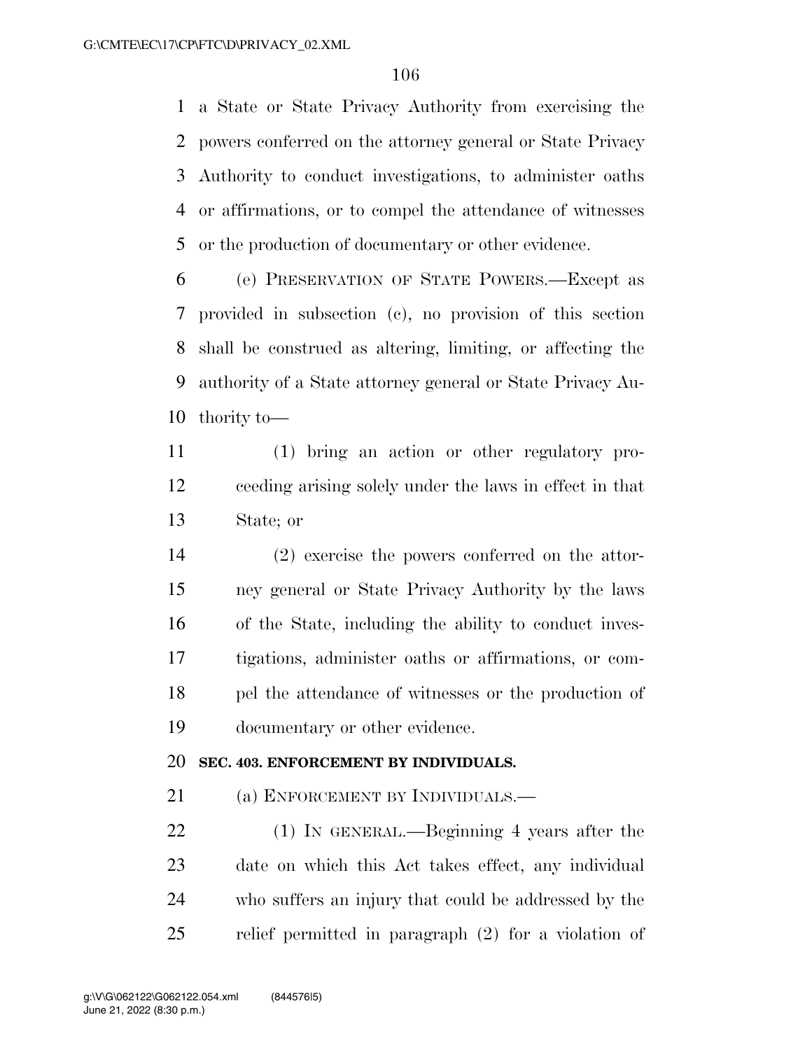a State or State Privacy Authority from exercising the powers conferred on the attorney general or State Privacy Authority to conduct investigations, to administer oaths or affirmations, or to compel the attendance of witnesses or the production of documentary or other evidence.

(e) PRESERVATION OF STATE POWERS.—Except as provided in subsection (c), no provision of this section shall be construed as altering, limiting, or affecting the authority of a State attorney general or State Privacy Authority to—

(1) bring an action or other regulatory proceeding arising solely under the laws in effect in that State; or

(2) exercise the powers conferred on the attorney general or State Privacy Authority by the laws of the State, including the ability to conduct investigations, administer oaths or affirmations, or compel the attendance of witnesses or the production of documentary or other evidence.

### SEC. 403. ENFORCEMENT BY INDIVIDUALS.

(a) ENFORCEMENT BY INDIVIDUALS.—

(1) IN GENERAL.—Beginning 4 years after the date on which this Act takes effect, any individual who suffers an injury that could be addressed by the relief permitted in paragraph (2) for a violation of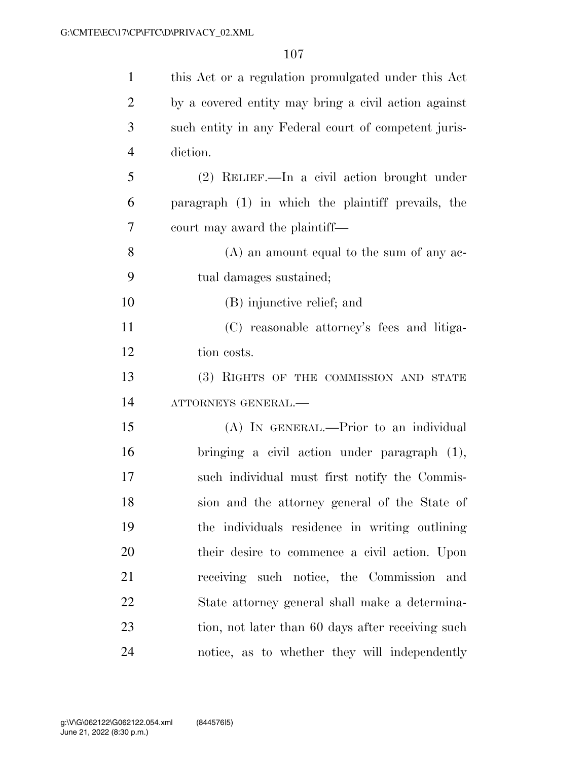this Act or a regulation promulgated under this Act by a covered entity may bring a civil action against such entity in any Federal court of competent jurisdiction.

(2) RELIEF.—In a civil action brought under paragraph (1) in which the plaintiff prevails, the court may award the plaintiff—

(A) an amount equal to the sum of any actual damages sustained;

(B) injunctive relief; and

(C) reasonable attorney's fees and litigation costs.

(3) RIGHTS OF THE COMMISSION AND STATE ATTORNEYS GENERAL.—

(A) IN GENERAL.—Prior to an individual bringing a civil action under paragraph (1), such individual must first notify the Commission and the attorney general of the State of the individuals residence in writing outlining their desire to commence a civil action. Upon receiving such notice, the Commission and State attorney general shall make a determination, not later than 60 days after receiving such notice, as to whether they will independently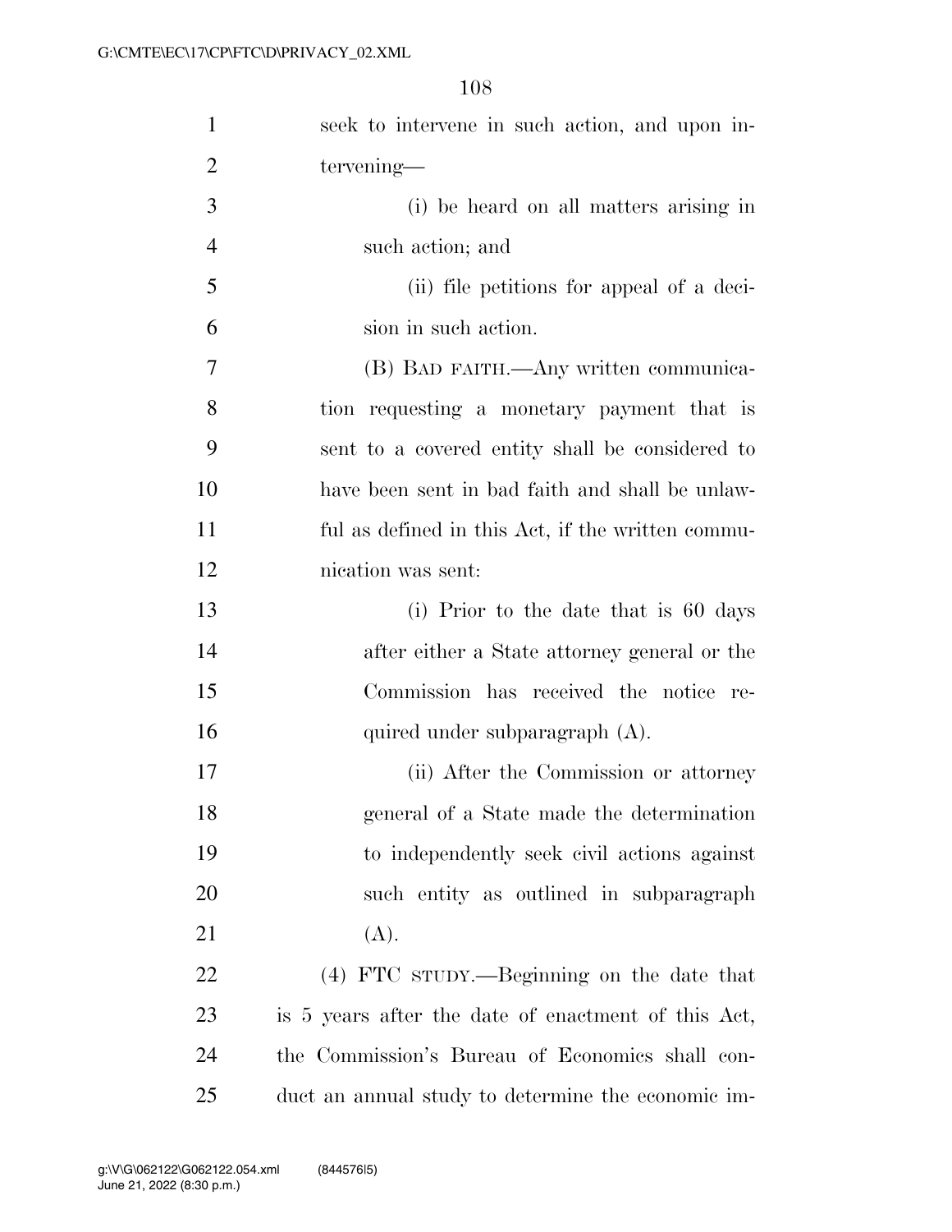seek to intervene in such action, and upon intervening—

(i) be heard on all matters arising in such action; and

(ii) file petitions for appeal of a decision in such action.

(B) BAD FAITH.—Any written communication requesting a monetary payment that is sent to a covered entity shall be considered to have been sent in bad faith and shall be unlawful as defined in this Act, if the written communication was sent:

(i) Prior to the date that is 60 days after either a State attorney general or the Commission has received the notice required under subparagraph (A).

(ii) After the Commission or attorney general of a State made the determination to independently seek civil actions against such entity as outlined in subparagraph (A).

(4) FTC STUDY.—Beginning on the date that is 5 years after the date of enactment of this Act, the Commission's Bureau of Economics shall conduct an annual study to determine the economic im-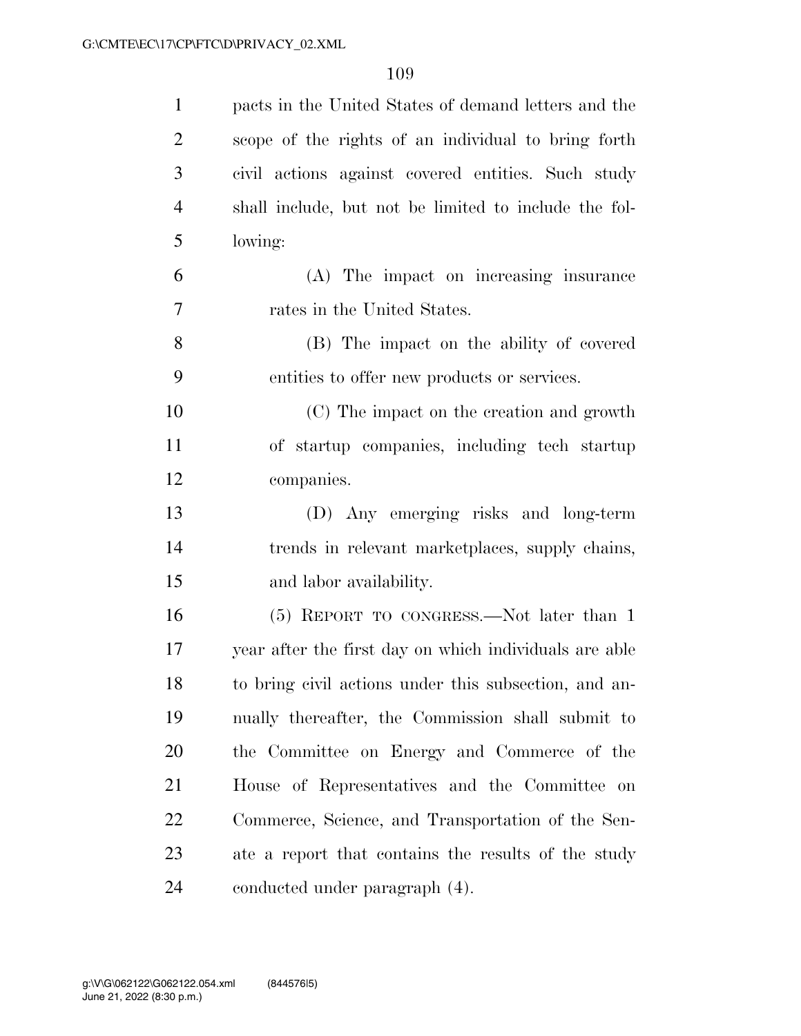pacts in the United States of demand letters and the scope of the rights of an individual to bring forth civil actions against covered entities. Such study shall include, but not be limited to include the following:

(A) The impact on increasing insurance rates in the United States.

(B) The impact on the ability of covered entities to offer new products or services.

(C) The impact on the creation and growth of startup companies, including tech startup companies.

(D) Any emerging risks and long-term trends in relevant marketplaces, supply chains, and labor availability.

(5) REPORT TO CONGRESS.—Not later than 1 year after the first day on which individuals are able to bring civil actions under this subsection, and annually thereafter, the Commission shall submit to the Committee on Energy and Commerce of the House of Representatives and the Committee on Commerce, Science, and Transportation of the Senate a report that contains the results of the study conducted under paragraph (4).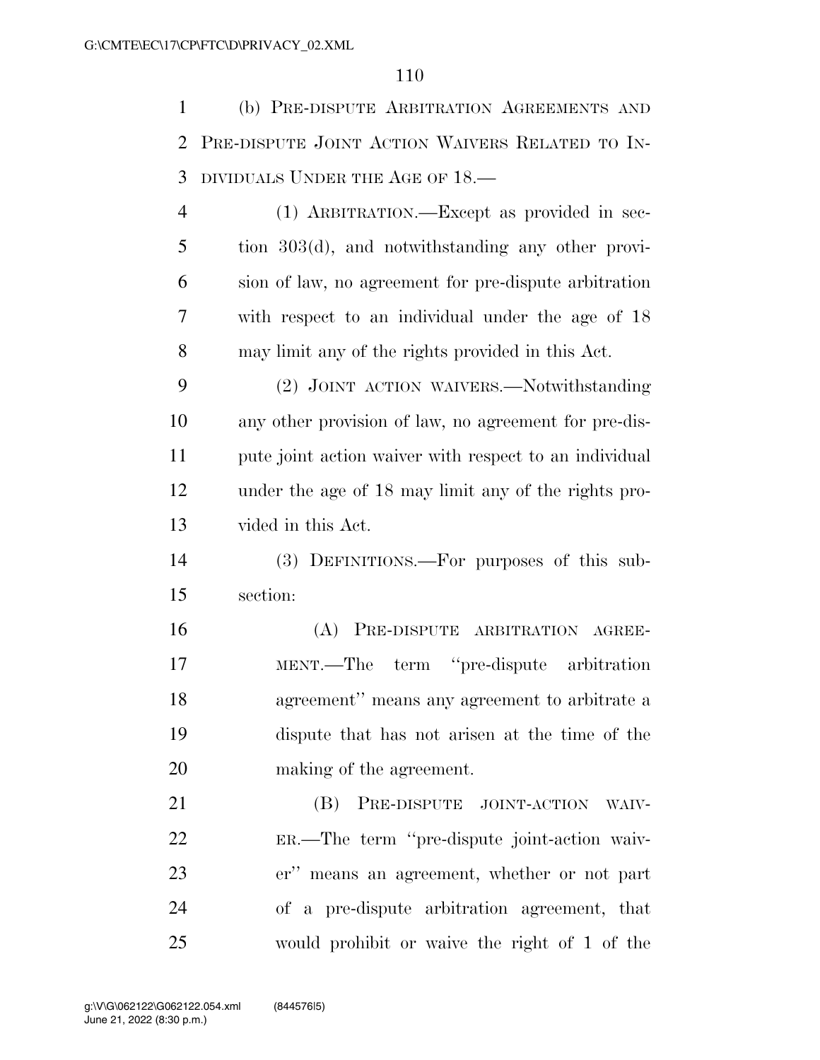(b) PRE-DISPUTE ARBITRATION AGREEMENTS AND PRE-DISPUTE JOINT ACTION WAIVERS RELATED TO INDIVIDUALS UNDER THE AGE OF 18.—

(1) ARBITRATION.—Except as provided in section 303(d), and notwithstanding any other provision of law, no agreement for pre-dispute arbitration with respect to an individual under the age of 18 may limit any of the rights provided in this Act.

(2) JOINT ACTION WAIVERS.—Notwithstanding any other provision of law, no agreement for pre-dispute joint action waiver with respect to an individual under the age of 18 may limit any of the rights provided in this Act.

(3) DEFINITIONS.—For purposes of this subsection:

(A) PRE-DISPUTE ARBITRATION AGREEMENT.—The term ''pre-dispute arbitration agreement'' means any agreement to arbitrate a dispute that has not arisen at the time of the making of the agreement.

(B) PRE-DISPUTE JOINT-ACTION WAIVER.—The term ''pre-dispute joint-action waiver'' means an agreement, whether or not part of a pre-dispute arbitration agreement, that would prohibit or waive the right of 1 of the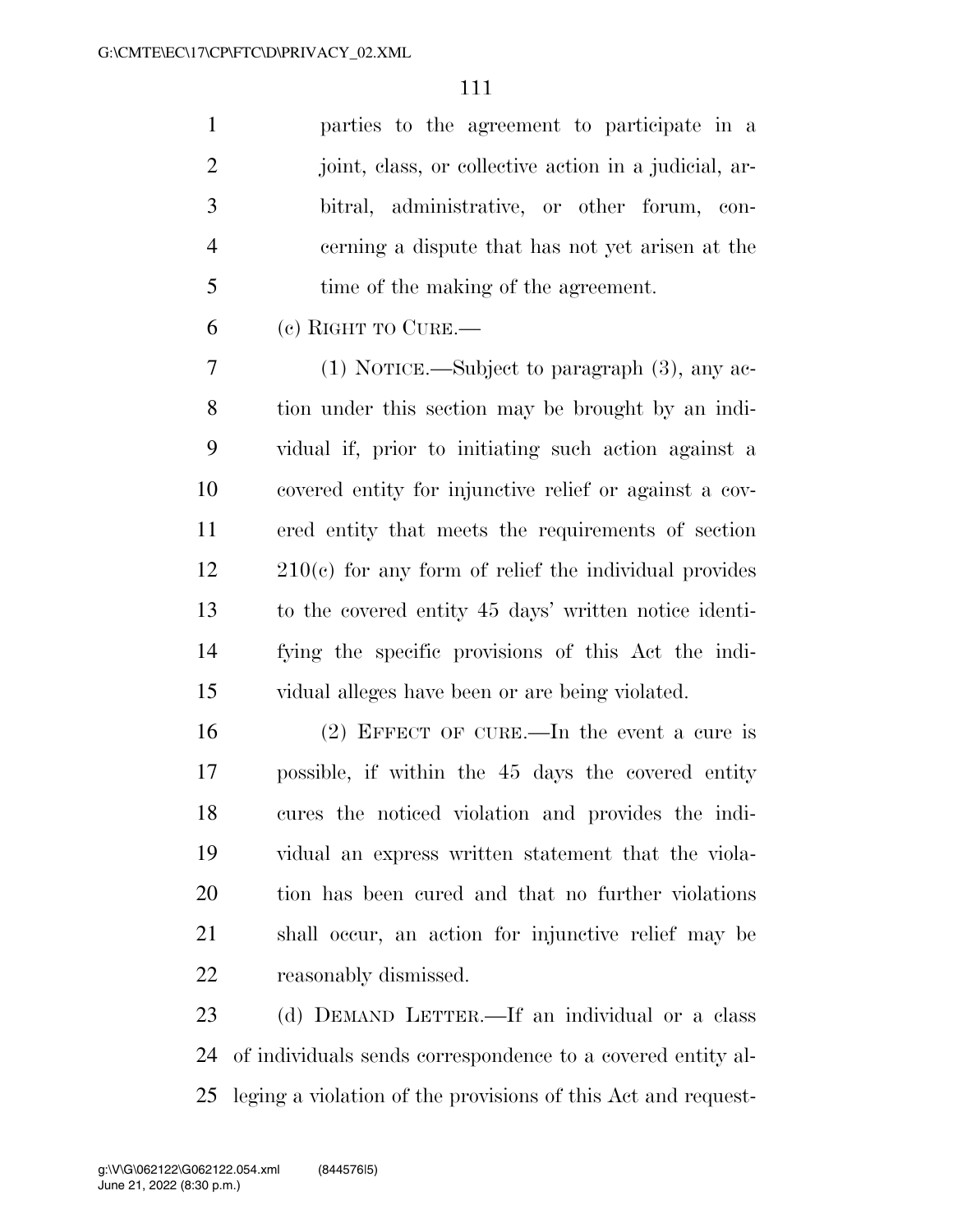parties to the agreement to participate in a joint, class, or collective action in a judicial, arbitral, administrative, or other forum, concerning a dispute that has not yet arisen at the time of the making of the agreement.

(c) RIGHT TO CURE.—

(1) NOTICE.—Subject to paragraph (3), any action under this section may be brought by an individual if, prior to initiating such action against a covered entity for injunctive relief or against a covered entity that meets the requirements of section 210(c) for any form of relief the individual provides to the covered entity 45 days' written notice identifying the specific provisions of this Act the individual alleges have been or are being violated.

(2) EFFECT OF CURE.—In the event a cure is possible, if within the 45 days the covered entity cures the noticed violation and provides the individual an express written statement that the violation has been cured and that no further violations shall occur, an action for injunctive relief may be reasonably dismissed.

(d) DEMAND LETTER.—If an individual or a class of individuals sends correspondence to a covered entity alleging a violation of the provisions of this Act and request-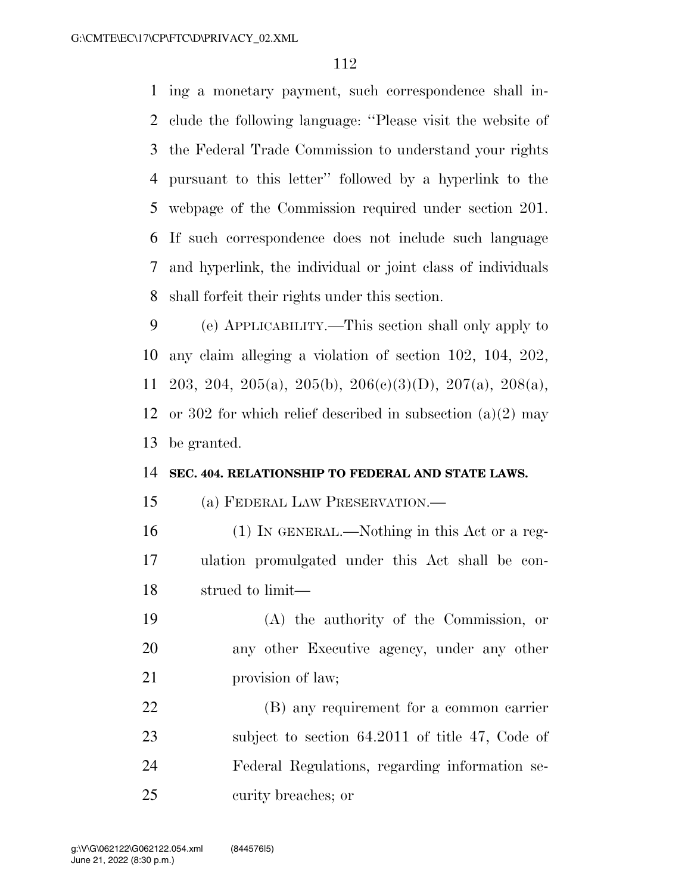ing a monetary payment, such correspondence shall include the following language: ''Please visit the website of the Federal Trade Commission to understand your rights pursuant to this letter'' followed by a hyperlink to the webpage of the Commission required under section 201. If such correspondence does not include such language and hyperlink, the individual or joint class of individuals shall forfeit their rights under this section.

(e) APPLICABILITY.—This section shall only apply to any claim alleging a violation of section 102, 104, 202, 203, 204, 205(a), 205(b), 206(c)(3)(D), 207(a), 208(a), or 302 for which relief described in subsection (a)(2) may be granted.

**SEC. 404. RELATIONSHIP TO FEDERAL AND STATE LAWS.**

(a) FEDERAL LAW PRESERVATION.—

(1) IN GENERAL.—Nothing in this Act or a regulation promulgated under this Act shall be construed to limit—

(A) the authority of the Commission, or any other Executive agency, under any other provision of law;

(B) any requirement for a common carrier subject to section 64.2011 of title 47, Code of Federal Regulations, regarding information security breaches; or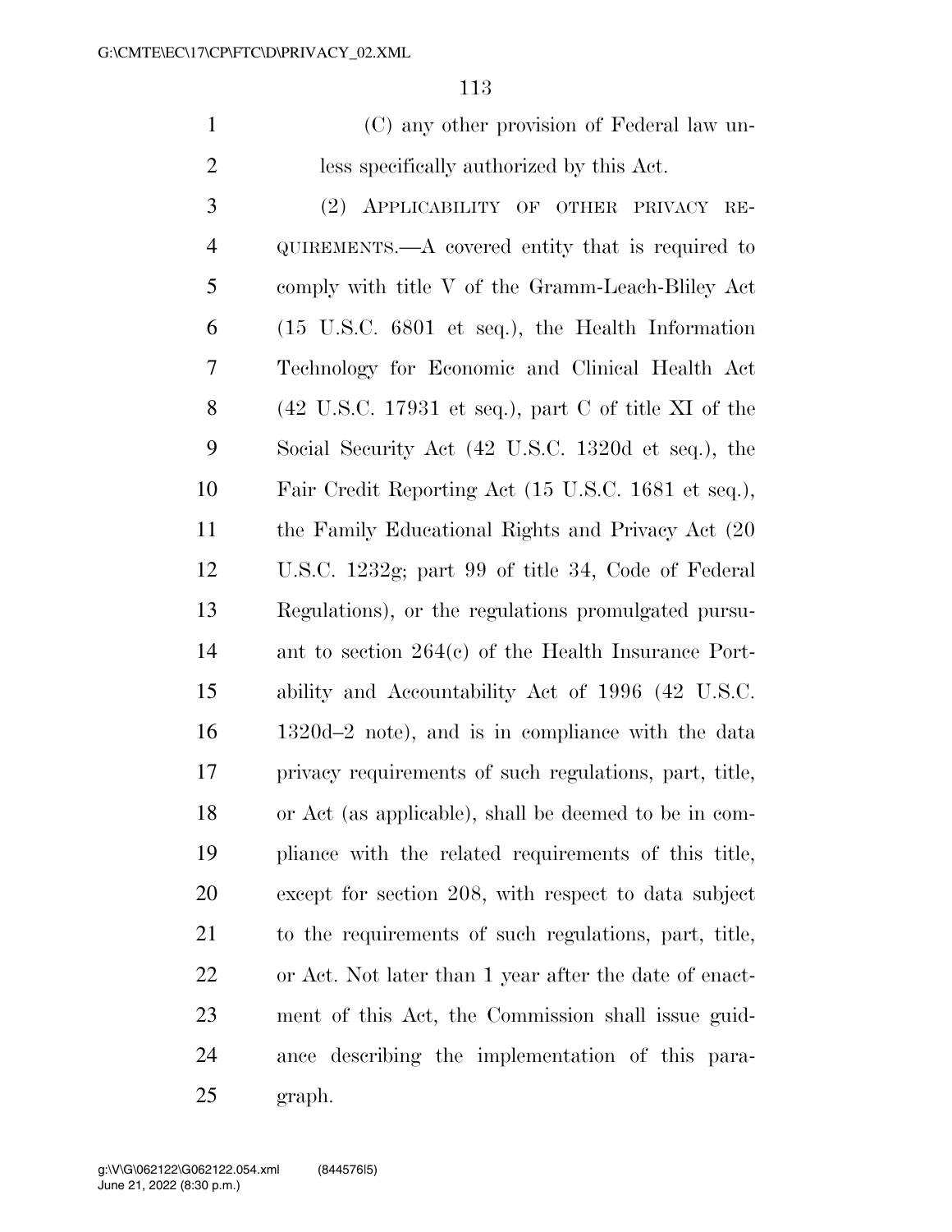(C) any other provision of Federal law unless specifically authorized by this Act.

(2) APPLICABILITY OF OTHER PRIVACY REQUIREMENTS.—A covered entity that is required to comply with title V of the Gramm-Leach-Bliley Act (15 U.S.C. 6801 et seq.), the Health Information Technology for Economic and Clinical Health Act (42 U.S.C. 17931 et seq.), part C of title XI of the Social Security Act (42 U.S.C. 1320d et seq.), the Fair Credit Reporting Act (15 U.S.C. 1681 et seq.), the Family Educational Rights and Privacy Act (20 U.S.C. 1232g; part 99 of title 34, Code of Federal Regulations), or the regulations promulgated pursuant to section 264(c) of the Health Insurance Portability and Accountability Act of 1996 (42 U.S.C. 1320d–2 note), and is in compliance with the data privacy requirements of such regulations, part, title, or Act (as applicable), shall be deemed to be in compliance with the related requirements of this title, except for section 208, with respect to data subject to the requirements of such regulations, part, title, or Act. Not later than 1 year after the date of enactment of this Act, the Commission shall issue guidance describing the implementation of this paragraph.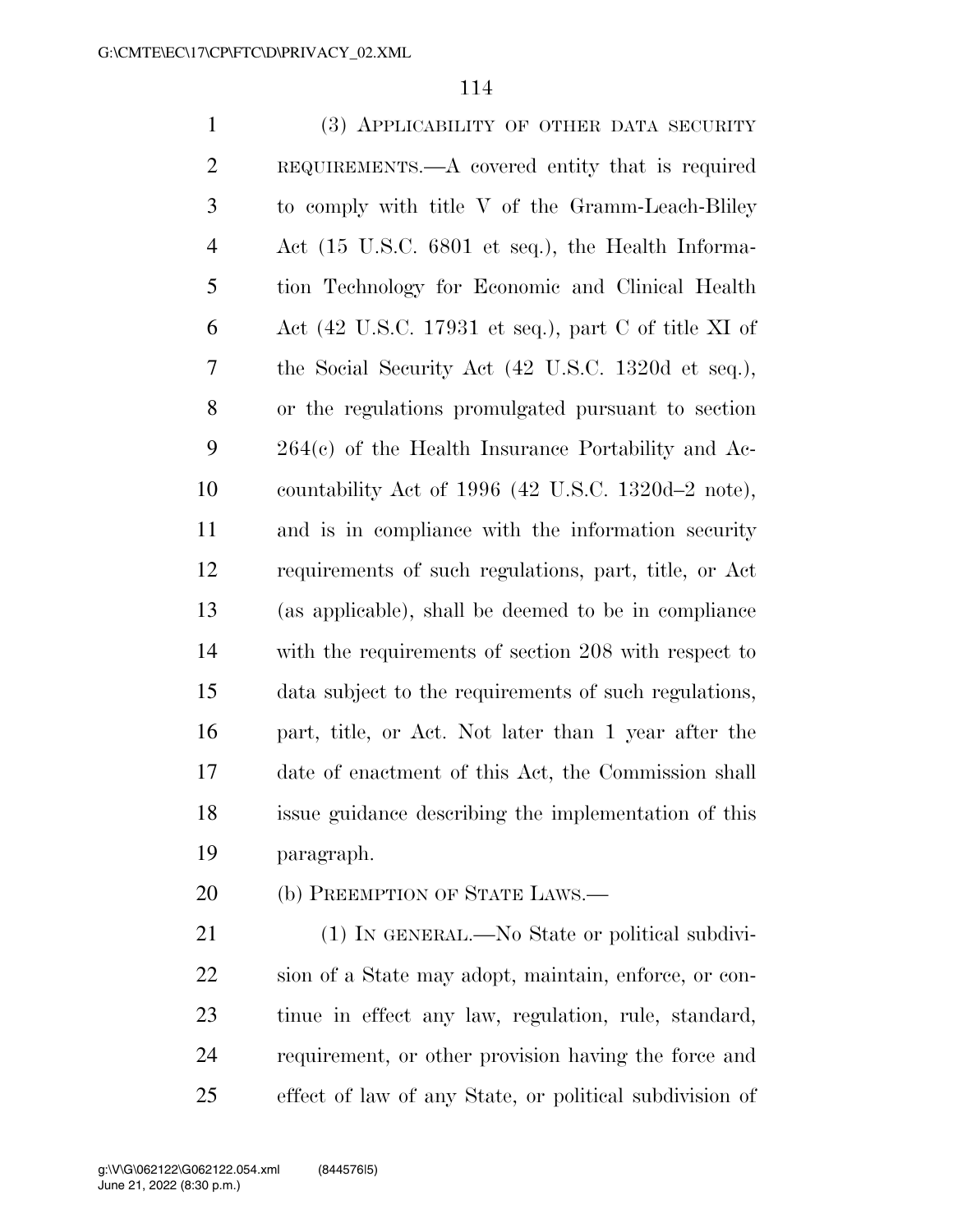(3) APPLICABILITY OF OTHER DATA SECURITY REQUIREMENTS.—A covered entity that is required to comply with title V of the Gramm-Leach-Bliley Act (15 U.S.C. 6801 et seq.), the Health Information Technology for Economic and Clinical Health Act (42 U.S.C. 17931 et seq.), part C of title XI of the Social Security Act (42 U.S.C. 1320d et seq.), or the regulations promulgated pursuant to section 264(c) of the Health Insurance Portability and Accountability Act of 1996 (42 U.S.C. 1320d–2 note), and is in compliance with the information security requirements of such regulations, part, title, or Act (as applicable), shall be deemed to be in compliance with the requirements of section 208 with respect to data subject to the requirements of such regulations, part, title, or Act. Not later than 1 year after the date of enactment of this Act, the Commission shall issue guidance describing the implementation of this paragraph.

(b) PREEMPTION OF STATE LAWS.—

(1) IN GENERAL.—No State or political subdivision of a State may adopt, maintain, enforce, or continue in effect any law, regulation, rule, standard, requirement, or other provision having the force and effect of law of any State, or political subdivision of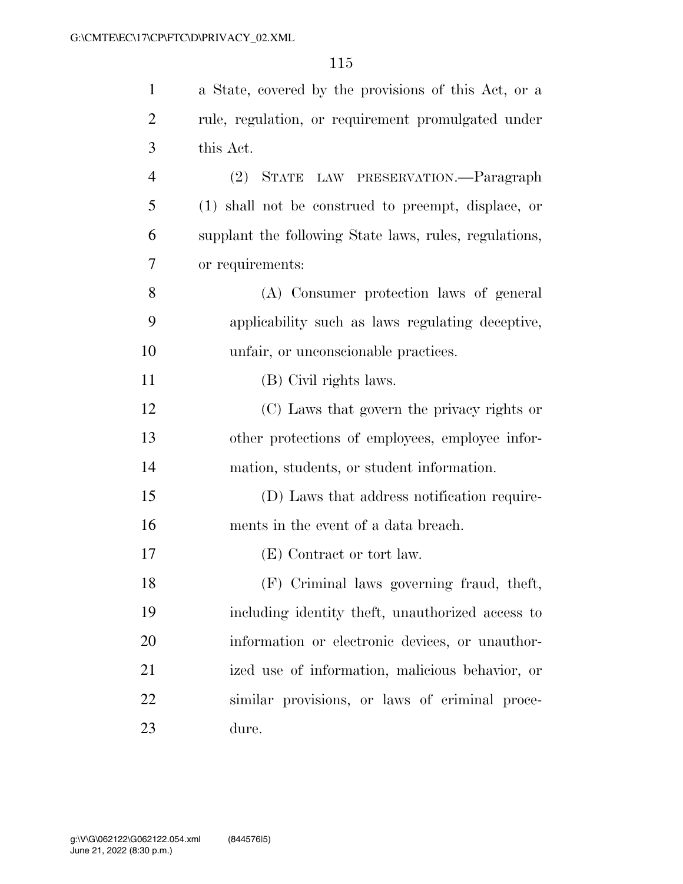a State, covered by the provisions of this Act, or a rule, regulation, or requirement promulgated under this Act.

(2) STATE LAW PRESERVATION.—Paragraph (1) shall not be construed to preempt, displace, or supplant the following State laws, rules, regulations, or requirements:

(A) Consumer protection laws of general applicability such as laws regulating deceptive, unfair, or unconscionable practices.

(B) Civil rights laws.

(C) Laws that govern the privacy rights or other protections of employees, employee information, students, or student information.

(D) Laws that address notification requirements in the event of a data breach.

(E) Contract or tort law.

(F) Criminal laws governing fraud, theft, including identity theft, unauthorized access to information or electronic devices, or unauthorized use of information, malicious behavior, or similar provisions, or laws of criminal procedure.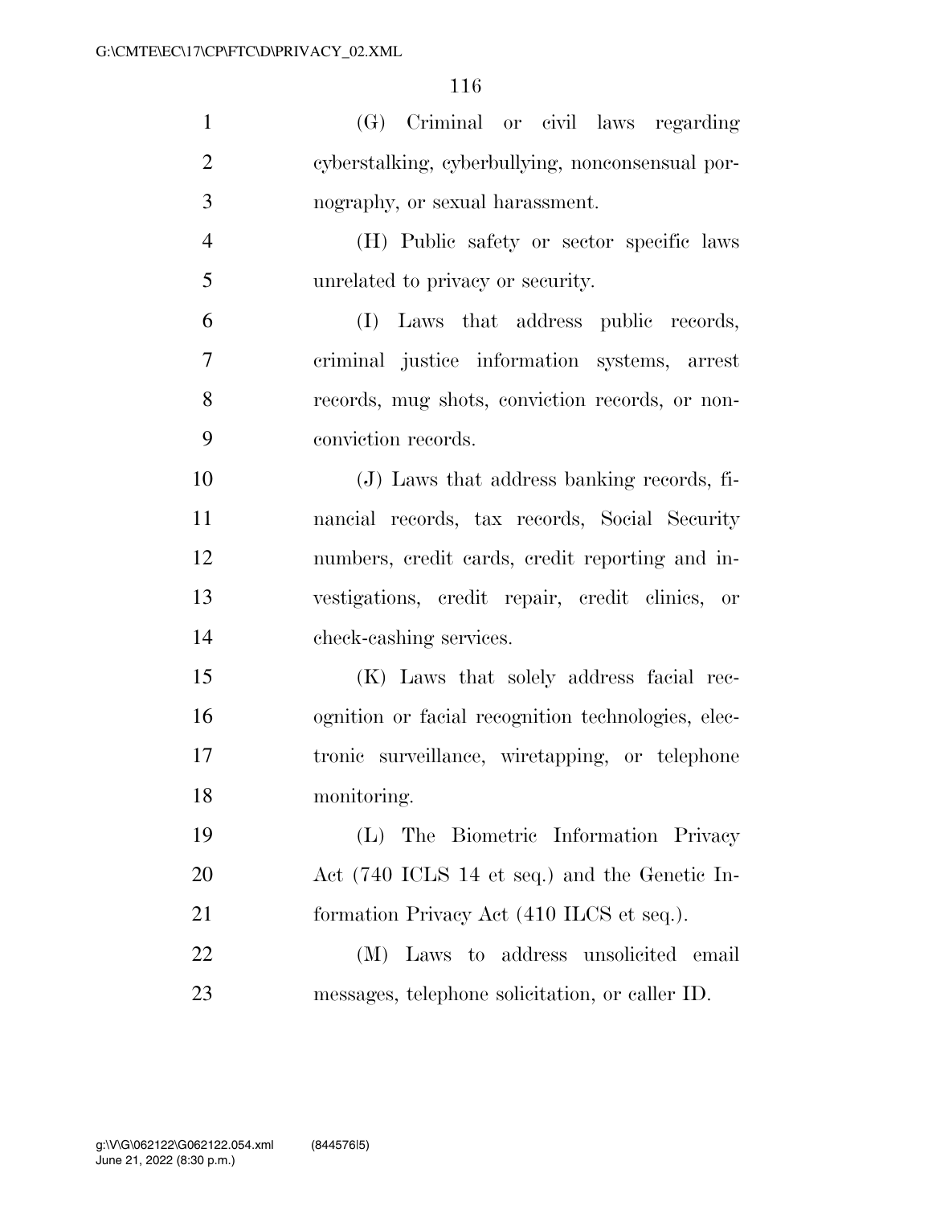(G) Criminal or civil laws regarding cyberstalking, cyberbullying, nonconsensual pornography, or sexual harassment.

(H) Public safety or sector specific laws unrelated to privacy or security.

(I) Laws that address public records, criminal justice information systems, arrest records, mug shots, conviction records, or non-conviction records.

(J) Laws that address banking records, financial records, tax records, Social Security numbers, credit cards, credit reporting and investigations, credit repair, credit clinics, or check-cashing services.

(K) Laws that solely address facial recognition or facial recognition technologies, electronic surveillance, wiretapping, or telephone monitoring.

(L) The Biometric Information Privacy Act (740 ICLS 14 et seq.) and the Genetic Information Privacy Act (410 ILCS et seq.).

(M) Laws to address unsolicited email messages, telephone solicitation, or caller ID.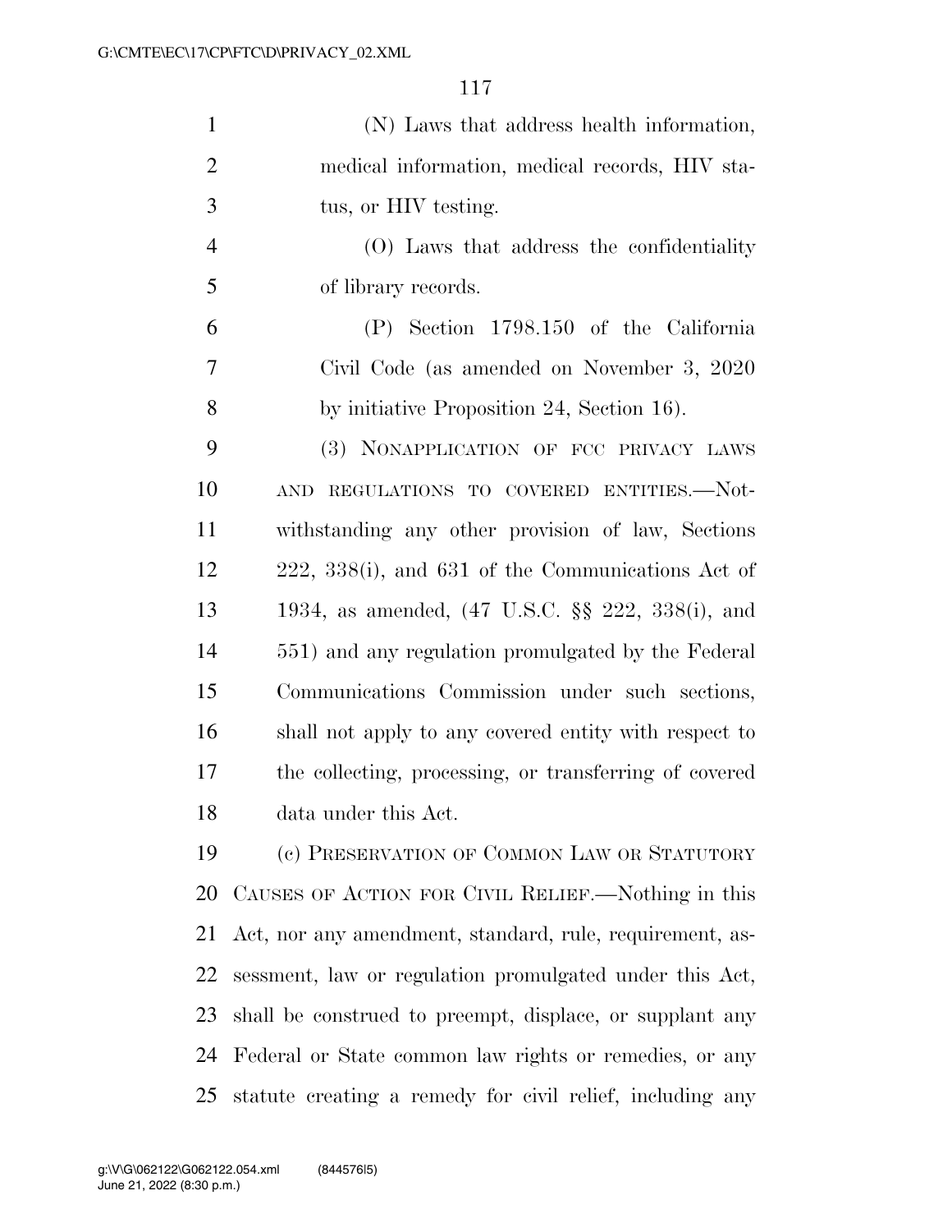(N) Laws that address health information, medical information, medical records, HIV status, or HIV testing.

(O) Laws that address the confidentiality of library records.

(P) Section 1798.150 of the California Civil Code (as amended on November 3, 2020 by initiative Proposition 24, Section 16).

(3) NONAPPLICATION OF FCC PRIVACY LAWS AND REGULATIONS TO COVERED ENTITIES.—Notwithstanding any other provision of law, Sections 222, 338(i), and 631 of the Communications Act of 1934, as amended, (47 U.S.C. §§ 222, 338(i), and 551) and any regulation promulgated by the Federal Communications Commission under such sections, shall not apply to any covered entity with respect to the collecting, processing, or transferring of covered data under this Act.

(c) PRESERVATION OF COMMON LAW OR STATUTORY CAUSES OF ACTION FOR CIVIL RELIEF.—Nothing in this Act, nor any amendment, standard, rule, requirement, assessment, law or regulation promulgated under this Act, shall be construed to preempt, displace, or supplant any Federal or State common law rights or remedies, or any statute creating a remedy for civil relief, including any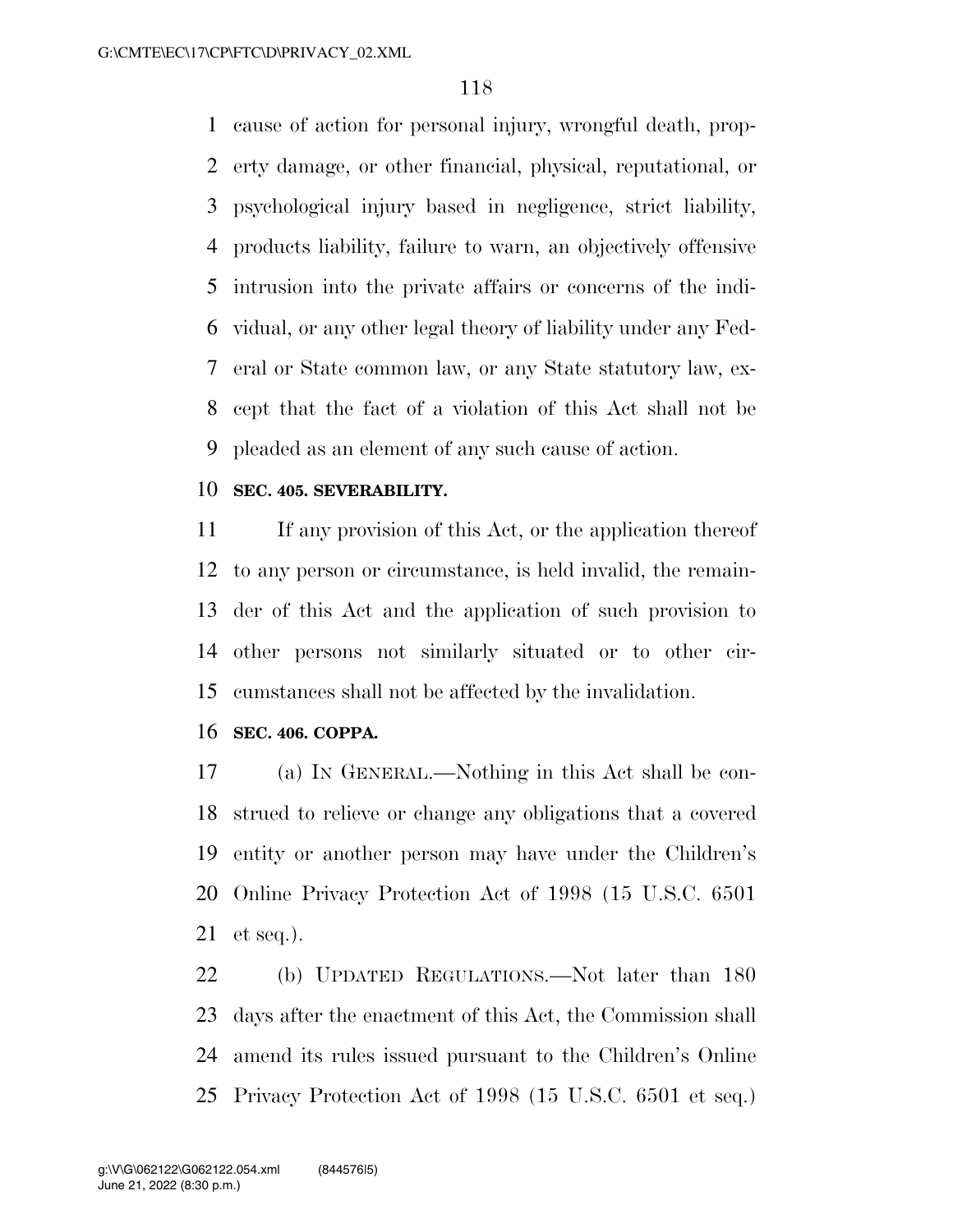cause of action for personal injury, wrongful death, property damage, or other financial, physical, reputational, or psychological injury based in negligence, strict liability, products liability, failure to warn, an objectively offensive intrusion into the private affairs or concerns of the individual, or any other legal theory of liability under any Federal or State common law, or any State statutory law, except that the fact of a violation of this Act shall not be pleaded as an element of any such cause of action.

**SEC. 405. SEVERABILITY.**

If any provision of this Act, or the application thereof to any person or circumstance, is held invalid, the remainder of this Act and the application of such provision to other persons not similarly situated or to other circumstances shall not be affected by the invalidation.

**SEC. 406. COPPA.**

(a) IN GENERAL.—Nothing in this Act shall be construed to relieve or change any obligations that a covered entity or another person may have under the Children's Online Privacy Protection Act of 1998 (15 U.S.C. 6501 et seq.).

(b) UPDATED REGULATIONS.—Not later than 180 days after the enactment of this Act, the Commission shall amend its rules issued pursuant to the Children's Online Privacy Protection Act of 1998 (15 U.S.C. 6501 et seq.)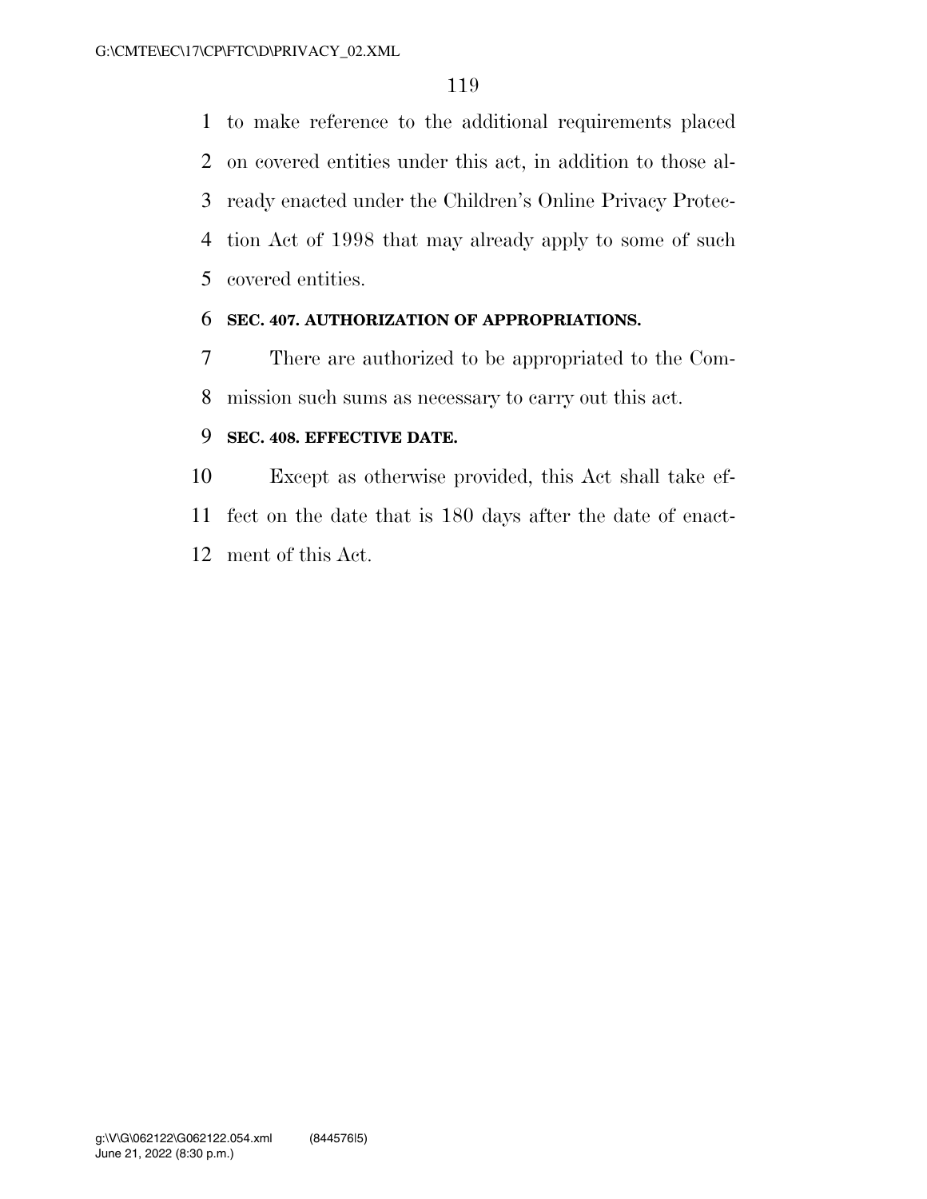to make reference to the additional requirements placed on covered entities under this act, in addition to those already enacted under the Children's Online Privacy Protection Act of 1998 that may already apply to some of such covered entities.

### SEC. 407. AUTHORIZATION OF APPROPRIATIONS.

There are authorized to be appropriated to the Commission such sums as necessary to carry out this act.

### SEC. 408. EFFECTIVE DATE.

Except as otherwise provided, this Act shall take effect on the date that is 180 days after the date of enactment of this Act.